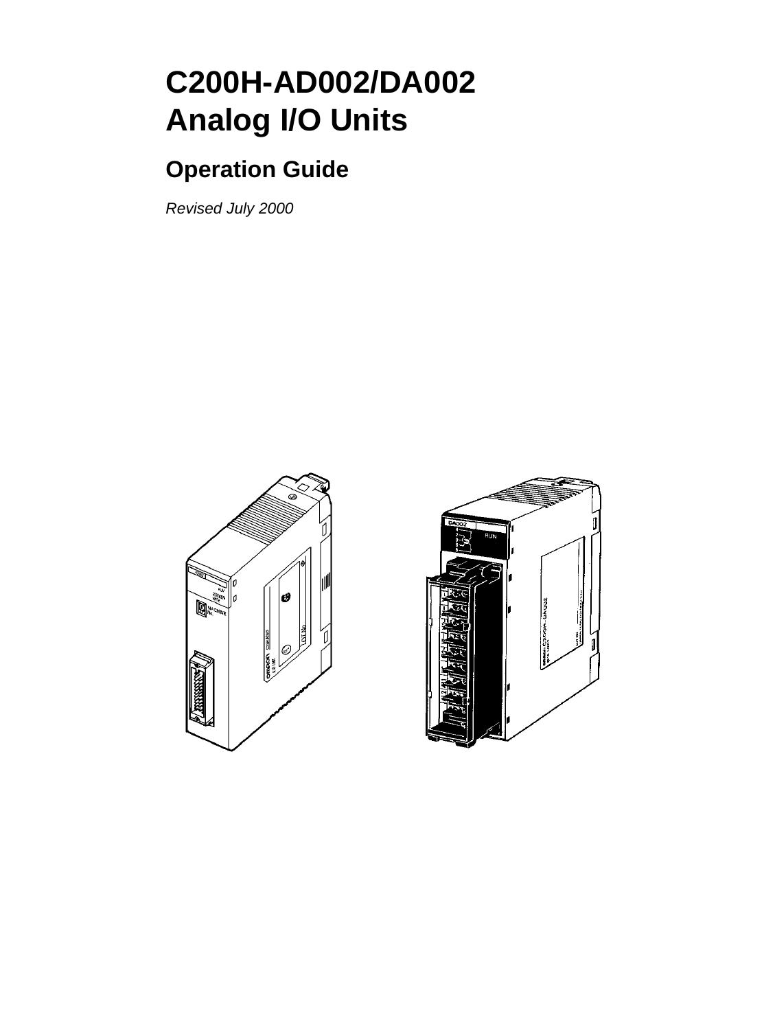# C200H-AD002/DA002
# Analog I/O Units

## Operation Guide

*Revised July 2000*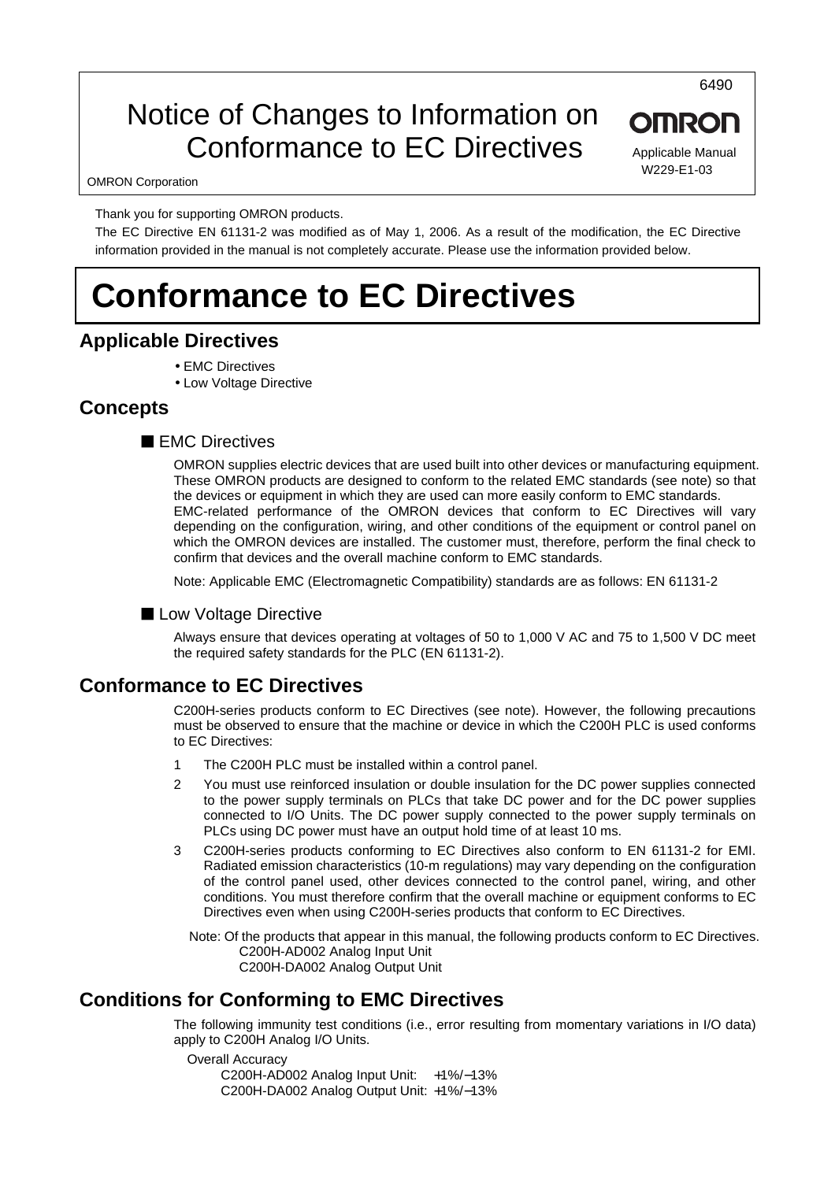6490

# Notice of Changes to Information on Conformance to EC Directives

**OMRON**

Applicable Manual
W229-E1-03

OMRON Corporation

Thank you for supporting OMRON products.

The EC Directive EN 61131-2 was modified as of May 1, 2006. As a result of the modification, the EC Directive information provided in the manual is not completely accurate. Please use the information provided below.

# Conformance to EC Directives

## Applicable Directives

- EMC Directives
- Low Voltage Directive

## Concepts

### ■ EMC Directives

OMRON supplies electric devices that are used built into other devices or manufacturing equipment. These OMRON products are designed to conform to the related EMC standards (see note) so that the devices or equipment in which they are used can more easily conform to EMC standards.
EMC-related performance of the OMRON devices that conform to EC Directives will vary depending on the configuration, wiring, and other conditions of the equipment or control panel on which the OMRON devices are installed. The customer must, therefore, perform the final check to confirm that devices and the overall machine conform to EMC standards.

Note: Applicable EMC (Electromagnetic Compatibility) standards are as follows: EN 61131-2

### ■ Low Voltage Directive

Always ensure that devices operating at voltages of 50 to 1,000 V AC and 75 to 1,500 V DC meet the required safety standards for the PLC (EN 61131-2).

## Conformance to EC Directives

C200H-series products conform to EC Directives (see note). However, the following precautions must be observed to ensure that the machine or device in which the C200H PLC is used conforms to EC Directives:

1. The C200H PLC must be installed within a control panel.
2. You must use reinforced insulation or double insulation for the DC power supplies connected to the power supply terminals on PLCs that take DC power and for the DC power supplies connected to I/O Units. The DC power supply connected to the power supply terminals on PLCs using DC power must have an output hold time of at least 10 ms.
3. C200H-series products conforming to EC Directives also conform to EN 61131-2 for EMI. Radiated emission characteristics (10-m regulations) may vary depending on the configuration of the control panel used, other devices connected to the control panel, wiring, and other conditions. You must therefore confirm that the overall machine or equipment conforms to EC Directives even when using C200H-series products that conform to EC Directives.

Note: Of the products that appear in this manual, the following products conform to EC Directives.
C200H-AD002 Analog Input Unit
C200H-DA002 Analog Output Unit

## Conditions for Conforming to EMC Directives

The following immunity test conditions (i.e., error resulting from momentary variations in I/O data) apply to C200H Analog I/O Units.

Overall Accuracy
C200H-AD002 Analog Input Unit: +1%/−13%
C200H-DA002 Analog Output Unit: +1%/−13%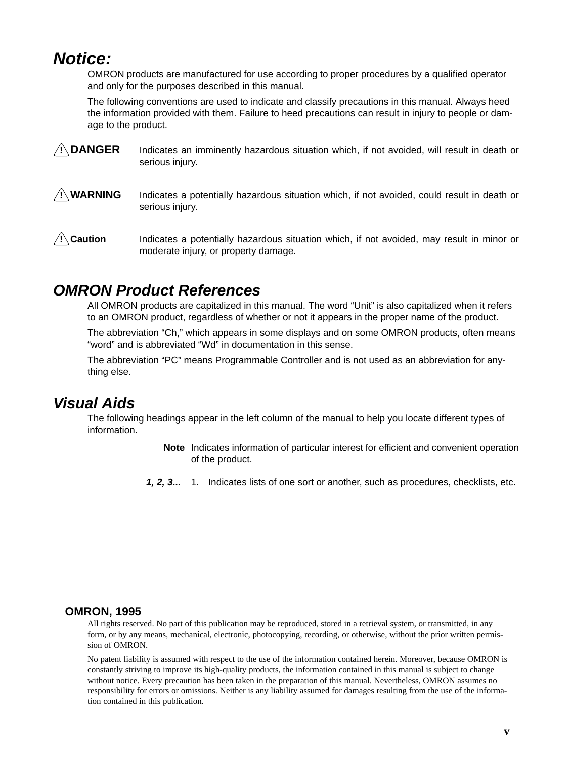## Notice:

OMRON products are manufactured for use according to proper procedures by a qualified operator and only for the purposes described in this manual.

The following conventions are used to indicate and classify precautions in this manual. Always heed the information provided with them. Failure to heed precautions can result in injury to people or damage to the product.

**⚠ DANGER** Indicates an imminently hazardous situation which, if not avoided, will result in death or serious injury.

**⚠ WARNING** Indicates a potentially hazardous situation which, if not avoided, could result in death or serious injury.

**⚠ Caution** Indicates a potentially hazardous situation which, if not avoided, may result in minor or moderate injury, or property damage.

## OMRON Product References

All OMRON products are capitalized in this manual. The word “Unit” is also capitalized when it refers to an OMRON product, regardless of whether or not it appears in the proper name of the product.

The abbreviation “Ch,” which appears in some displays and on some OMRON products, often means “word” and is abbreviated “Wd” in documentation in this sense.

The abbreviation “PC” means Programmable Controller and is not used as an abbreviation for anything else.

## Visual Aids

The following headings appear in the left column of the manual to help you locate different types of information.

**Note** Indicates information of particular interest for efficient and convenient operation of the product.

***1, 2, 3...*** 1. Indicates lists of one sort or another, such as procedures, checklists, etc.

**OMRON, 1995**

All rights reserved. No part of this publication may be reproduced, stored in a retrieval system, or transmitted, in any form, or by any means, mechanical, electronic, photocopying, recording, or otherwise, without the prior written permission of OMRON.

No patent liability is assumed with respect to the use of the information contained herein. Moreover, because OMRON is constantly striving to improve its high-quality products, the information contained in this manual is subject to change without notice. Every precaution has been taken in the preparation of this manual. Nevertheless, OMRON assumes no responsibility for errors or omissions. Neither is any liability assumed for damages resulting from the use of the information contained in this publication.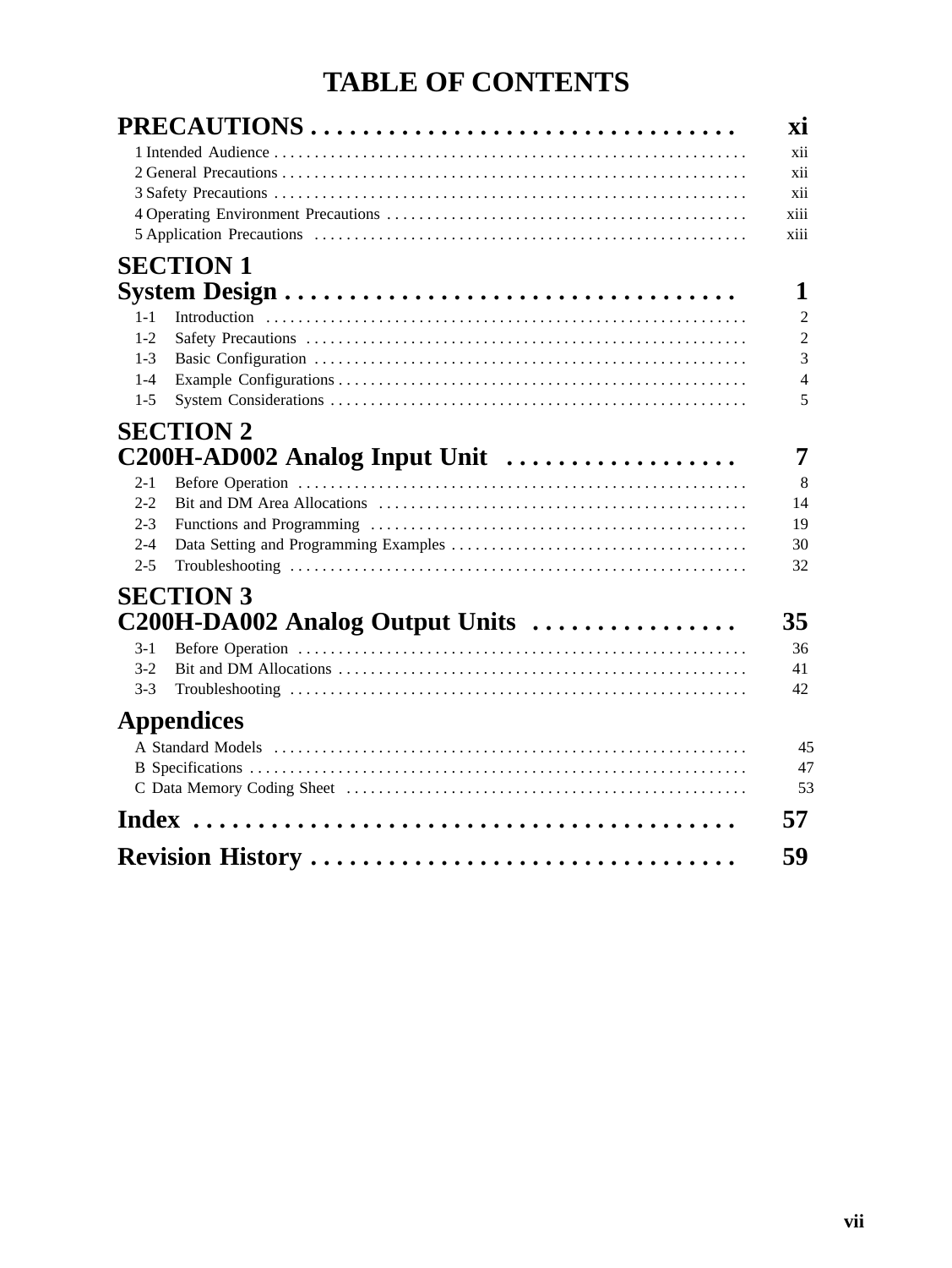# TABLE OF CONTENTS

**PRECAUTIONS** . . . . . . . . . . . . . . . . . . . . . . . . . . . . . . . . **xi**

1 Intended Audience . . . . . . . . . . . . . . . . . . . . . . . . . . . . . . . . xii
2 General Precautions . . . . . . . . . . . . . . . . . . . . . . . . . . . . . . . . xii
3 Safety Precautions . . . . . . . . . . . . . . . . . . . . . . . . . . . . . . . . xii
4 Operating Environment Precautions . . . . . . . . . . . . . . . . . . . . . . . . xiii
5 Application Precautions . . . . . . . . . . . . . . . . . . . . . . . . . . . . . . xiii

**SECTION 1**
**System Design** . . . . . . . . . . . . . . . . . . . . . . . . . . . . . . . . **1**

1-1 Introduction . . . . . . . . . . . . . . . . . . . . . . . . . . . . . . . . 2
1-2 Safety Precautions . . . . . . . . . . . . . . . . . . . . . . . . . . . . . . 2
1-3 Basic Configuration . . . . . . . . . . . . . . . . . . . . . . . . . . . . . 3
1-4 Example Configurations . . . . . . . . . . . . . . . . . . . . . . . . . . . 4
1-5 System Considerations . . . . . . . . . . . . . . . . . . . . . . . . . . . 5

**SECTION 2**
**C200H-AD002 Analog Input Unit** . . . . . . . . . . . . . . . . . . **7**

2-1 Before Operation . . . . . . . . . . . . . . . . . . . . . . . . . . . . . . 8
2-2 Bit and DM Area Allocations . . . . . . . . . . . . . . . . . . . . . . . . 14
2-3 Functions and Programming . . . . . . . . . . . . . . . . . . . . . . . . 19
2-4 Data Setting and Programming Examples . . . . . . . . . . . . . . . . . . 30
2-5 Troubleshooting . . . . . . . . . . . . . . . . . . . . . . . . . . . . . . 32

**SECTION 3**
**C200H-DA002 Analog Output Units** . . . . . . . . . . . . . . . . **35**

3-1 Before Operation . . . . . . . . . . . . . . . . . . . . . . . . . . . . . . 36
3-2 Bit and DM Allocations . . . . . . . . . . . . . . . . . . . . . . . . . . . 41
3-3 Troubleshooting . . . . . . . . . . . . . . . . . . . . . . . . . . . . . . 42

**Appendices**

A Standard Models . . . . . . . . . . . . . . . . . . . . . . . . . . . . . . . 45
B Specifications . . . . . . . . . . . . . . . . . . . . . . . . . . . . . . . . 47
C Data Memory Coding Sheet . . . . . . . . . . . . . . . . . . . . . . . . . 53

**Index** . . . . . . . . . . . . . . . . . . . . . . . . . . . . . . . . . . . . **57**

**Revision History** . . . . . . . . . . . . . . . . . . . . . . . . . . . . . **59**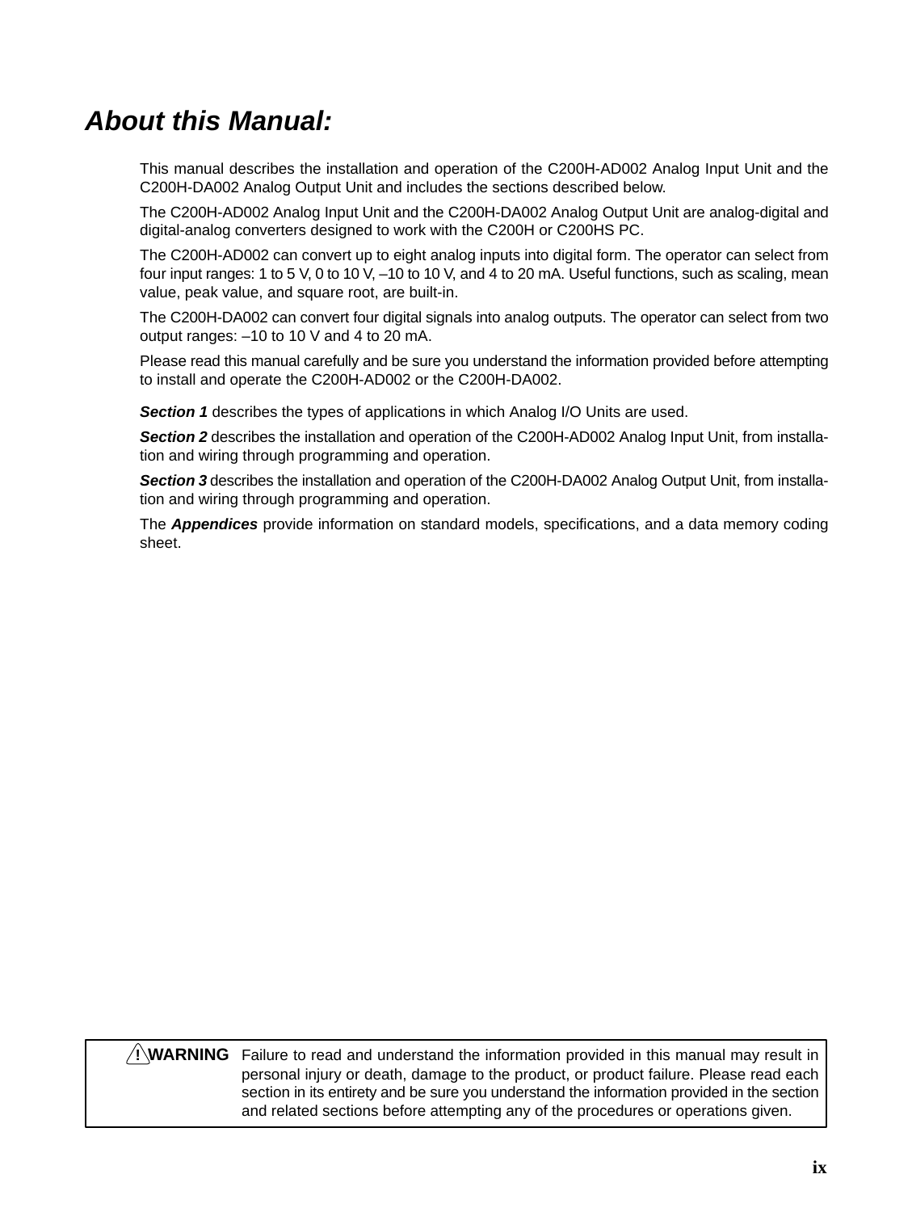# *About this Manual:*

This manual describes the installation and operation of the C200H-AD002 Analog Input Unit and the C200H-DA002 Analog Output Unit and includes the sections described below.

The C200H-AD002 Analog Input Unit and the C200H-DA002 Analog Output Unit are analog-digital and digital-analog converters designed to work with the C200H or C200HS PC.

The C200H-AD002 can convert up to eight analog inputs into digital form. The operator can select from four input ranges: 1 to 5 V, 0 to 10 V, –10 to 10 V, and 4 to 20 mA. Useful functions, such as scaling, mean value, peak value, and square root, are built-in.

The C200H-DA002 can convert four digital signals into analog outputs. The operator can select from two output ranges: –10 to 10 V and 4 to 20 mA.

Please read this manual carefully and be sure you understand the information provided before attempting to install and operate the C200H-AD002 or the C200H-DA002.

***Section 1*** describes the types of applications in which Analog I/O Units are used.

***Section 2*** describes the installation and operation of the C200H-AD002 Analog Input Unit, from installation and wiring through programming and operation.

***Section 3*** describes the installation and operation of the C200H-DA002 Analog Output Unit, from installation and wiring through programming and operation.

The ***Appendices*** provide information on standard models, specifications, and a data memory coding sheet.

> **! WARNING** Failure to read and understand the information provided in this manual may result in personal injury or death, damage to the product, or product failure. Please read each section in its entirety and be sure you understand the information provided in the section and related sections before attempting any of the procedures or operations given.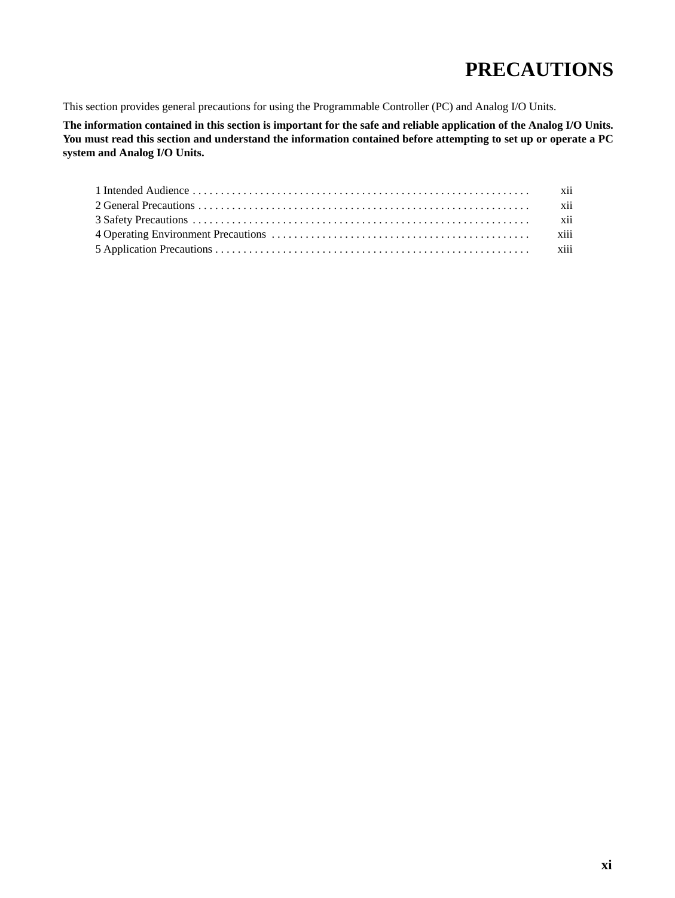# PRECAUTIONS

This section provides general precautions for using the Programmable Controller (PC) and Analog I/O Units.

**The information contained in this section is important for the safe and reliable application of the Analog I/O Units. You must read this section and understand the information contained before attempting to set up or operate a PC system and Analog I/O Units.**

| | |
|---|---|
| 1 Intended Audience | xii |
| 2 General Precautions | xii |
| 3 Safety Precautions | xii |
| 4 Operating Environment Precautions | xiii |
| 5 Application Precautions | xiii |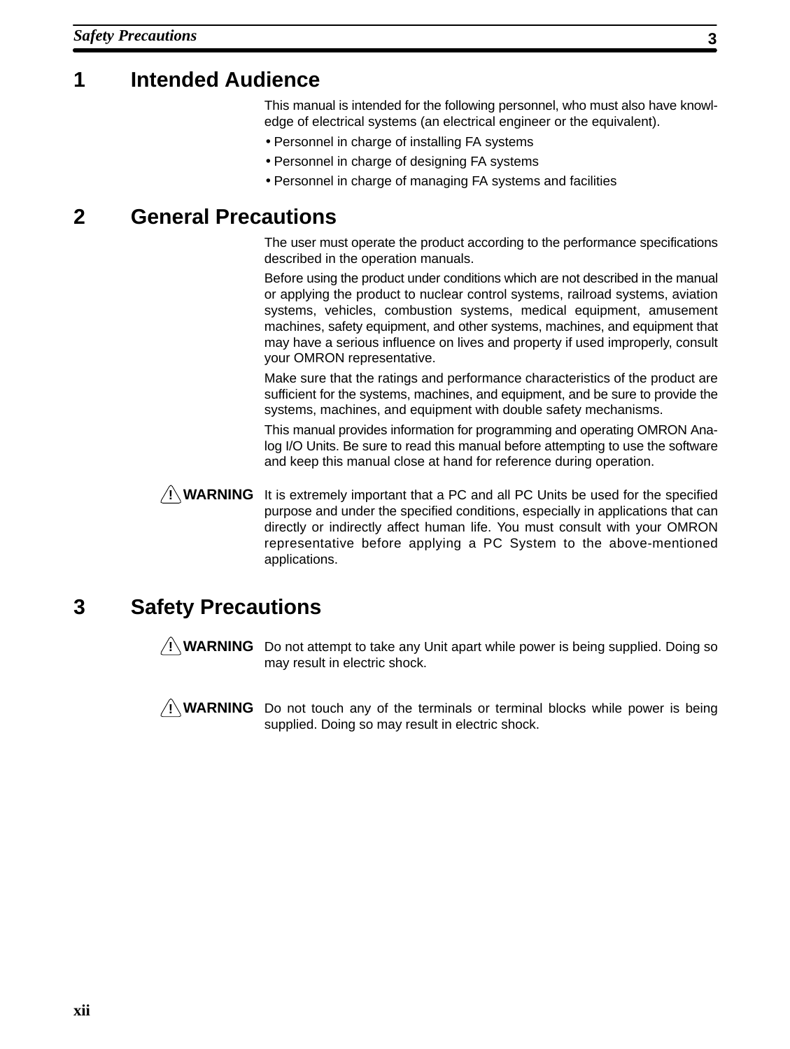## 1 Intended Audience

This manual is intended for the following personnel, who must also have knowledge of electrical systems (an electrical engineer or the equivalent).

- Personnel in charge of installing FA systems
- Personnel in charge of designing FA systems
- Personnel in charge of managing FA systems and facilities

## 2 General Precautions

The user must operate the product according to the performance specifications described in the operation manuals.

Before using the product under conditions which are not described in the manual or applying the product to nuclear control systems, railroad systems, aviation systems, vehicles, combustion systems, medical equipment, amusement machines, safety equipment, and other systems, machines, and equipment that may have a serious influence on lives and property if used improperly, consult your OMRON representative.

Make sure that the ratings and performance characteristics of the product are sufficient for the systems, machines, and equipment, and be sure to provide the systems, machines, and equipment with double safety mechanisms.

This manual provides information for programming and operating OMRON Analog I/O Units. Be sure to read this manual before attempting to use the software and keep this manual close at hand for reference during operation.

**⚠ WARNING** It is extremely important that a PC and all PC Units be used for the specified purpose and under the specified conditions, especially in applications that can directly or indirectly affect human life. You must consult with your OMRON representative before applying a PC System to the above-mentioned applications.

## 3 Safety Precautions

**⚠ WARNING** Do not attempt to take any Unit apart while power is being supplied. Doing so may result in electric shock.

**⚠ WARNING** Do not touch any of the terminals or terminal blocks while power is being supplied. Doing so may result in electric shock.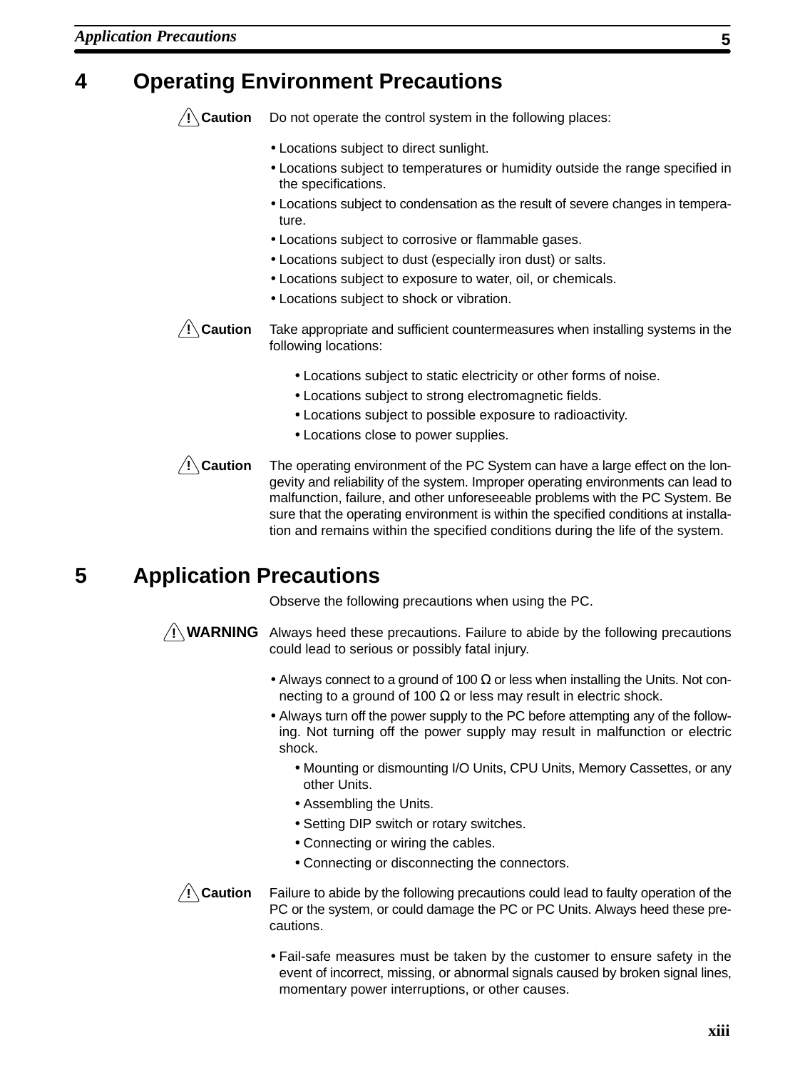## 4 Operating Environment Precautions

**/!\ Caution** Do not operate the control system in the following places:

- Locations subject to direct sunlight.
- Locations subject to temperatures or humidity outside the range specified in the specifications.
- Locations subject to condensation as the result of severe changes in temperature.
- Locations subject to corrosive or flammable gases.
- Locations subject to dust (especially iron dust) or salts.
- Locations subject to exposure to water, oil, or chemicals.
- Locations subject to shock or vibration.

**/!\ Caution** Take appropriate and sufficient countermeasures when installing systems in the following locations:

- Locations subject to static electricity or other forms of noise.
- Locations subject to strong electromagnetic fields.
- Locations subject to possible exposure to radioactivity.
- Locations close to power supplies.

**/!\ Caution** The operating environment of the PC System can have a large effect on the longevity and reliability of the system. Improper operating environments can lead to malfunction, failure, and other unforeseeable problems with the PC System. Be sure that the operating environment is within the specified conditions at installation and remains within the specified conditions during the life of the system.

## 5 Application Precautions

Observe the following precautions when using the PC.

**/!\ WARNING** Always heed these precautions. Failure to abide by the following precautions could lead to serious or possibly fatal injury.

- Always connect to a ground of 100 Ω or less when installing the Units. Not connecting to a ground of 100 Ω or less may result in electric shock.
- Always turn off the power supply to the PC before attempting any of the following. Not turning off the power supply may result in malfunction or electric shock.
  - Mounting or dismounting I/O Units, CPU Units, Memory Cassettes, or any other Units.
  - Assembling the Units.
  - Setting DIP switch or rotary switches.
  - Connecting or wiring the cables.
  - Connecting or disconnecting the connectors.

**/!\ Caution** Failure to abide by the following precautions could lead to faulty operation of the PC or the system, or could damage the PC or PC Units. Always heed these precautions.

- Fail-safe measures must be taken by the customer to ensure safety in the event of incorrect, missing, or abnormal signals caused by broken signal lines, momentary power interruptions, or other causes.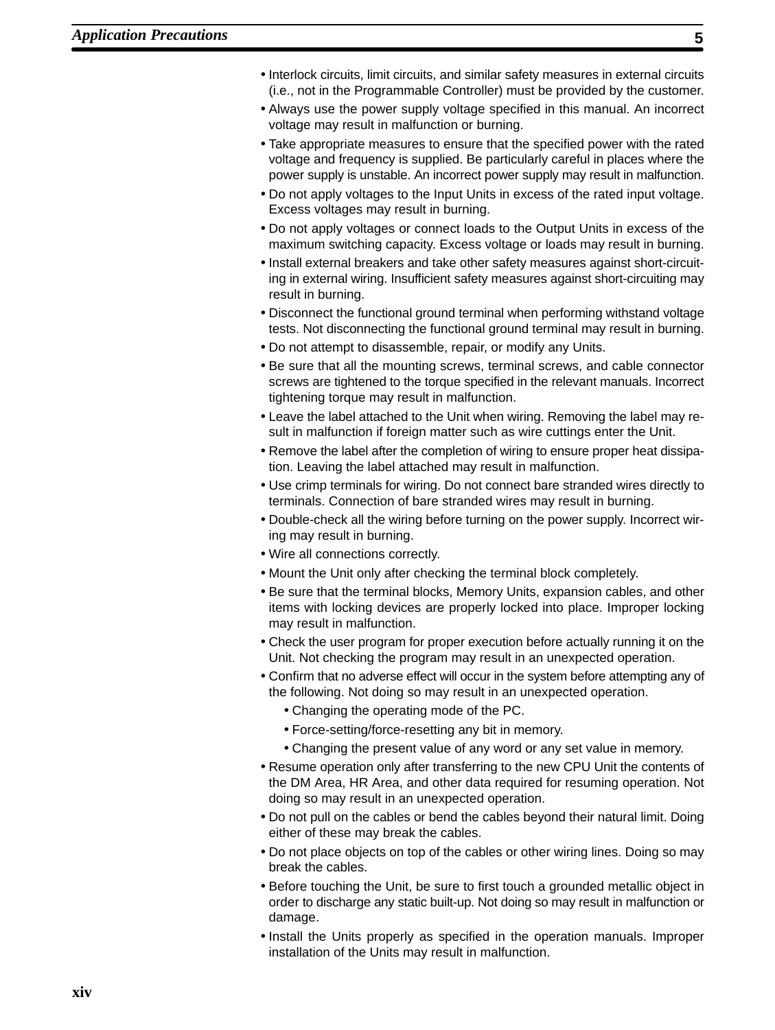- Interlock circuits, limit circuits, and similar safety measures in external circuits (i.e., not in the Programmable Controller) must be provided by the customer.
- Always use the power supply voltage specified in this manual. An incorrect voltage may result in malfunction or burning.
- Take appropriate measures to ensure that the specified power with the rated voltage and frequency is supplied. Be particularly careful in places where the power supply is unstable. An incorrect power supply may result in malfunction.
- Do not apply voltages to the Input Units in excess of the rated input voltage. Excess voltages may result in burning.
- Do not apply voltages or connect loads to the Output Units in excess of the maximum switching capacity. Excess voltage or loads may result in burning.
- Install external breakers and take other safety measures against short-circuiting in external wiring. Insufficient safety measures against short-circuiting may result in burning.
- Disconnect the functional ground terminal when performing withstand voltage tests. Not disconnecting the functional ground terminal may result in burning.
- Do not attempt to disassemble, repair, or modify any Units.
- Be sure that all the mounting screws, terminal screws, and cable connector screws are tightened to the torque specified in the relevant manuals. Incorrect tightening torque may result in malfunction.
- Leave the label attached to the Unit when wiring. Removing the label may result in malfunction if foreign matter such as wire cuttings enter the Unit.
- Remove the label after the completion of wiring to ensure proper heat dissipation. Leaving the label attached may result in malfunction.
- Use crimp terminals for wiring. Do not connect bare stranded wires directly to terminals. Connection of bare stranded wires may result in burning.
- Double-check all the wiring before turning on the power supply. Incorrect wiring may result in burning.
- Wire all connections correctly.
- Mount the Unit only after checking the terminal block completely.
- Be sure that the terminal blocks, Memory Units, expansion cables, and other items with locking devices are properly locked into place. Improper locking may result in malfunction.
- Check the user program for proper execution before actually running it on the Unit. Not checking the program may result in an unexpected operation.
- Confirm that no adverse effect will occur in the system before attempting any of the following. Not doing so may result in an unexpected operation.
  - Changing the operating mode of the PC.
  - Force-setting/force-resetting any bit in memory.
  - Changing the present value of any word or any set value in memory.
- Resume operation only after transferring to the new CPU Unit the contents of the DM Area, HR Area, and other data required for resuming operation. Not doing so may result in an unexpected operation.
- Do not pull on the cables or bend the cables beyond their natural limit. Doing either of these may break the cables.
- Do not place objects on top of the cables or other wiring lines. Doing so may break the cables.
- Before touching the Unit, be sure to first touch a grounded metallic object in order to discharge any static built-up. Not doing so may result in malfunction or damage.
- Install the Units properly as specified in the operation manuals. Improper installation of the Units may result in malfunction.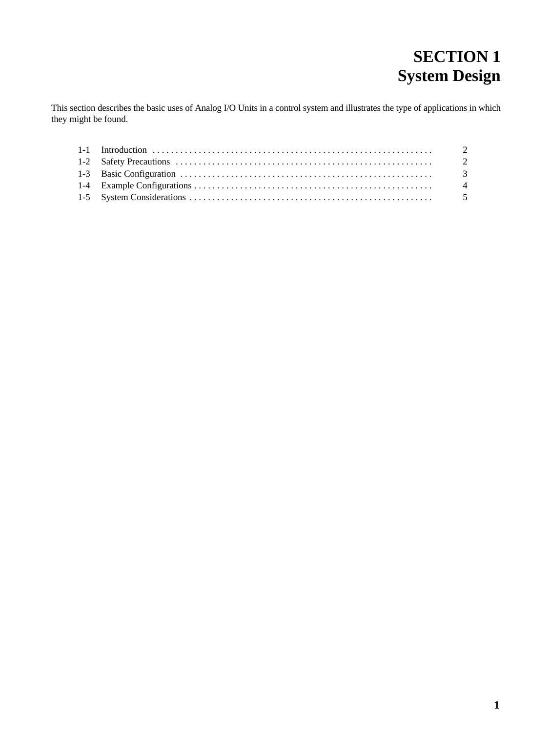# SECTION 1
# System Design

This section describes the basic uses of Analog I/O Units in a control system and illustrates the type of applications in which they might be found.

| | | |
|---|---|---|
| 1-1 | Introduction | 2 |
| 1-2 | Safety Precautions | 2 |
| 1-3 | Basic Configuration | 3 |
| 1-4 | Example Configurations | 4 |
| 1-5 | System Considerations | 5 |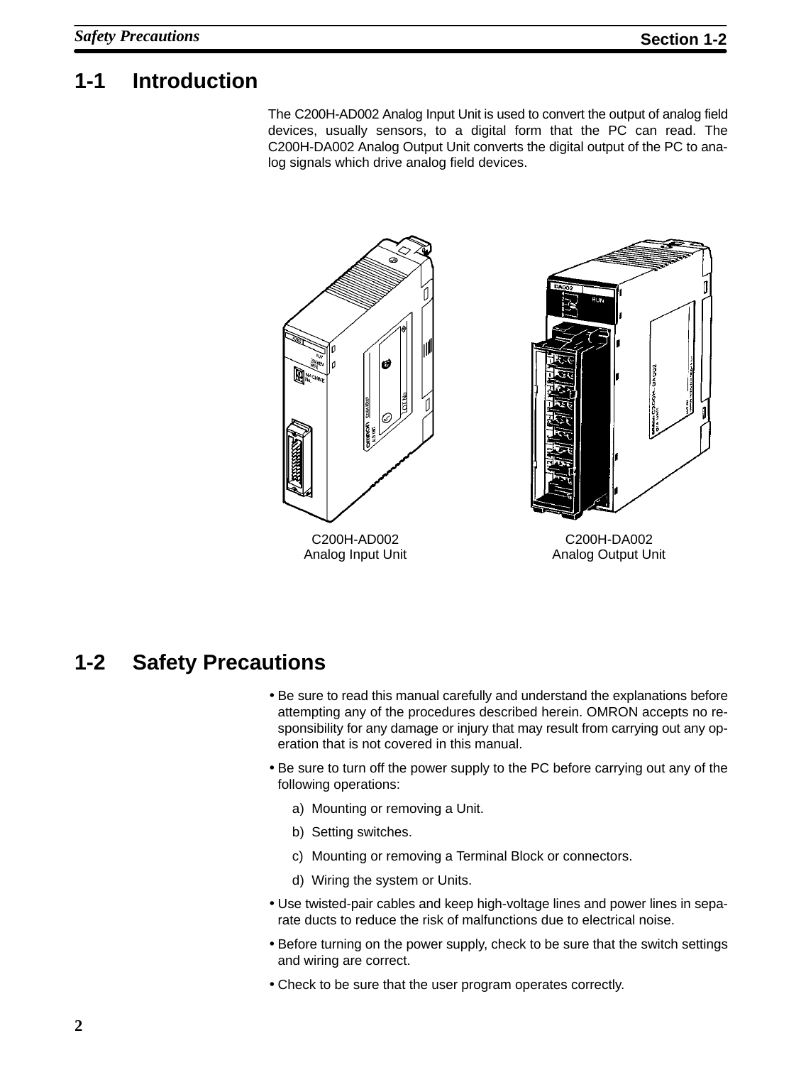## 1-1 Introduction

The C200H-AD002 Analog Input Unit is used to convert the output of analog field devices, usually sensors, to a digital form that the PC can read. The C200H-DA002 Analog Output Unit converts the digital output of the PC to analog signals which drive analog field devices.

C200H-AD002
Analog Input Unit

C200H-DA002
Analog Output Unit

## 1-2 Safety Precautions

- Be sure to read this manual carefully and understand the explanations before attempting any of the procedures described herein. OMRON accepts no responsibility for any damage or injury that may result from carrying out any operation that is not covered in this manual.
- Be sure to turn off the power supply to the PC before carrying out any of the following operations:
  a) Mounting or removing a Unit.
  b) Setting switches.
  c) Mounting or removing a Terminal Block or connectors.
  d) Wiring the system or Units.
- Use twisted-pair cables and keep high-voltage lines and power lines in separate ducts to reduce the risk of malfunctions due to electrical noise.
- Before turning on the power supply, check to be sure that the switch settings and wiring are correct.
- Check to be sure that the user program operates correctly.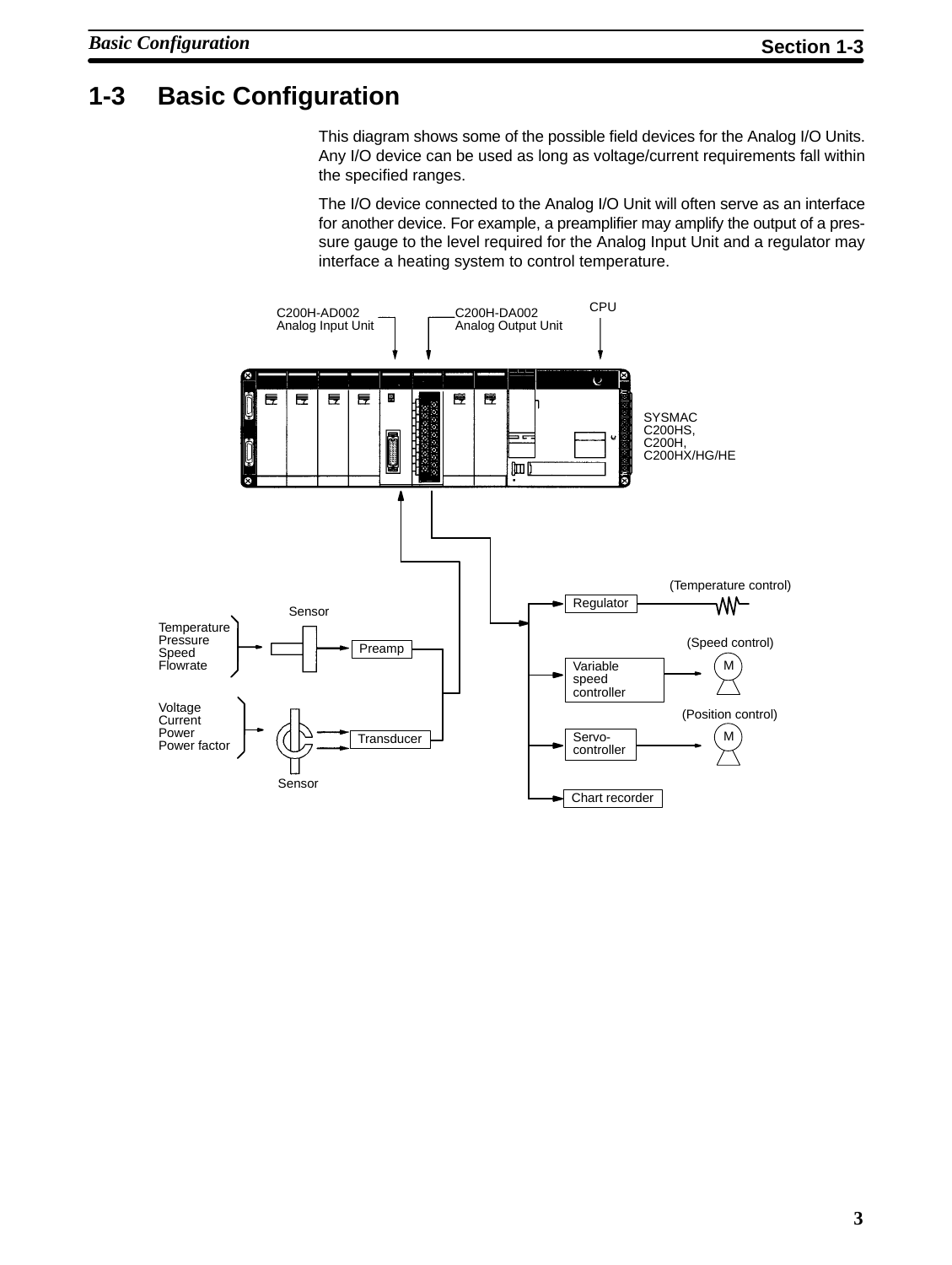# 1-3 Basic Configuration

This diagram shows some of the possible field devices for the Analog I/O Units. Any I/O device can be used as long as voltage/current requirements fall within the specified ranges.

The I/O device connected to the Analog I/O Unit will often serve as an interface for another device. For example, a preamplifier may amplify the output of a pressure gauge to the level required for the Analog Input Unit and a regulator may interface a heating system to control temperature.

C200H-AD002 Analog Input Unit

C200H-DA002 Analog Output Unit

CPU

SYSMAC C200HS, C200H, C200HX/HG/HE

Temperature
Pressure
Speed
Flowrate

Sensor

Preamp

Voltage
Current
Power
Power factor

Sensor

Transducer

Regulator (Temperature control)

Variable speed controller (Speed control)

Servo-controller (Position control)

Chart recorder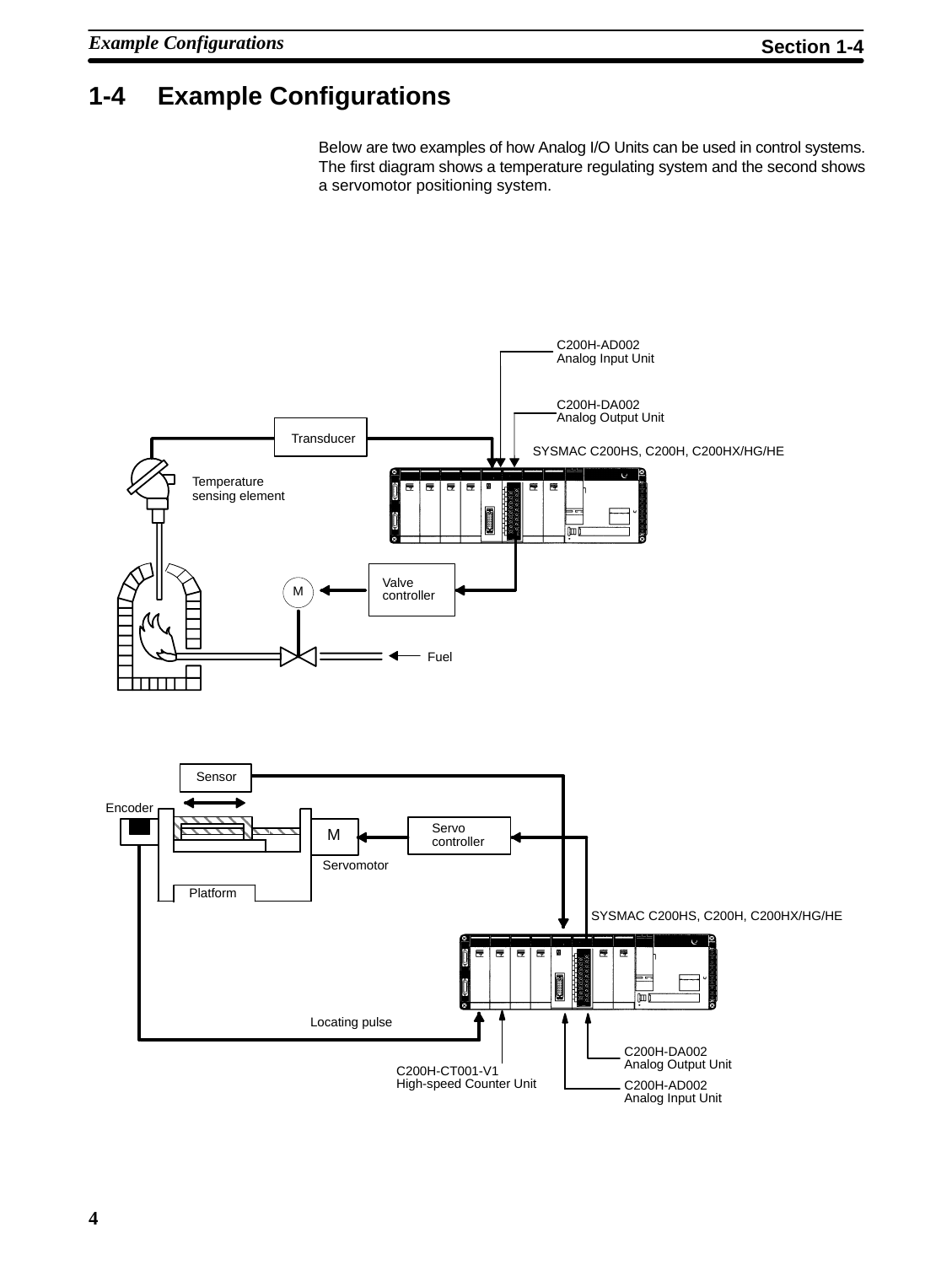# 1-4 Example Configurations

Below are two examples of how Analog I/O Units can be used in control systems. The first diagram shows a temperature regulating system and the second shows a servomotor positioning system.

C200H-AD002 Analog Input Unit

C200H-DA002 Analog Output Unit

Transducer

SYSMAC C200HS, C200H, C200HX/HG/HE

Temperature sensing element

Valve controller

Fuel

Sensor

Encoder

Servo controller

Servomotor

Platform

SYSMAC C200HS, C200H, C200HX/HG/HE

Locating pulse

C200H-DA002 Analog Output Unit

C200H-CT001-V1 High-speed Counter Unit

C200H-AD002 Analog Input Unit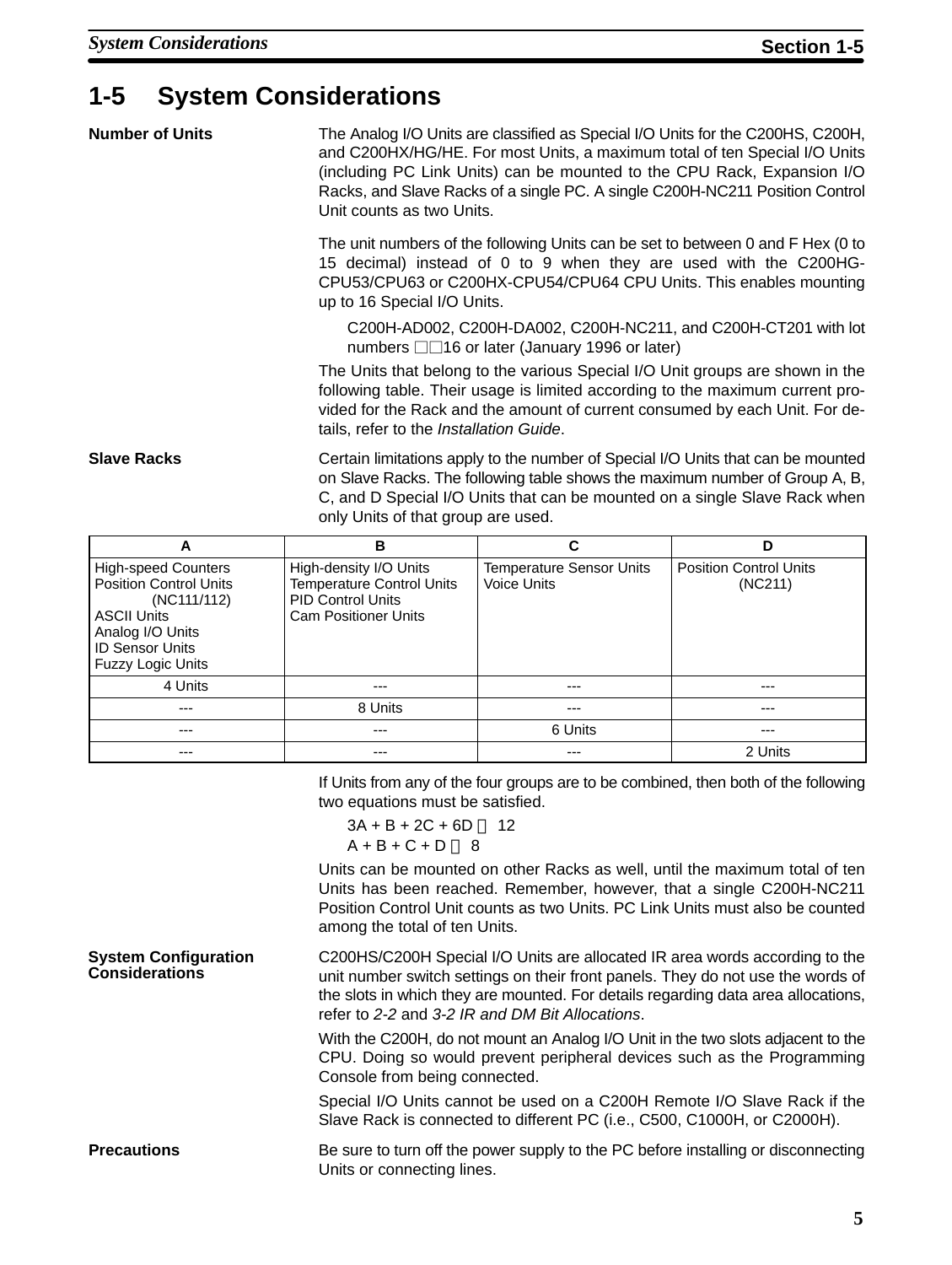## 1-5 System Considerations

**Number of Units**

The Analog I/O Units are classified as Special I/O Units for the C200HS, C200H, and C200HX/HG/HE. For most Units, a maximum total of ten Special I/O Units (including PC Link Units) can be mounted to the CPU Rack, Expansion I/O Racks, and Slave Racks of a single PC. A single C200H-NC211 Position Control Unit counts as two Units.

The unit numbers of the following Units can be set to between 0 and F Hex (0 to 15 decimal) instead of 0 to 9 when they are used with the C200HG-CPU53/CPU63 or C200HX-CPU54/CPU64 CPU Units. This enables mounting up to 16 Special I/O Units.

C200H-AD002, C200H-DA002, C200H-NC211, and C200H-CT201 with lot numbers □□16 or later (January 1996 or later)

The Units that belong to the various Special I/O Unit groups are shown in the following table. Their usage is limited according to the maximum current provided for the Rack and the amount of current consumed by each Unit. For details, refer to the *Installation Guide*.

**Slave Racks**

Certain limitations apply to the number of Special I/O Units that can be mounted on Slave Racks. The following table shows the maximum number of Group A, B, C, and D Special I/O Units that can be mounted on a single Slave Rack when only Units of that group are used.

| A | B | C | D |
|---|---|---|---|
| High-speed Counters<br>Position Control Units (NC111/112)<br>ASCII Units<br>Analog I/O Units<br>ID Sensor Units<br>Fuzzy Logic Units | High-density I/O Units<br>Temperature Control Units<br>PID Control Units<br>Cam Positioner Units | Temperature Sensor Units<br>Voice Units | Position Control Units (NC211) |
| 4 Units | --- | --- | --- |
| --- | 8 Units | --- | --- |
| --- | --- | 6 Units | --- |
| --- | --- | --- | 2 Units |

If Units from any of the four groups are to be combined, then both of the following two equations must be satisfied.

$3A + B + 2C + 6D \leq 12$

$A + B + C + D \leq 8$

Units can be mounted on other Racks as well, until the maximum total of ten Units has been reached. Remember, however, that a single C200H-NC211 Position Control Unit counts as two Units. PC Link Units must also be counted among the total of ten Units.

**System Configuration Considerations**

C200HS/C200H Special I/O Units are allocated IR area words according to the unit number switch settings on their front panels. They do not use the words of the slots in which they are mounted. For details regarding data area allocations, refer to *2-2* and *3-2 IR and DM Bit Allocations*.

With the C200H, do not mount an Analog I/O Unit in the two slots adjacent to the CPU. Doing so would prevent peripheral devices such as the Programming Console from being connected.

Special I/O Units cannot be used on a C200H Remote I/O Slave Rack if the Slave Rack is connected to different PC (i.e., C500, C1000H, or C2000H).

**Precautions**

Be sure to turn off the power supply to the PC before installing or disconnecting Units or connecting lines.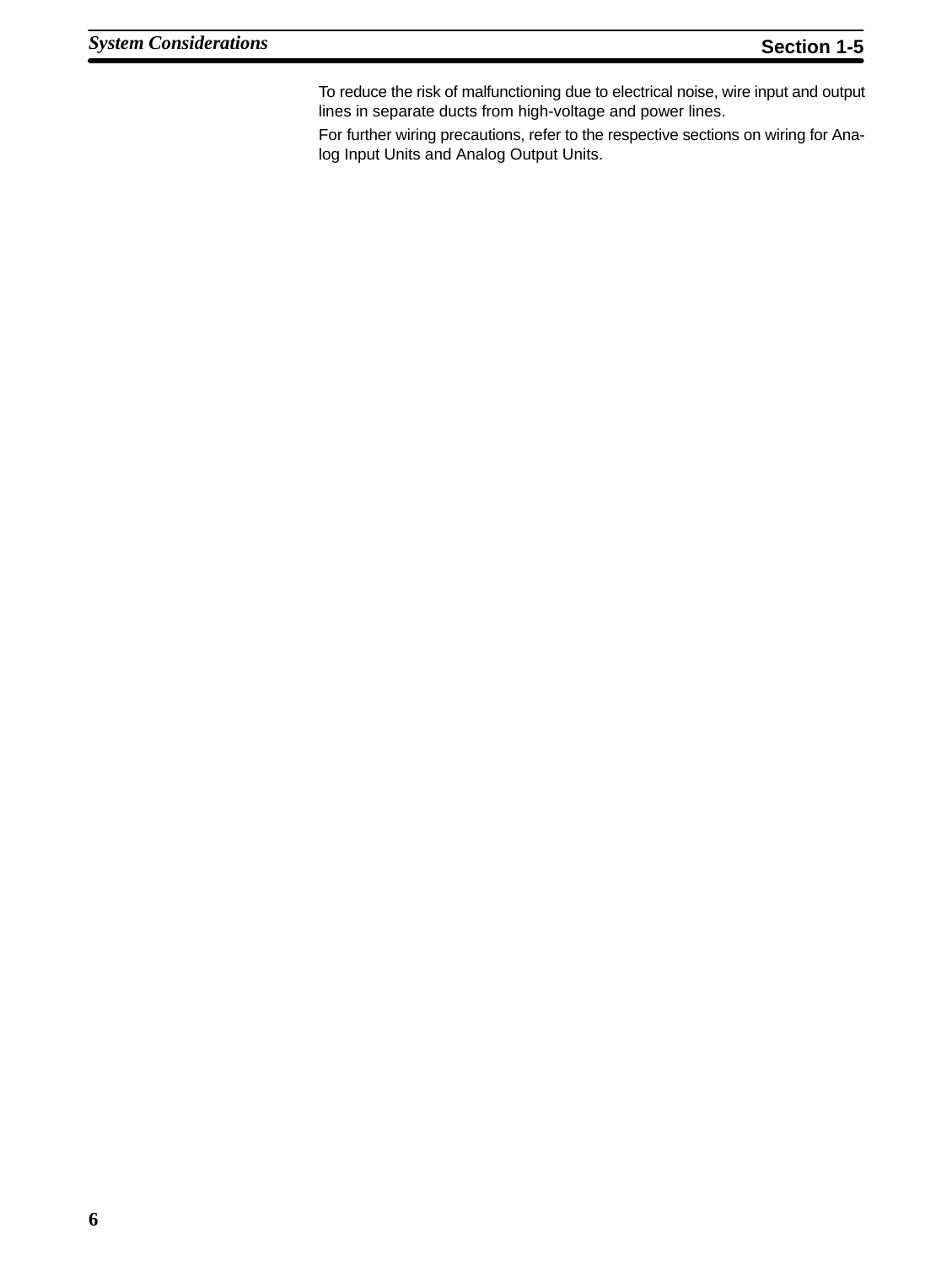To reduce the risk of malfunctioning due to electrical noise, wire input and output lines in separate ducts from high-voltage and power lines.

For further wiring precautions, refer to the respective sections on wiring for Analog Input Units and Analog Output Units.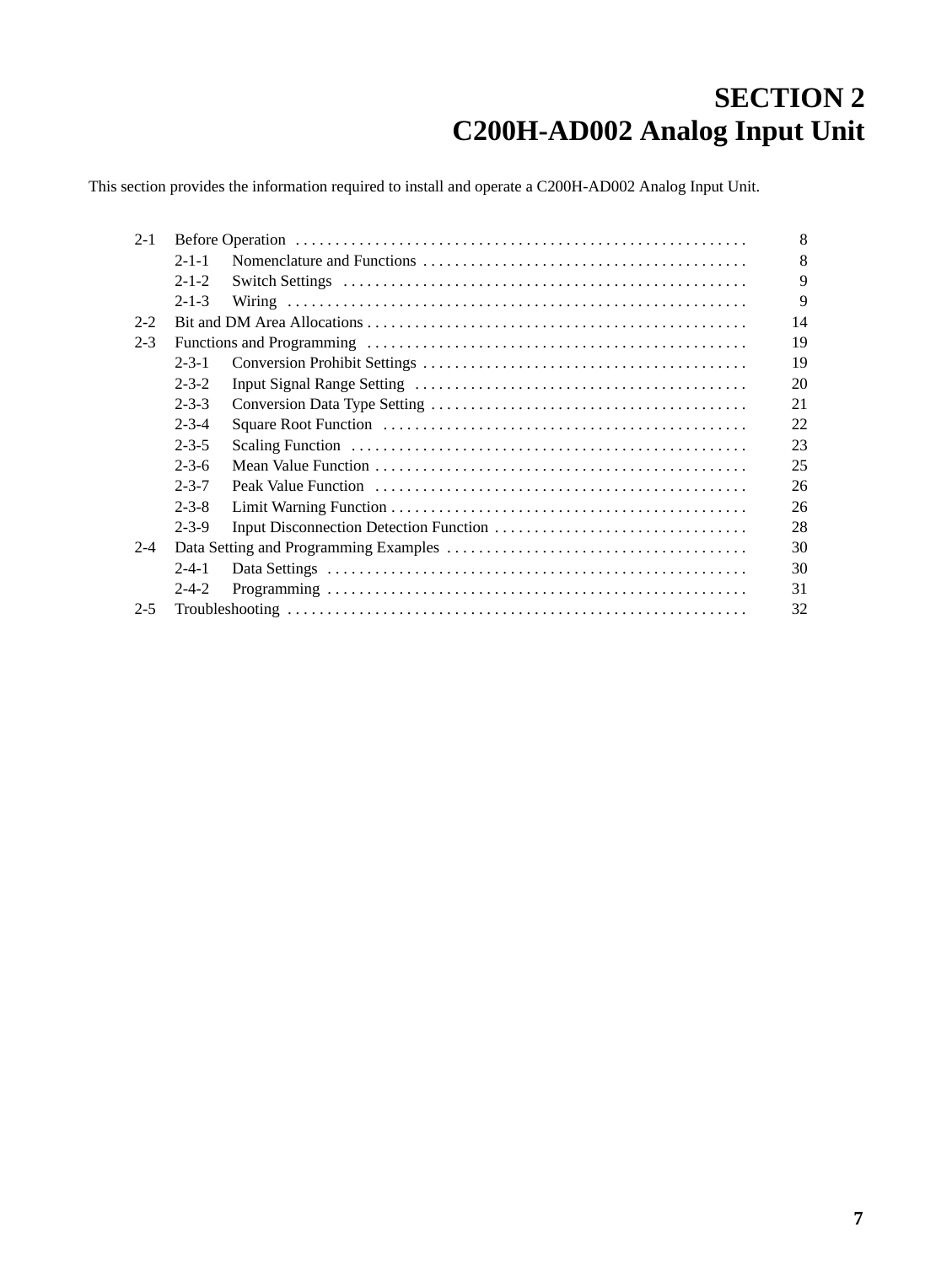# SECTION 2
# C200H-AD002 Analog Input Unit

This section provides the information required to install and operate a C200H-AD002 Analog Input Unit.

| | | | |
|---|---|---|---|
| 2-1 | Before Operation | | 8 |
| | 2-1-1 | Nomenclature and Functions | 8 |
| | 2-1-2 | Switch Settings | 9 |
| | 2-1-3 | Wiring | 9 |
| 2-2 | Bit and DM Area Allocations | | 14 |
| 2-3 | Functions and Programming | | 19 |
| | 2-3-1 | Conversion Prohibit Settings | 19 |
| | 2-3-2 | Input Signal Range Setting | 20 |
| | 2-3-3 | Conversion Data Type Setting | 21 |
| | 2-3-4 | Square Root Function | 22 |
| | 2-3-5 | Scaling Function | 23 |
| | 2-3-6 | Mean Value Function | 25 |
| | 2-3-7 | Peak Value Function | 26 |
| | 2-3-8 | Limit Warning Function | 26 |
| | 2-3-9 | Input Disconnection Detection Function | 28 |
| 2-4 | Data Setting and Programming Examples | | 30 |
| | 2-4-1 | Data Settings | 30 |
| | 2-4-2 | Programming | 31 |
| 2-5 | Troubleshooting | | 32 |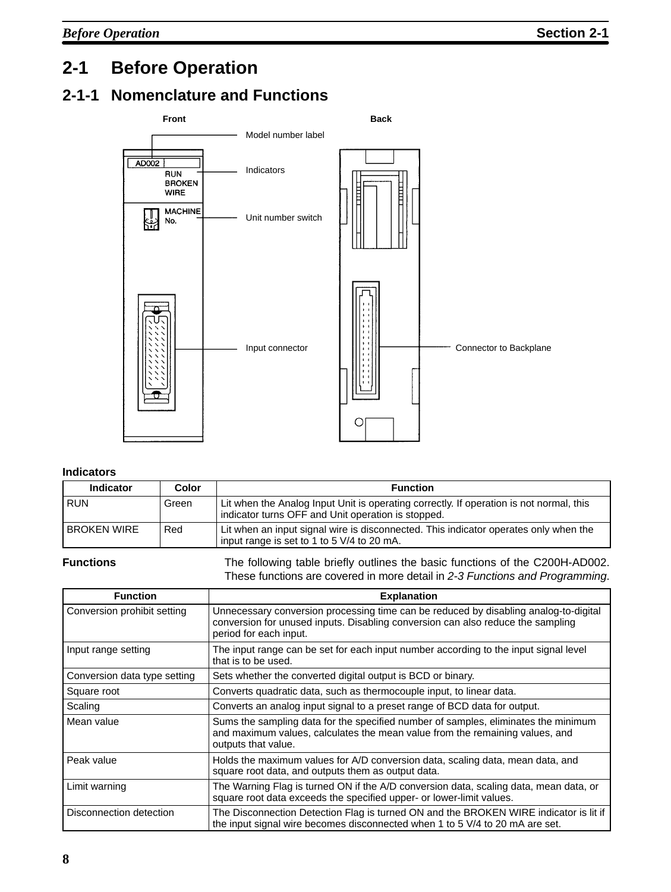## 2-1 Before Operation

### 2-1-1 Nomenclature and Functions

Front

Back

Model number label

AD002

RUN
BROKEN
WIRE

Indicators

MACHINE
No.

Unit number switch

Input connector

Connector to Backplane

**Indicators**

| Indicator | Color | Function |
|---|---|---|
| RUN | Green | Lit when the Analog Input Unit is operating correctly. If operation is not normal, this indicator turns OFF and Unit operation is stopped. |
| BROKEN WIRE | Red | Lit when an input signal wire is disconnected. This indicator operates only when the input range is set to 1 to 5 V/4 to 20 mA. |

**Functions**

The following table briefly outlines the basic functions of the C200H-AD002. These functions are covered in more detail in *2-3 Functions and Programming*.

| Function | Explanation |
|---|---|
| Conversion prohibit setting | Unnecessary conversion processing time can be reduced by disabling analog-to-digital conversion for unused inputs. Disabling conversion can also reduce the sampling period for each input. |
| Input range setting | The input range can be set for each input number according to the input signal level that is to be used. |
| Conversion data type setting | Sets whether the converted digital output is BCD or binary. |
| Square root | Converts quadratic data, such as thermocouple input, to linear data. |
| Scaling | Converts an analog input signal to a preset range of BCD data for output. |
| Mean value | Sums the sampling data for the specified number of samples, eliminates the minimum and maximum values, calculates the mean value from the remaining values, and outputs that value. |
| Peak value | Holds the maximum values for A/D conversion data, scaling data, mean data, and square root data, and outputs them as output data. |
| Limit warning | The Warning Flag is turned ON if the A/D conversion data, scaling data, mean data, or square root data exceeds the specified upper- or lower-limit values. |
| Disconnection detection | The Disconnection Detection Flag is turned ON and the BROKEN WIRE indicator is lit if the input signal wire becomes disconnected when 1 to 5 V/4 to 20 mA are set. |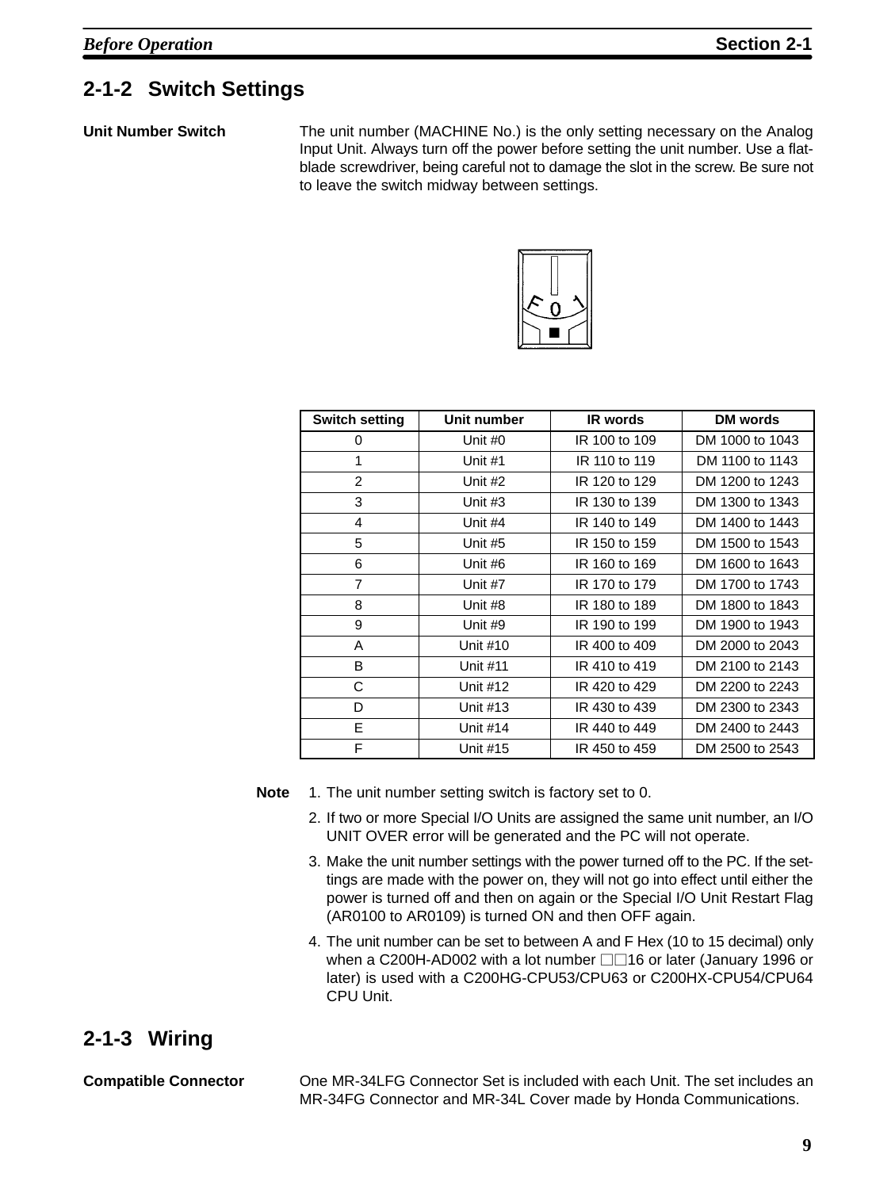## 2-1-2 Switch Settings

**Unit Number Switch**

The unit number (MACHINE No.) is the only setting necessary on the Analog Input Unit. Always turn off the power before setting the unit number. Use a flat-blade screwdriver, being careful not to damage the slot in the screw. Be sure not to leave the switch midway between settings.

| Switch setting | Unit number | IR words | DM words |
|---|---|---|---|
| 0 | Unit #0 | IR 100 to 109 | DM 1000 to 1043 |
| 1 | Unit #1 | IR 110 to 119 | DM 1100 to 1143 |
| 2 | Unit #2 | IR 120 to 129 | DM 1200 to 1243 |
| 3 | Unit #3 | IR 130 to 139 | DM 1300 to 1343 |
| 4 | Unit #4 | IR 140 to 149 | DM 1400 to 1443 |
| 5 | Unit #5 | IR 150 to 159 | DM 1500 to 1543 |
| 6 | Unit #6 | IR 160 to 169 | DM 1600 to 1643 |
| 7 | Unit #7 | IR 170 to 179 | DM 1700 to 1743 |
| 8 | Unit #8 | IR 180 to 189 | DM 1800 to 1843 |
| 9 | Unit #9 | IR 190 to 199 | DM 1900 to 1943 |
| A | Unit #10 | IR 400 to 409 | DM 2000 to 2043 |
| B | Unit #11 | IR 410 to 419 | DM 2100 to 2143 |
| C | Unit #12 | IR 420 to 429 | DM 2200 to 2243 |
| D | Unit #13 | IR 430 to 439 | DM 2300 to 2343 |
| E | Unit #14 | IR 440 to 449 | DM 2400 to 2443 |
| F | Unit #15 | IR 450 to 459 | DM 2500 to 2543 |

**Note**

1. The unit number setting switch is factory set to 0.
2. If two or more Special I/O Units are assigned the same unit number, an I/O UNIT OVER error will be generated and the PC will not operate.
3. Make the unit number settings with the power turned off to the PC. If the settings are made with the power on, they will not go into effect until either the power is turned off and then on again or the Special I/O Unit Restart Flag (AR0100 to AR0109) is turned ON and then OFF again.
4. The unit number can be set to between A and F Hex (10 to 15 decimal) only when a C200H-AD002 with a lot number □□16 or later (January 1996 or later) is used with a C200HG-CPU53/CPU63 or C200HX-CPU54/CPU64 CPU Unit.

## 2-1-3 Wiring

**Compatible Connector**

One MR-34LFG Connector Set is included with each Unit. The set includes an MR-34FG Connector and MR-34L Cover made by Honda Communications.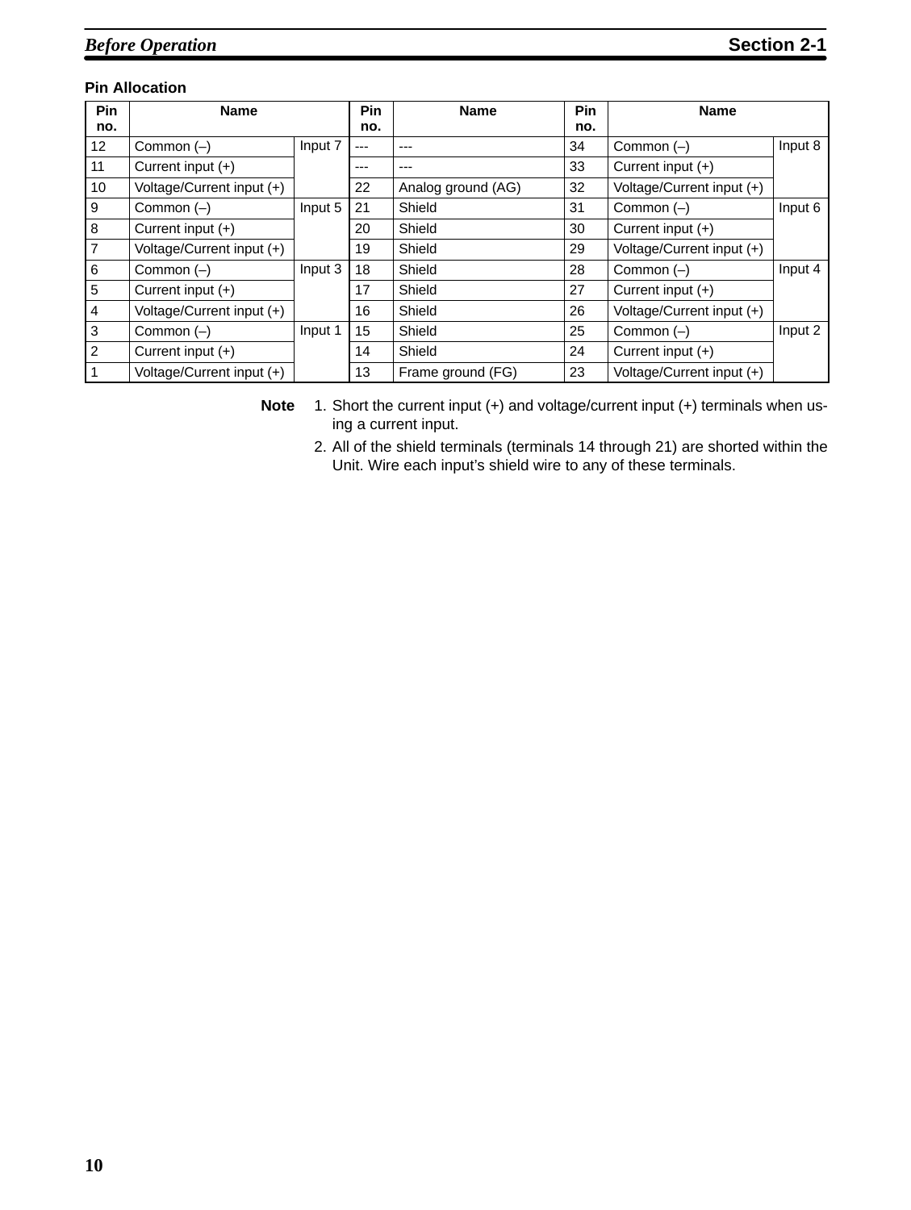### Pin Allocation

| Pin no. | Name | | Pin no. | Name | Pin no. | Name | |
|---|---|---|---|---|---|---|---|
| 12 | Common (–) | Input 7 | --- | --- | 34 | Common (–) | Input 8 |
| 11 | Current input (+) | | --- | --- | 33 | Current input (+) | |
| 10 | Voltage/Current input (+) | | 22 | Analog ground (AG) | 32 | Voltage/Current input (+) | |
| 9 | Common (–) | Input 5 | 21 | Shield | 31 | Common (–) | Input 6 |
| 8 | Current input (+) | | 20 | Shield | 30 | Current input (+) | |
| 7 | Voltage/Current input (+) | | 19 | Shield | 29 | Voltage/Current input (+) | |
| 6 | Common (–) | Input 3 | 18 | Shield | 28 | Common (–) | Input 4 |
| 5 | Current input (+) | | 17 | Shield | 27 | Current input (+) | |
| 4 | Voltage/Current input (+) | | 16 | Shield | 26 | Voltage/Current input (+) | |
| 3 | Common (–) | Input 1 | 15 | Shield | 25 | Common (–) | Input 2 |
| 2 | Current input (+) | | 14 | Shield | 24 | Current input (+) | |
| 1 | Voltage/Current input (+) | | 13 | Frame ground (FG) | 23 | Voltage/Current input (+) | |

**Note**

1. Short the current input (+) and voltage/current input (+) terminals when using a current input.
2. All of the shield terminals (terminals 14 through 21) are shorted within the Unit. Wire each input's shield wire to any of these terminals.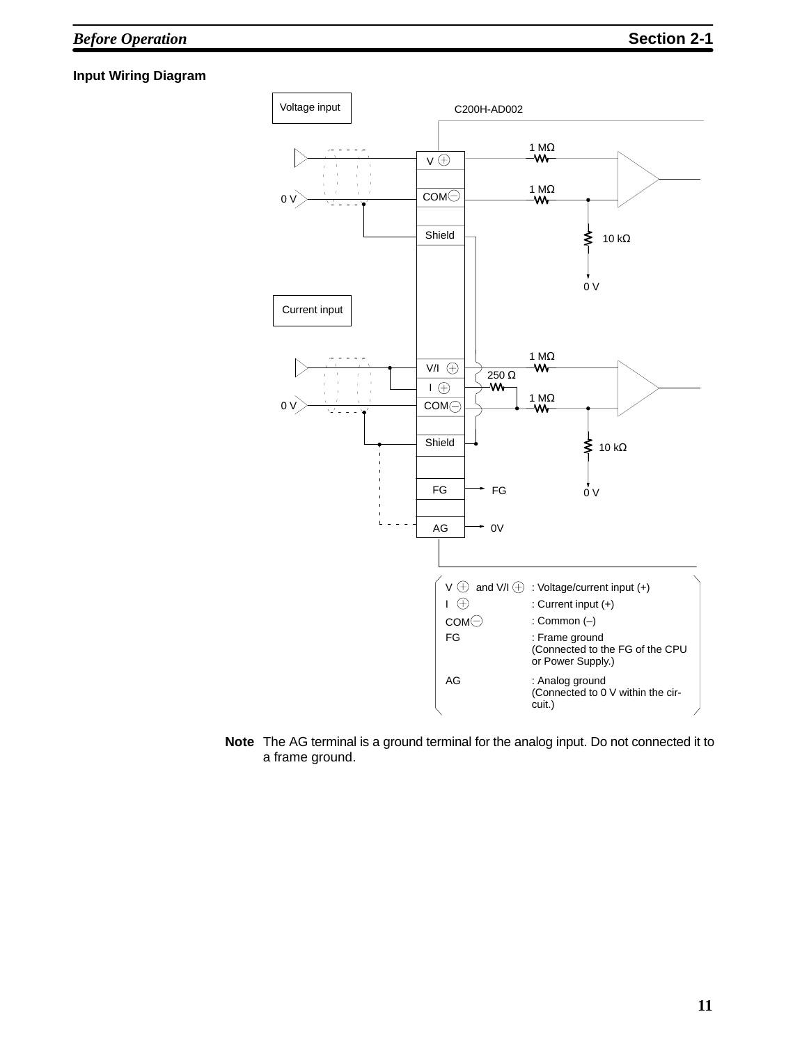### Input Wiring Diagram

Voltage input

C200H-AD002

| Terminal | Description |
|---|---|
| V ⊕ and V/I ⊕ | : Voltage/current input (+) |
| I ⊕ | : Current input (+) |
| COM⊖ | : Common (–) |
| FG | : Frame ground (Connected to the FG of the CPU or Power Supply.) |
| AG | : Analog ground (Connected to 0 V within the circuit.) |

**Note** The AG terminal is a ground terminal for the analog input. Do not connected it to a frame ground.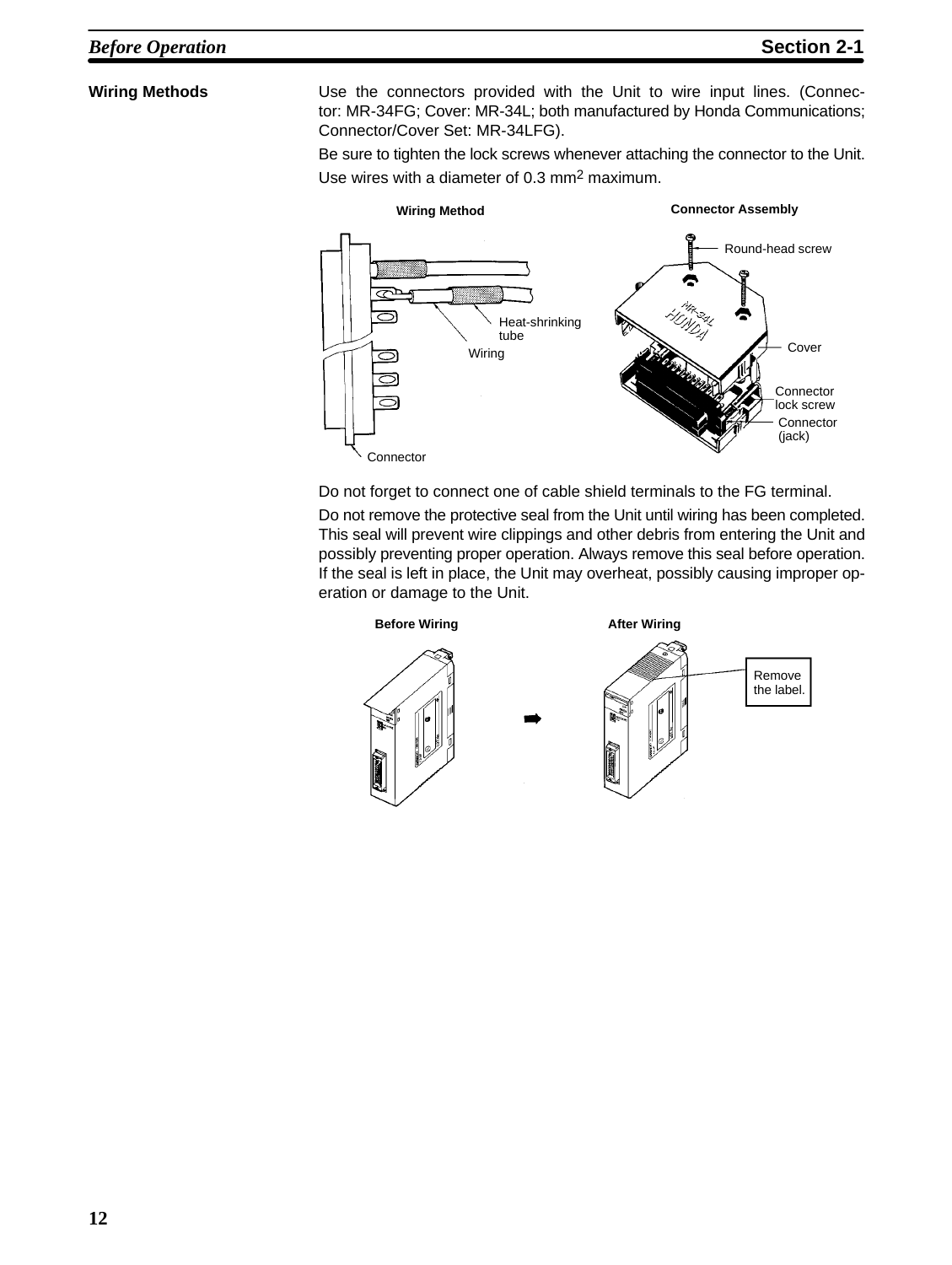### Wiring Methods

Use the connectors provided with the Unit to wire input lines. (Connector: MR-34FG; Cover: MR-34L; both manufactured by Honda Communications; Connector/Cover Set: MR-34LFG).

Be sure to tighten the lock screws whenever attaching the connector to the Unit.

Use wires with a diameter of 0.3 $mm^2$ maximum.

**Wiring Method** — Heat-shrinking tube, Wiring, Connector

**Connector Assembly** — Round-head screw, Cover, Connector lock screw, Connector (jack)

Do not forget to connect one of cable shield terminals to the FG terminal.

Do not remove the protective seal from the Unit until wiring has been completed. This seal will prevent wire clippings and other debris from entering the Unit and possibly preventing proper operation. Always remove this seal before operation. If the seal is left in place, the Unit may overheat, possibly causing improper operation or damage to the Unit.

**Before Wiring** → **After Wiring** — Remove the label.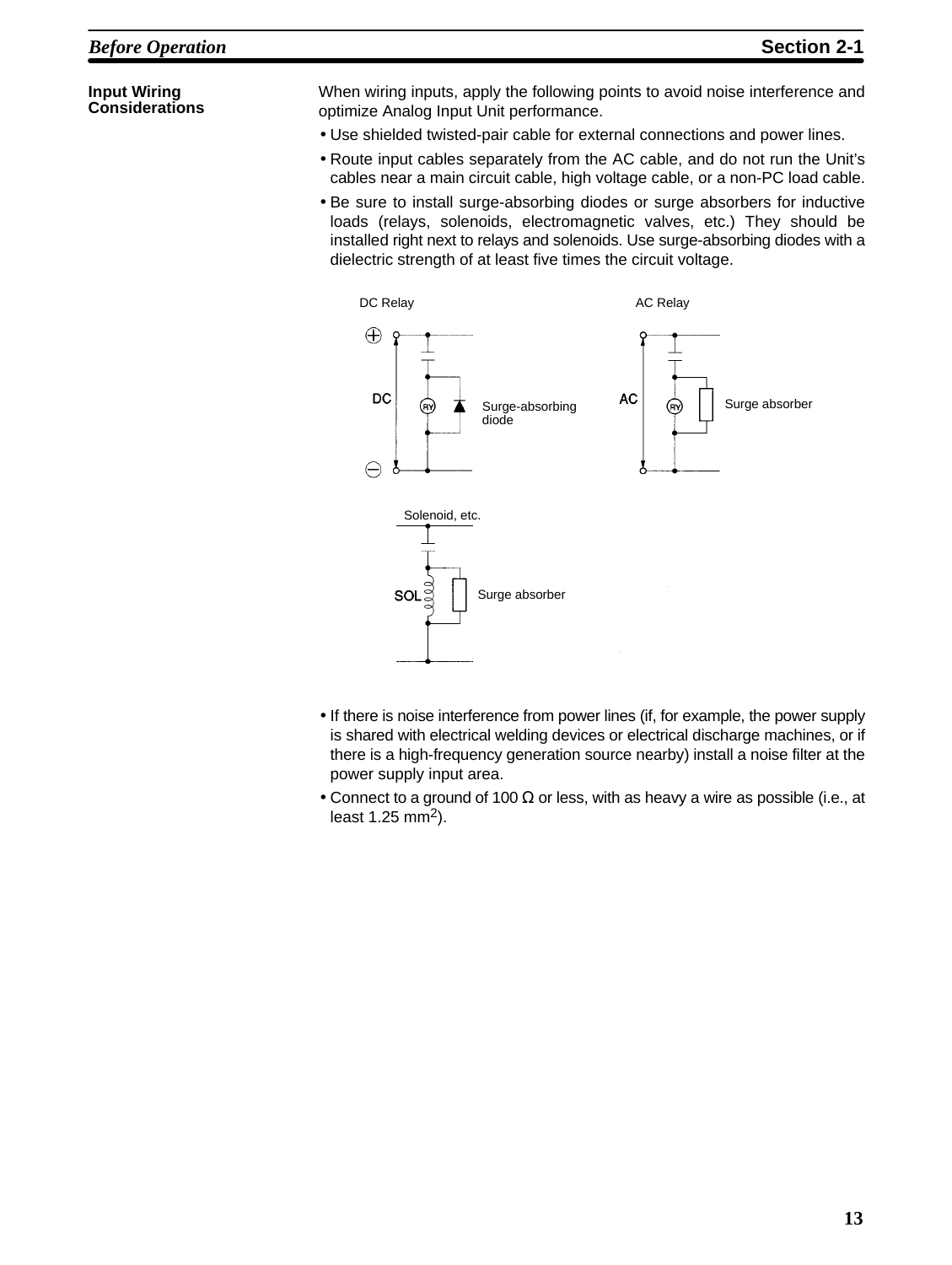### Input Wiring Considerations

When wiring inputs, apply the following points to avoid noise interference and optimize Analog Input Unit performance.

- Use shielded twisted-pair cable for external connections and power lines.
- Route input cables separately from the AC cable, and do not run the Unit's cables near a main circuit cable, high voltage cable, or a non-PC load cable.
- Be sure to install surge-absorbing diodes or surge absorbers for inductive loads (relays, solenoids, electromagnetic valves, etc.) They should be installed right next to relays and solenoids. Use surge-absorbing diodes with a dielectric strength of at least five times the circuit voltage.

DC Relay — Surge-absorbing diode

AC Relay — Surge absorber

Solenoid, etc. — Surge absorber

- If there is noise interference from power lines (if, for example, the power supply is shared with electrical welding devices or electrical discharge machines, or if there is a high-frequency generation source nearby) install a noise filter at the power supply input area.
- Connect to a ground of 100 Ω or less, with as heavy a wire as possible (i.e., at least 1.25 $mm^2$).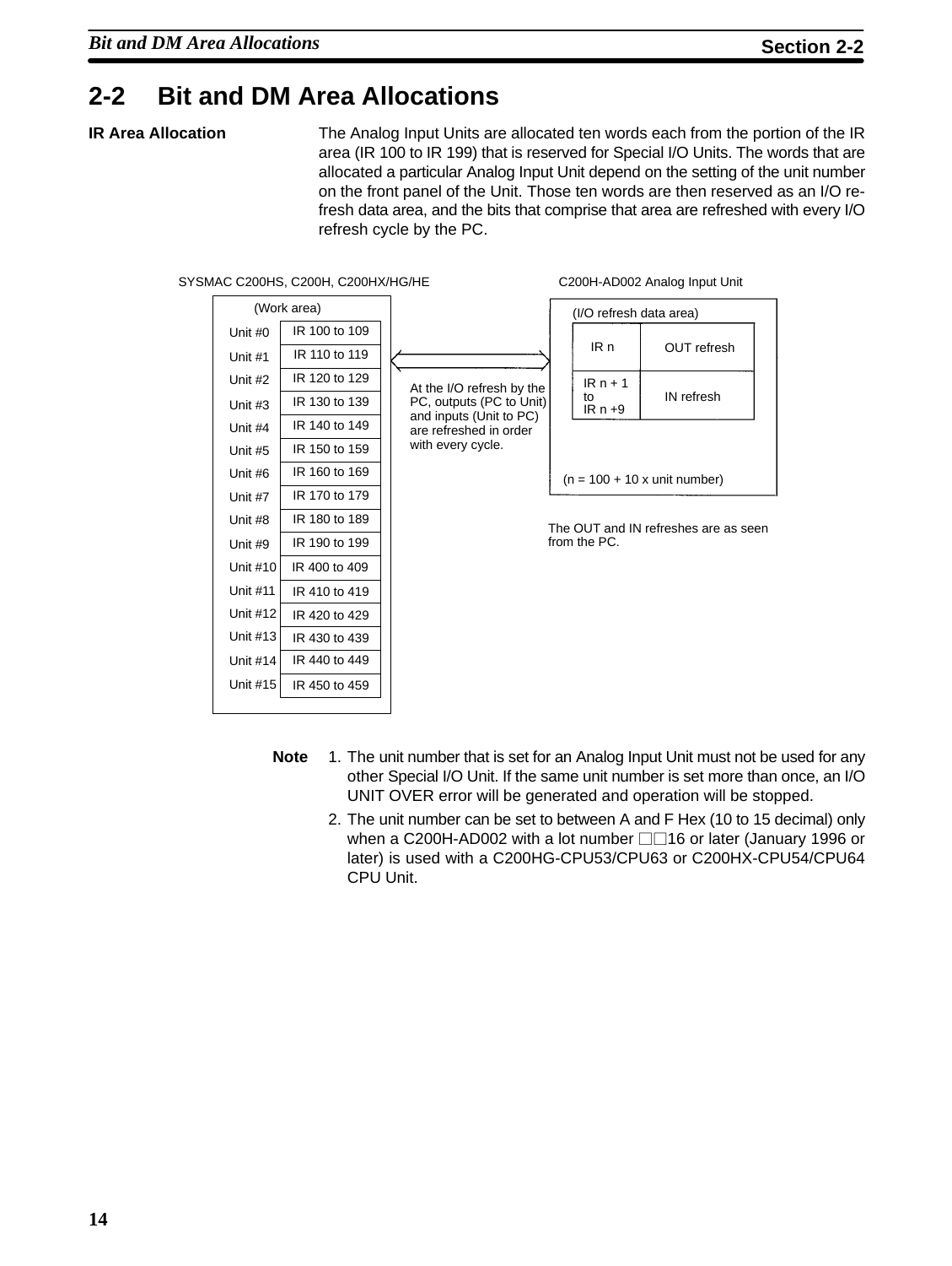## 2-2 Bit and DM Area Allocations

**IR Area Allocation**

The Analog Input Units are allocated ten words each from the portion of the IR area (IR 100 to IR 199) that is reserved for Special I/O Units. The words that are allocated a particular Analog Input Unit depend on the setting of the unit number on the front panel of the Unit. Those ten words are then reserved as an I/O refresh data area, and the bits that comprise that area are refreshed with every I/O refresh cycle by the PC.

SYSMAC C200HS, C200H, C200HX/HG/HE

(Work area)

| Unit | Words |
|---|---|
| Unit #0 | IR 100 to 109 |
| Unit #1 | IR 110 to 119 |
| Unit #2 | IR 120 to 129 |
| Unit #3 | IR 130 to 139 |
| Unit #4 | IR 140 to 149 |
| Unit #5 | IR 150 to 159 |
| Unit #6 | IR 160 to 169 |
| Unit #7 | IR 170 to 179 |
| Unit #8 | IR 180 to 189 |
| Unit #9 | IR 190 to 199 |
| Unit #10 | IR 400 to 409 |
| Unit #11 | IR 410 to 419 |
| Unit #12 | IR 420 to 429 |
| Unit #13 | IR 430 to 439 |
| Unit #14 | IR 440 to 449 |
| Unit #15 | IR 450 to 459 |

At the I/O refresh by the PC, outputs (PC to Unit) and inputs (Unit to PC) are refreshed in order with every cycle.

C200H-AD002 Analog Input Unit

(I/O refresh data area)

| Words | Refresh |
|---|---|
| IR n | OUT refresh |
| IR n + 1 to IR n +9 | IN refresh |

(n = 100 + 10 x unit number)

The OUT and IN refreshes are as seen from the PC.

**Note**

1. The unit number that is set for an Analog Input Unit must not be used for any other Special I/O Unit. If the same unit number is set more than once, an I/O UNIT OVER error will be generated and operation will be stopped.
2. The unit number can be set to between A and F Hex (10 to 15 decimal) only when a C200H-AD002 with a lot number □□16 or later (January 1996 or later) is used with a C200HG-CPU53/CPU63 or C200HX-CPU54/CPU64 CPU Unit.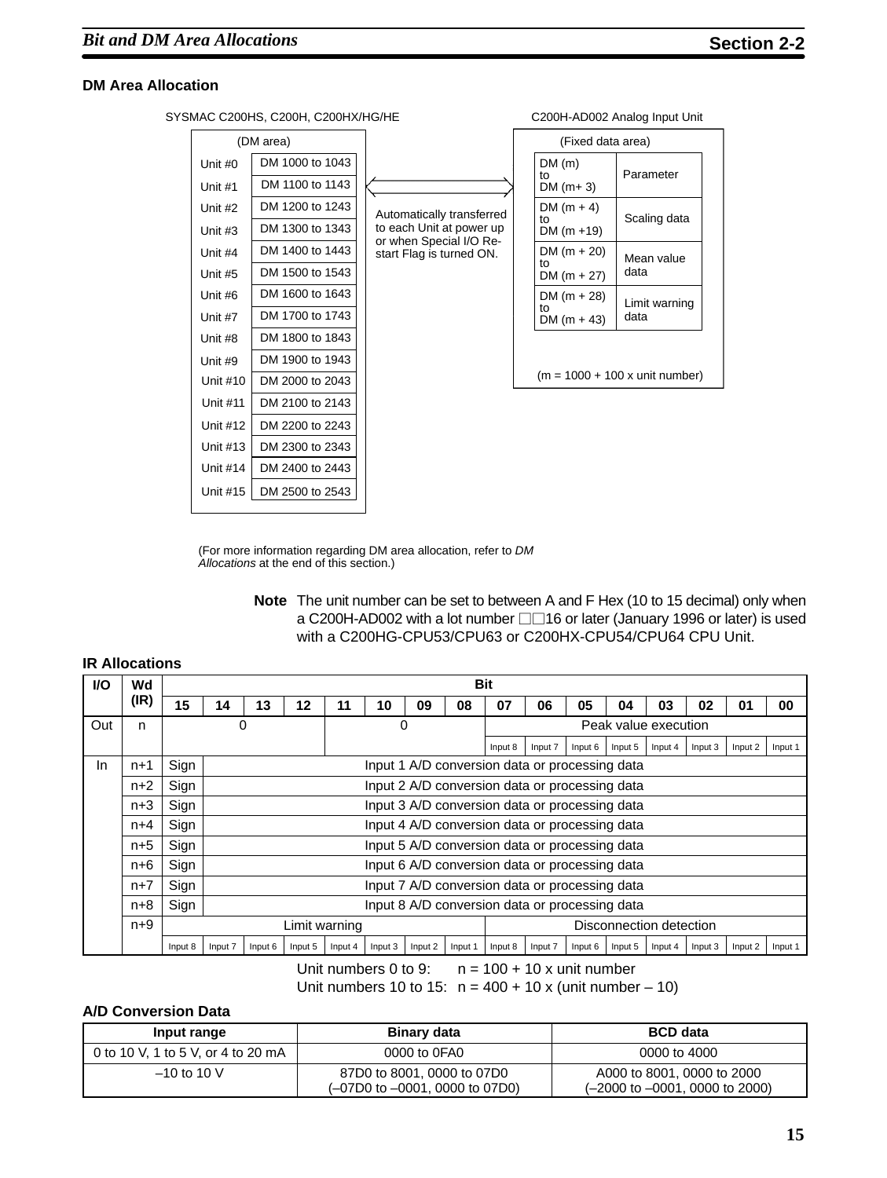### DM Area Allocation

SYSMAC C200HS, C200H, C200HX/HG/HE

(DM area)

| Unit | DM area |
|---|---|
| Unit #0 | DM 1000 to 1043 |
| Unit #1 | DM 1100 to 1143 |
| Unit #2 | DM 1200 to 1243 |
| Unit #3 | DM 1300 to 1343 |
| Unit #4 | DM 1400 to 1443 |
| Unit #5 | DM 1500 to 1543 |
| Unit #6 | DM 1600 to 1643 |
| Unit #7 | DM 1700 to 1743 |
| Unit #8 | DM 1800 to 1843 |
| Unit #9 | DM 1900 to 1943 |
| Unit #10 | DM 2000 to 2043 |
| Unit #11 | DM 2100 to 2143 |
| Unit #12 | DM 2200 to 2243 |
| Unit #13 | DM 2300 to 2343 |
| Unit #14 | DM 2400 to 2443 |
| Unit #15 | DM 2500 to 2543 |

Automatically transferred to each Unit at power up or when Special I/O Restart Flag is turned ON.

C200H-AD002 Analog Input Unit

(Fixed data area)

| DM | Data |
|---|---|
| DM (m) to DM (m+ 3) | Parameter |
| DM (m + 4) to DM (m +19) | Scaling data |
| DM (m + 20) to DM (m + 27) | Mean value data |
| DM (m + 28) to DM (m + 43) | Limit warning data |

(m = 1000 + 100 x unit number)

(For more information regarding DM area allocation, refer to *DM Allocations* at the end of this section.)

**Note** The unit number can be set to between A and F Hex (10 to 15 decimal) only when a C200H-AD002 with a lot number □□16 or later (January 1996 or later) is used with a C200HG-CPU53/CPU63 or C200HX-CPU54/CPU64 CPU Unit.

### IR Allocations

| I/O | Wd (IR) | 15 | 14 | 13 | 12 | 11 | 10 | 09 | 08 | 07 | 06 | 05 | 04 | 03 | 02 | 01 | 00 |
|---|---|---|---|---|---|---|---|---|---|---|---|---|---|---|---|---|---|
| Out | n | 0 | | | | 0 | | | | Peak value execution | | | | | | | |
| | | | | | | | | | | Input 8 | Input 7 | Input 6 | Input 5 | Input 4 | Input 3 | Input 2 | Input 1 |
| In | n+1 | Sign | Input 1 A/D conversion data or processing data | | | | | | | | | | | | | | |
| | n+2 | Sign | Input 2 A/D conversion data or processing data | | | | | | | | | | | | | | |
| | n+3 | Sign | Input 3 A/D conversion data or processing data | | | | | | | | | | | | | | |
| | n+4 | Sign | Input 4 A/D conversion data or processing data | | | | | | | | | | | | | | |
| | n+5 | Sign | Input 5 A/D conversion data or processing data | | | | | | | | | | | | | | |
| | n+6 | Sign | Input 6 A/D conversion data or processing data | | | | | | | | | | | | | | |
| | n+7 | Sign | Input 7 A/D conversion data or processing data | | | | | | | | | | | | | | |
| | n+8 | Sign | Input 8 A/D conversion data or processing data | | | | | | | | | | | | | | |
| | n+9 | Limit warning | | | | | | | | Disconnection detection | | | | | | | |
| | | Input 8 | Input 7 | Input 6 | Input 5 | Input 4 | Input 3 | Input 2 | Input 1 | Input 8 | Input 7 | Input 6 | Input 5 | Input 4 | Input 3 | Input 2 | Input 1 |

Unit numbers 0 to 9: n = 100 + 10 x unit number
Unit numbers 10 to 15: n = 400 + 10 x (unit number – 10)

### A/D Conversion Data

| Input range | Binary data | BCD data |
|---|---|---|
| 0 to 10 V, 1 to 5 V, or 4 to 20 mA | 0000 to 0FA0 | 0000 to 4000 |
| –10 to 10 V | 87D0 to 8001, 0000 to 07D0 (–07D0 to –0001, 0000 to 07D0) | A000 to 8001, 0000 to 2000 (–2000 to –0001, 0000 to 2000) |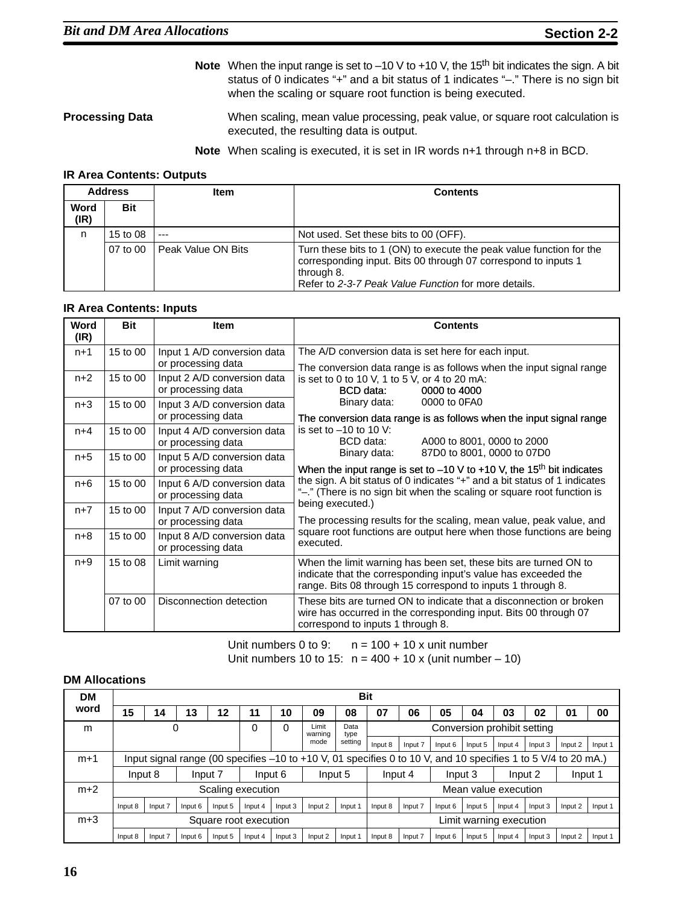**Note** When the input range is set to –10 V to +10 V, the 15th bit indicates the sign. A bit status of 0 indicates "+" and a bit status of 1 indicates "–." There is no sign bit when the scaling or square root function is being executed.

**Processing Data**

When scaling, mean value processing, peak value, or square root calculation is executed, the resulting data is output.

**Note** When scaling is executed, it is set in IR words n+1 through n+8 in BCD.

### IR Area Contents: Outputs

| Address | | Item | Contents |
|---|---|---|---|
| Word (IR) | Bit | | |
| n | 15 to 08 | --- | Not used. Set these bits to 00 (OFF). |
| | 07 to 00 | Peak Value ON Bits | Turn these bits to 1 (ON) to execute the peak value function for the corresponding input. Bits 00 through 07 correspond to inputs 1 through 8. Refer to *2-3-7 Peak Value Function* for more details. |

### IR Area Contents: Inputs

| Word (IR) | Bit | Item | Contents |
|---|---|---|---|
| n+1 | 15 to 00 | Input 1 A/D conversion data or processing data | The A/D conversion data is set here for each input. The conversion data range is as follows when the input signal range is set to 0 to 10 V, 1 to 5 V, or 4 to 20 mA: BCD data: 0000 to 4000; Binary data: 0000 to 0FA0. The conversion data range is as follows when the input signal range is set to –10 to 10 V: BCD data: A000 to 8001, 0000 to 2000; Binary data: 87D0 to 8001, 0000 to 07D0. When the input range is set to –10 V to +10 V, the 15th bit indicates the sign. A bit status of 0 indicates "+" and a bit status of 1 indicates "–." (There is no sign bit when the scaling or square root function is being executed.) The processing results for the scaling, mean value, peak value, and square root functions are output here when those functions are being executed. |
| n+2 | 15 to 00 | Input 2 A/D conversion data or processing data | |
| n+3 | 15 to 00 | Input 3 A/D conversion data or processing data | |
| n+4 | 15 to 00 | Input 4 A/D conversion data or processing data | |
| n+5 | 15 to 00 | Input 5 A/D conversion data or processing data | |
| n+6 | 15 to 00 | Input 6 A/D conversion data or processing data | |
| n+7 | 15 to 00 | Input 7 A/D conversion data or processing data | |
| n+8 | 15 to 00 | Input 8 A/D conversion data or processing data | |
| n+9 | 15 to 08 | Limit warning | When the limit warning has been set, these bits are turned ON to indicate that the corresponding input's value has exceeded the range. Bits 08 through 15 correspond to inputs 1 through 8. |
| | 07 to 00 | Disconnection detection | These bits are turned ON to indicate that a disconnection or broken wire has occurred in the corresponding input. Bits 00 through 07 correspond to inputs 1 through 8. |

Unit numbers 0 to 9: n = 100 + 10 x unit number
Unit numbers 10 to 15: n = 400 + 10 x (unit number – 10)

### DM Allocations

| DM word | Bit | | | | | | | | | | | | | | | |
|---|---|---|---|---|---|---|---|---|---|---|---|---|---|---|---|---|
| | 15 | 14 | 13 | 12 | 11 | 10 | 09 | 08 | 07 | 06 | 05 | 04 | 03 | 02 | 01 | 00 |
| m | 0 | | | | 0 | 0 | Limit warning mode | Data type setting | Conversion prohibit setting | | | | | | | |
| | | | | | | | | | Input 8 | Input 7 | Input 6 | Input 5 | Input 4 | Input 3 | Input 2 | Input 1 |
| m+1 | Input signal range (00 specifies –10 to +10 V, 01 specifies 0 to 10 V, and 10 specifies 1 to 5 V/4 to 20 mA.) | | | | | | | | | | | | | | | |
| | Input 8 | | Input 7 | | Input 6 | | Input 5 | | Input 4 | | Input 3 | | Input 2 | | Input 1 | |
| m+2 | Scaling execution | | | | | | | | Mean value execution | | | | | | | |
| | Input 8 | Input 7 | Input 6 | Input 5 | Input 4 | Input 3 | Input 2 | Input 1 | Input 8 | Input 7 | Input 6 | Input 5 | Input 4 | Input 3 | Input 2 | Input 1 |
| m+3 | Square root execution | | | | | | | | Limit warning execution | | | | | | | |
| | Input 8 | Input 7 | Input 6 | Input 5 | Input 4 | Input 3 | Input 2 | Input 1 | Input 8 | Input 7 | Input 6 | Input 5 | Input 4 | Input 3 | Input 2 | Input 1 |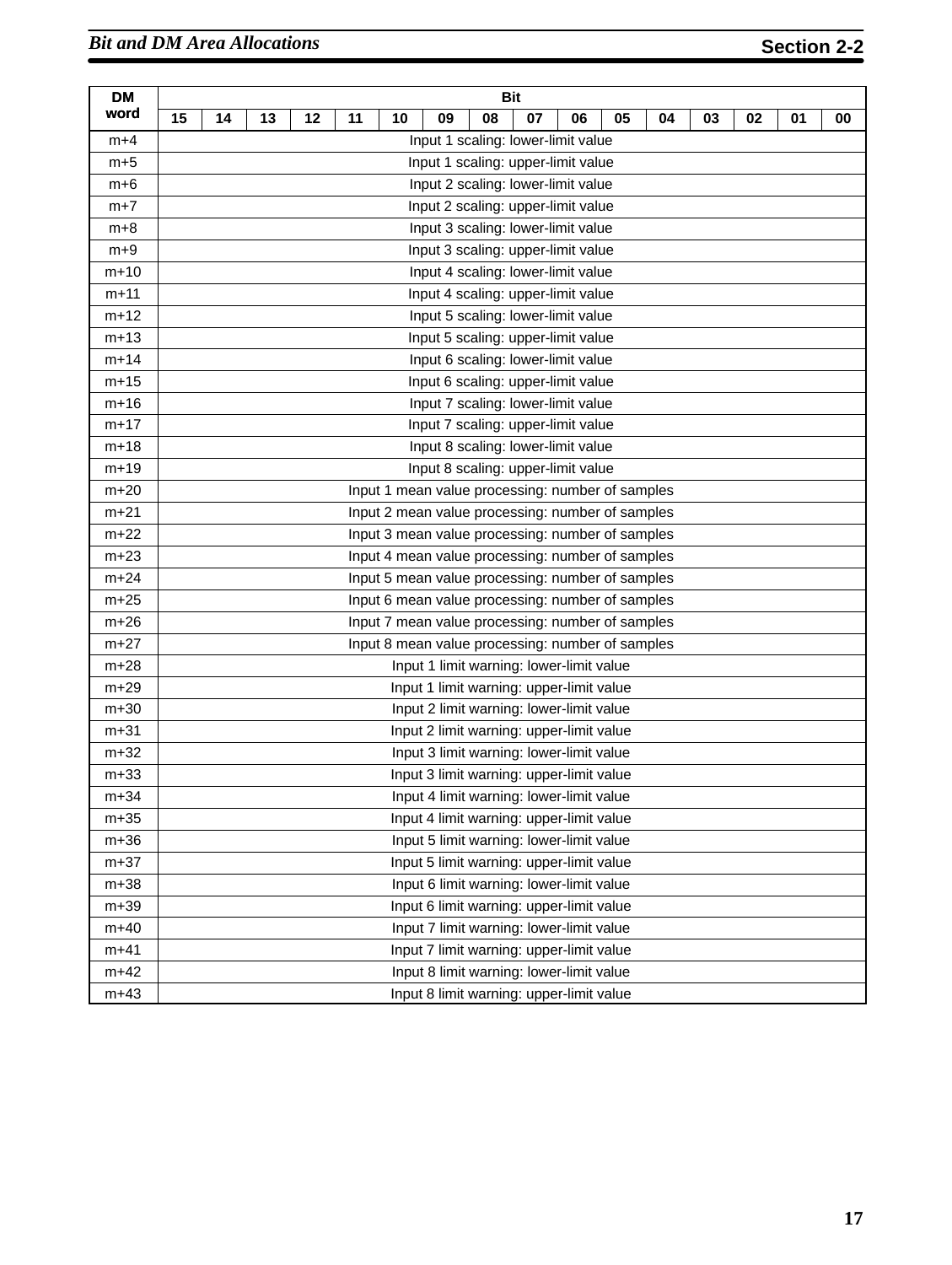| DM word | Bit | | | | | | | | | | | | | | | |
|---|---|---|---|---|---|---|---|---|---|---|---|---|---|---|---|---|
| | 15 | 14 | 13 | 12 | 11 | 10 | 09 | 08 | 07 | 06 | 05 | 04 | 03 | 02 | 01 | 00 |
| m+4 | Input 1 scaling: lower-limit value | | | | | | | | | | | | | | | |
| m+5 | Input 1 scaling: upper-limit value | | | | | | | | | | | | | | | |
| m+6 | Input 2 scaling: lower-limit value | | | | | | | | | | | | | | | |
| m+7 | Input 2 scaling: upper-limit value | | | | | | | | | | | | | | | |
| m+8 | Input 3 scaling: lower-limit value | | | | | | | | | | | | | | | |
| m+9 | Input 3 scaling: upper-limit value | | | | | | | | | | | | | | | |
| m+10 | Input 4 scaling: lower-limit value | | | | | | | | | | | | | | | |
| m+11 | Input 4 scaling: upper-limit value | | | | | | | | | | | | | | | |
| m+12 | Input 5 scaling: lower-limit value | | | | | | | | | | | | | | | |
| m+13 | Input 5 scaling: upper-limit value | | | | | | | | | | | | | | | |
| m+14 | Input 6 scaling: lower-limit value | | | | | | | | | | | | | | | |
| m+15 | Input 6 scaling: upper-limit value | | | | | | | | | | | | | | | |
| m+16 | Input 7 scaling: lower-limit value | | | | | | | | | | | | | | | |
| m+17 | Input 7 scaling: upper-limit value | | | | | | | | | | | | | | | |
| m+18 | Input 8 scaling: lower-limit value | | | | | | | | | | | | | | | |
| m+19 | Input 8 scaling: upper-limit value | | | | | | | | | | | | | | | |
| m+20 | Input 1 mean value processing: number of samples | | | | | | | | | | | | | | | |
| m+21 | Input 2 mean value processing: number of samples | | | | | | | | | | | | | | | |
| m+22 | Input 3 mean value processing: number of samples | | | | | | | | | | | | | | | |
| m+23 | Input 4 mean value processing: number of samples | | | | | | | | | | | | | | | |
| m+24 | Input 5 mean value processing: number of samples | | | | | | | | | | | | | | | |
| m+25 | Input 6 mean value processing: number of samples | | | | | | | | | | | | | | | |
| m+26 | Input 7 mean value processing: number of samples | | | | | | | | | | | | | | | |
| m+27 | Input 8 mean value processing: number of samples | | | | | | | | | | | | | | | |
| m+28 | Input 1 limit warning: lower-limit value | | | | | | | | | | | | | | | |
| m+29 | Input 1 limit warning: upper-limit value | | | | | | | | | | | | | | | |
| m+30 | Input 2 limit warning: lower-limit value | | | | | | | | | | | | | | | |
| m+31 | Input 2 limit warning: upper-limit value | | | | | | | | | | | | | | | |
| m+32 | Input 3 limit warning: lower-limit value | | | | | | | | | | | | | | | |
| m+33 | Input 3 limit warning: upper-limit value | | | | | | | | | | | | | | | |
| m+34 | Input 4 limit warning: lower-limit value | | | | | | | | | | | | | | | |
| m+35 | Input 4 limit warning: upper-limit value | | | | | | | | | | | | | | | |
| m+36 | Input 5 limit warning: lower-limit value | | | | | | | | | | | | | | | |
| m+37 | Input 5 limit warning: upper-limit value | | | | | | | | | | | | | | | |
| m+38 | Input 6 limit warning: lower-limit value | | | | | | | | | | | | | | | |
| m+39 | Input 6 limit warning: upper-limit value | | | | | | | | | | | | | | | |
| m+40 | Input 7 limit warning: lower-limit value | | | | | | | | | | | | | | | |
| m+41 | Input 7 limit warning: upper-limit value | | | | | | | | | | | | | | | |
| m+42 | Input 8 limit warning: lower-limit value | | | | | | | | | | | | | | | |
| m+43 | Input 8 limit warning: upper-limit value | | | | | | | | | | | | | | | |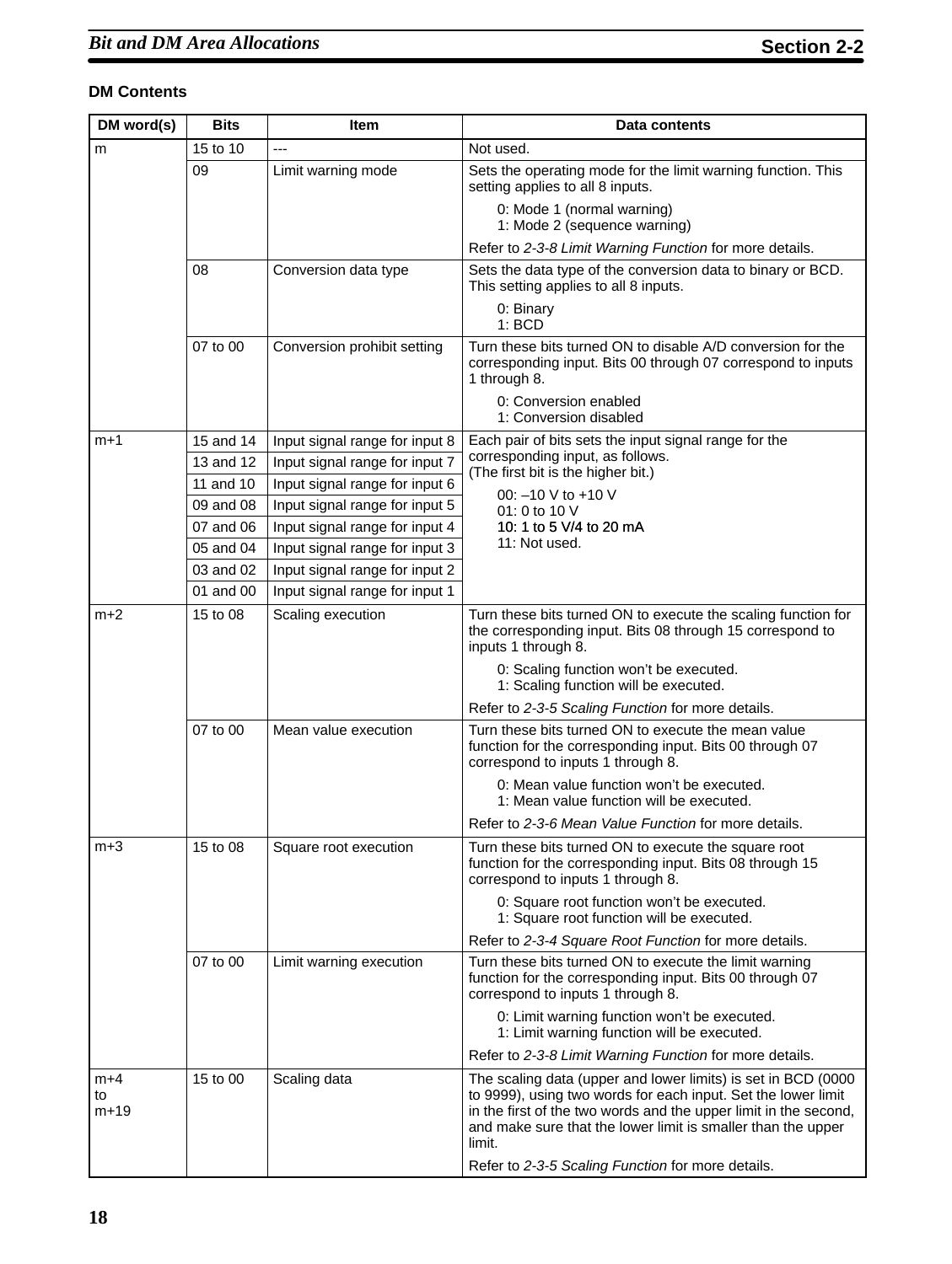### DM Contents

| DM word(s) | Bits | Item | Data contents |
|---|---|---|---|
| m | 15 to 10 | --- | Not used. |
| | 09 | Limit warning mode | Sets the operating mode for the limit warning function. This setting applies to all 8 inputs.<br>0: Mode 1 (normal warning)<br>1: Mode 2 (sequence warning)<br>Refer to *2-3-8 Limit Warning Function* for more details. |
| | 08 | Conversion data type | Sets the data type of the conversion data to binary or BCD. This setting applies to all 8 inputs.<br>0: Binary<br>1: BCD |
| | 07 to 00 | Conversion prohibit setting | Turn these bits turned ON to disable A/D conversion for the corresponding input. Bits 00 through 07 correspond to inputs 1 through 8.<br>0: Conversion enabled<br>1: Conversion disabled |
| m+1 | 15 and 14 | Input signal range for input 8 | Each pair of bits sets the input signal range for the corresponding input, as follows.<br>(The first bit is the higher bit.)<br>00: –10 V to +10 V<br>01: 0 to 10 V<br>10: 1 to 5 V/4 to 20 mA<br>11: Not used. |
| | 13 and 12 | Input signal range for input 7 | |
| | 11 and 10 | Input signal range for input 6 | |
| | 09 and 08 | Input signal range for input 5 | |
| | 07 and 06 | Input signal range for input 4 | |
| | 05 and 04 | Input signal range for input 3 | |
| | 03 and 02 | Input signal range for input 2 | |
| | 01 and 00 | Input signal range for input 1 | |
| m+2 | 15 to 08 | Scaling execution | Turn these bits turned ON to execute the scaling function for the corresponding input. Bits 08 through 15 correspond to inputs 1 through 8.<br>0: Scaling function won't be executed.<br>1: Scaling function will be executed.<br>Refer to *2-3-5 Scaling Function* for more details. |
| | 07 to 00 | Mean value execution | Turn these bits turned ON to execute the mean value function for the corresponding input. Bits 00 through 07 correspond to inputs 1 through 8.<br>0: Mean value function won't be executed.<br>1: Mean value function will be executed.<br>Refer to *2-3-6 Mean Value Function* for more details. |
| m+3 | 15 to 08 | Square root execution | Turn these bits turned ON to execute the square root function for the corresponding input. Bits 08 through 15 correspond to inputs 1 through 8.<br>0: Square root function won't be executed.<br>1: Square root function will be executed.<br>Refer to *2-3-4 Square Root Function* for more details. |
| | 07 to 00 | Limit warning execution | Turn these bits turned ON to execute the limit warning function for the corresponding input. Bits 00 through 07 correspond to inputs 1 through 8.<br>0: Limit warning function won't be executed.<br>1: Limit warning function will be executed.<br>Refer to *2-3-8 Limit Warning Function* for more details. |
| m+4 to m+19 | 15 to 00 | Scaling data | The scaling data (upper and lower limits) is set in BCD (0000 to 9999), using two words for each input. Set the lower limit in the first of the two words and the upper limit in the second, and make sure that the lower limit is smaller than the upper limit.<br>Refer to *2-3-5 Scaling Function* for more details. |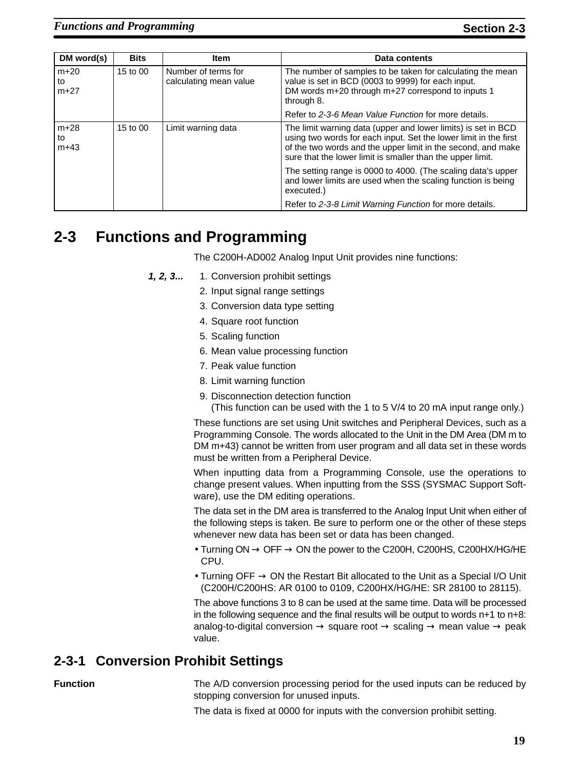| DM word(s) | Bits | Item | Data contents |
|---|---|---|---|
| m+20 to m+27 | 15 to 00 | Number of terms for calculating mean value | The number of samples to be taken for calculating the mean value is set in BCD (0003 to 9999) for each input. DM words m+20 through m+27 correspond to inputs 1 through 8.<br><br>Refer to *2-3-6 Mean Value Function* for more details. |
| m+28 to m+43 | 15 to 00 | Limit warning data | The limit warning data (upper and lower limits) is set in BCD using two words for each input. Set the lower limit in the first of the two words and the upper limit in the second, and make sure that the lower limit is smaller than the upper limit.<br><br>The setting range is 0000 to 4000. (The scaling data's upper and lower limits are used when the scaling function is being executed.)<br><br>Refer to *2-3-8 Limit Warning Function* for more details. |

## 2-3 Functions and Programming

The C200H-AD002 Analog Input Unit provides nine functions:

***1, 2, 3...***

1. Conversion prohibit settings
2. Input signal range settings
3. Conversion data type setting
4. Square root function
5. Scaling function
6. Mean value processing function
7. Peak value function
8. Limit warning function
9. Disconnection detection function
   (This function can be used with the 1 to 5 V/4 to 20 mA input range only.)

These functions are set using Unit switches and Peripheral Devices, such as a Programming Console. The words allocated to the Unit in the DM Area (DM m to DM m+43) cannot be written from user program and all data set in these words must be written from a Peripheral Device.

When inputting data from a Programming Console, use the operations to change present values. When inputting from the SSS (SYSMAC Support Software), use the DM editing operations.

The data set in the DM area is transferred to the Analog Input Unit when either of the following steps is taken. Be sure to perform one or the other of these steps whenever new data has been set or data has been changed.

- Turning ON → OFF → ON the power to the C200H, C200HS, C200HX/HG/HE CPU.
- Turning OFF → ON the Restart Bit allocated to the Unit as a Special I/O Unit (C200H/C200HS: AR 0100 to 0109, C200HX/HG/HE: SR 28100 to 28115).

The above functions 3 to 8 can be used at the same time. Data will be processed in the following sequence and the final results will be output to words n+1 to n+8: analog-to-digital conversion → square root → scaling → mean value → peak value.

### 2-3-1 Conversion Prohibit Settings

**Function**

The A/D conversion processing period for the used inputs can be reduced by stopping conversion for unused inputs.

The data is fixed at 0000 for inputs with the conversion prohibit setting.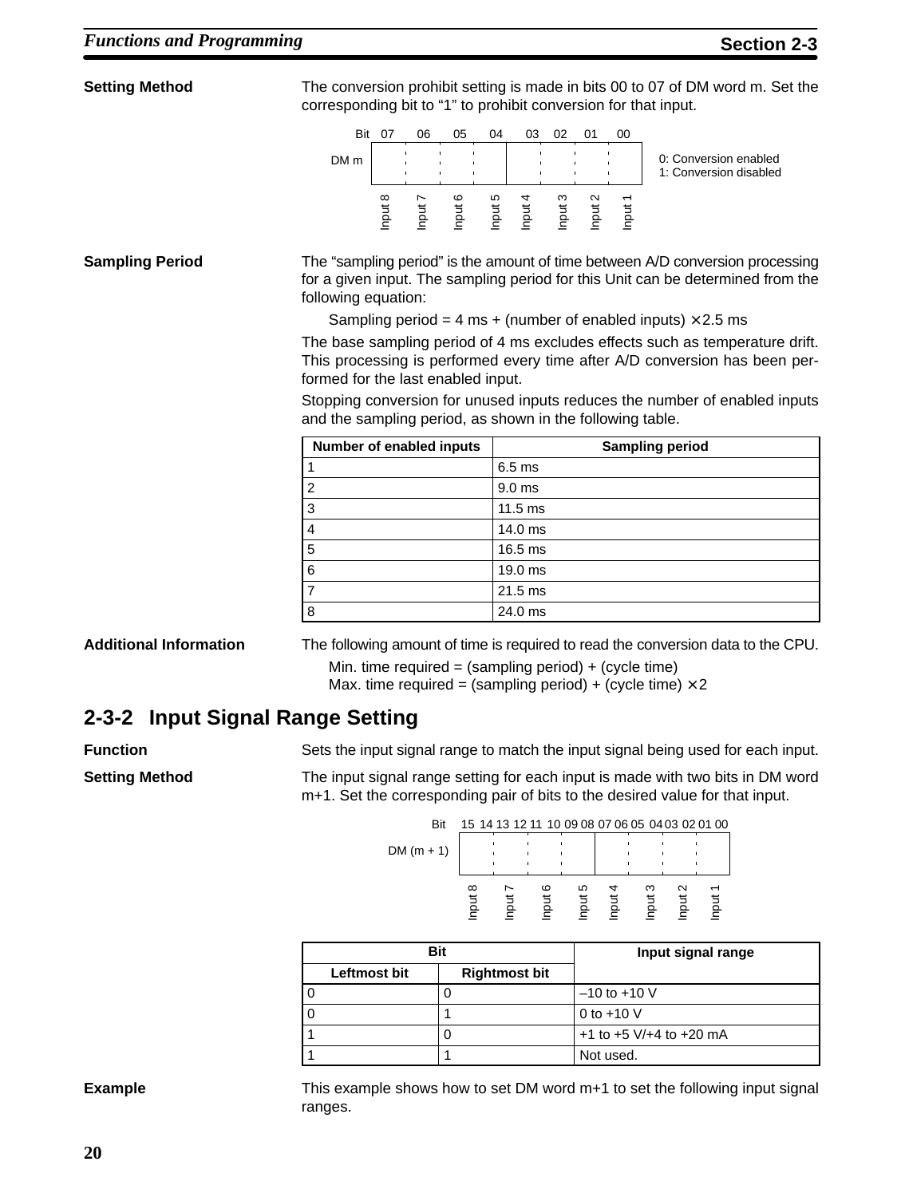**Setting Method**

The conversion prohibit setting is made in bits 00 to 07 of DM word m. Set the corresponding bit to "1" to prohibit conversion for that input.

| Bit | 07 | 06 | 05 | 04 | 03 | 02 | 01 | 00 |
|---|---|---|---|---|---|---|---|---|
| DM m | Input 8 | Input 7 | Input 6 | Input 5 | Input 4 | Input 3 | Input 2 | Input 1 |

0: Conversion enabled
1: Conversion disabled

**Sampling Period**

The "sampling period" is the amount of time between A/D conversion processing for a given input. The sampling period for this Unit can be determined from the following equation:

Sampling period = 4 ms + (number of enabled inputs) × 2.5 ms

The base sampling period of 4 ms excludes effects such as temperature drift. This processing is performed every time after A/D conversion has been performed for the last enabled input.

Stopping conversion for unused inputs reduces the number of enabled inputs and the sampling period, as shown in the following table.

| Number of enabled inputs | Sampling period |
|---|---|
| 1 | 6.5 ms |
| 2 | 9.0 ms |
| 3 | 11.5 ms |
| 4 | 14.0 ms |
| 5 | 16.5 ms |
| 6 | 19.0 ms |
| 7 | 21.5 ms |
| 8 | 24.0 ms |

**Additional Information**

The following amount of time is required to read the conversion data to the CPU.

Min. time required = (sampling period) + (cycle time)
Max. time required = (sampling period) + (cycle time) × 2

## 2-3-2 Input Signal Range Setting

**Function**

Sets the input signal range to match the input signal being used for each input.

**Setting Method**

The input signal range setting for each input is made with two bits in DM word m+1. Set the corresponding pair of bits to the desired value for that input.

| Bit | 15 14 | 13 12 | 11 10 | 09 08 | 07 06 | 05 04 | 03 02 | 01 00 |
|---|---|---|---|---|---|---|---|---|
| DM (m + 1) | Input 8 | Input 7 | Input 6 | Input 5 | Input 4 | Input 3 | Input 2 | Input 1 |

| Bit | | Input signal range |
|---|---|---|
| Leftmost bit | Rightmost bit | |
| 0 | 0 | –10 to +10 V |
| 0 | 1 | 0 to +10 V |
| 1 | 0 | +1 to +5 V/+4 to +20 mA |
| 1 | 1 | Not used. |

**Example**

This example shows how to set DM word m+1 to set the following input signal ranges.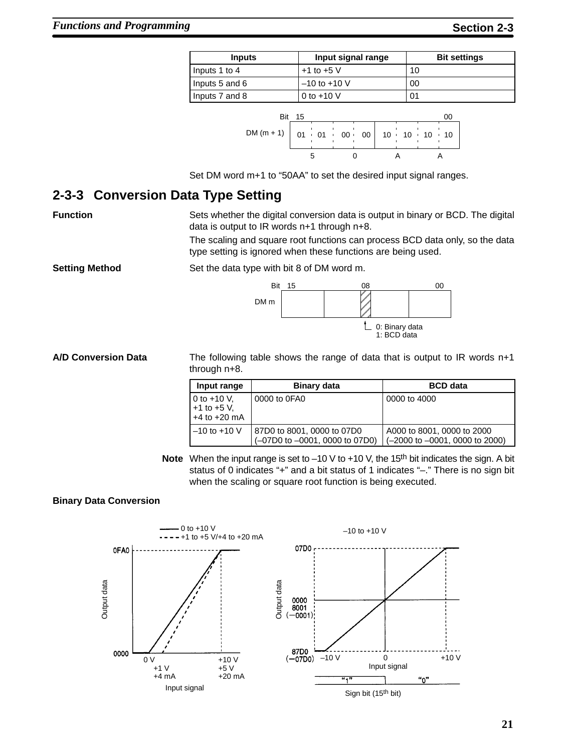| Inputs | Input signal range | Bit settings |
|---|---|---|
| Inputs 1 to 4 | +1 to +5 V | 10 |
| Inputs 5 and 6 | –10 to +10 V | 00 |
| Inputs 7 and 8 | 0 to +10 V | 01 |

Bit 15 ... 00

DM (m + 1): 01 01 00 00 10 10 10 10

5 0 A A

Set DM word m+1 to "50AA" to set the desired input signal ranges.

## 2-3-3 Conversion Data Type Setting

**Function**

Sets whether the digital conversion data is output in binary or BCD. The digital data is output to IR words n+1 through n+8.

The scaling and square root functions can process BCD data only, so the data type setting is ignored when these functions are being used.

**Setting Method**

Set the data type with bit 8 of DM word m.

Bit 15 ... 08 ... 00

DM m

0: Binary data
1: BCD data

**A/D Conversion Data**

The following table shows the range of data that is output to IR words n+1 through n+8.

| Input range | Binary data | BCD data |
|---|---|---|
| 0 to +10 V, +1 to +5 V, +4 to +20 mA | 0000 to 0FA0 | 0000 to 4000 |
| –10 to +10 V | 87D0 to 8001, 0000 to 07D0 (–07D0 to –0001, 0000 to 07D0) | A000 to 8001, 0000 to 2000 (–2000 to –0001, 0000 to 2000) |

**Note** When the input range is set to –10 V to +10 V, the 15th bit indicates the sign. A bit status of 0 indicates "+" and a bit status of 1 indicates "–." There is no sign bit when the scaling or square root function is being executed.

**Binary Data Conversion**

0 to +10 V
+1 to +5 V/+4 to +20 mA

Output data: 0FA0, 0000

Input signal: 0 V / +1 V / +4 mA; +10 V / +5 V / +20 mA

–10 to +10 V

Output data: 07D0, 0000, 8001 (–0001), 87D0 (–07D0)

Input signal: –10 V, 0, +10 V

Sign bit (15th bit): "1", "0"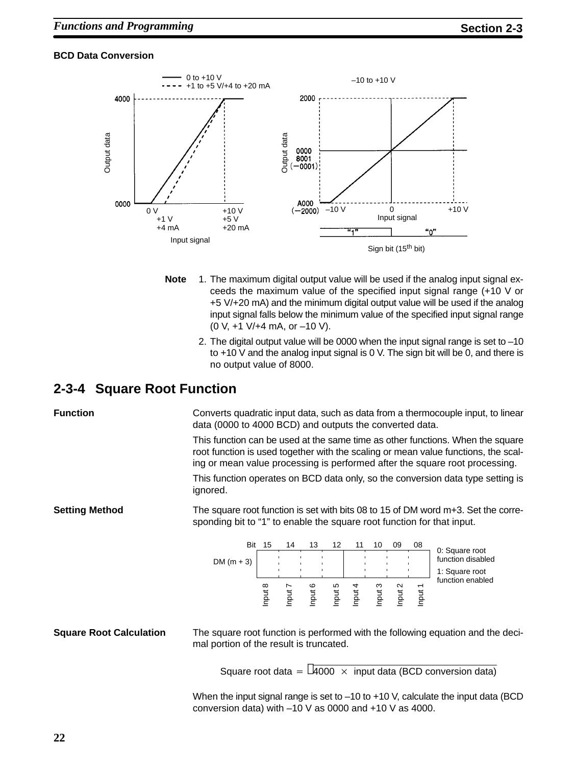### BCD Data Conversion

**Note**

1. The maximum digital output value will be used if the analog input signal exceeds the maximum value of the specified input signal range (+10 V or +5 V/+20 mA) and the minimum digital output value will be used if the analog input signal falls below the minimum value of the specified input signal range (0 V, +1 V/+4 mA, or –10 V).
2. The digital output value will be 0000 when the input signal range is set to –10 to +10 V and the analog input signal is 0 V. The sign bit will be 0, and there is no output value of 8000.

## 2-3-4 Square Root Function

**Function**

Converts quadratic input data, such as data from a thermocouple input, to linear data (0000 to 4000 BCD) and outputs the converted data.

This function can be used at the same time as other functions. When the square root function is used together with the scaling or mean value functions, the scaling or mean value processing is performed after the square root processing.

This function operates on BCD data only, so the conversion data type setting is ignored.

**Setting Method**

The square root function is set with bits 08 to 15 of DM word m+3. Set the corresponding bit to "1" to enable the square root function for that input.

| Bit | 15 | 14 | 13 | 12 | 11 | 10 | 09 | 08 |
|---|---|---|---|---|---|---|---|---|
| DM (m + 3) | Input 8 | Input 7 | Input 6 | Input 5 | Input 4 | Input 3 | Input 2 | Input 1 |

0: Square root function disabled
1: Square root function enabled

**Square Root Calculation**

The square root function is performed with the following equation and the decimal portion of the result is truncated.

$$\text{Square root data} = \sqrt{4000 \times \text{input data (BCD conversion data)}}$$

When the input signal range is set to –10 to +10 V, calculate the input data (BCD conversion data) with –10 V as 0000 and +10 V as 4000.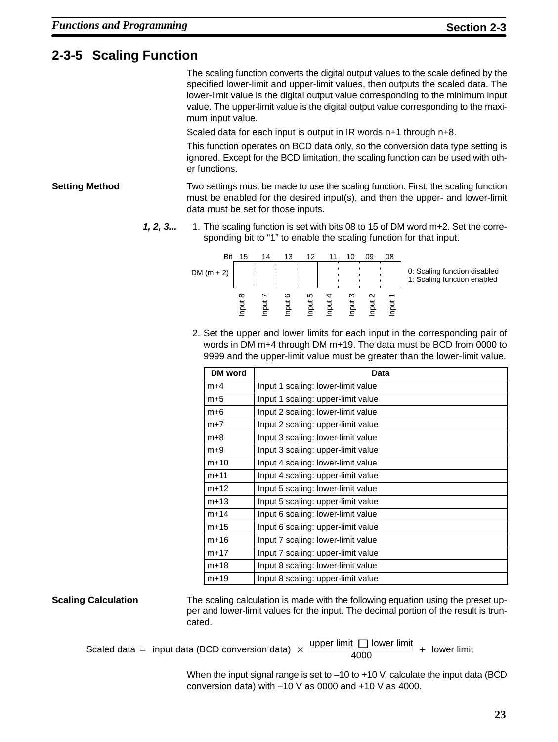## 2-3-5 Scaling Function

The scaling function converts the digital output values to the scale defined by the specified lower-limit and upper-limit values, then outputs the scaled data. The lower-limit value is the digital output value corresponding to the minimum input value. The upper-limit value is the digital output value corresponding to the maximum input value.

Scaled data for each input is output in IR words n+1 through n+8.

This function operates on BCD data only, so the conversion data type setting is ignored. Except for the BCD limitation, the scaling function can be used with other functions.

**Setting Method**

Two settings must be made to use the scaling function. First, the scaling function must be enabled for the desired input(s), and then the upper- and lower-limit data must be set for those inputs.

***1, 2, 3...***

1. The scaling function is set with bits 08 to 15 of DM word m+2. Set the corresponding bit to "1" to enable the scaling function for that input.

| Bit | 15 | 14 | 13 | 12 | 11 | 10 | 09 | 08 |
|---|---|---|---|---|---|---|---|---|
| DM (m + 2) | Input 8 | Input 7 | Input 6 | Input 5 | Input 4 | Input 3 | Input 2 | Input 1 |

0: Scaling function disabled
1: Scaling function enabled

2. Set the upper and lower limits for each input in the corresponding pair of words in DM m+4 through DM m+19. The data must be BCD from 0000 to 9999 and the upper-limit value must be greater than the lower-limit value.

| DM word | Data |
|---|---|
| m+4 | Input 1 scaling: lower-limit value |
| m+5 | Input 1 scaling: upper-limit value |
| m+6 | Input 2 scaling: lower-limit value |
| m+7 | Input 2 scaling: upper-limit value |
| m+8 | Input 3 scaling: lower-limit value |
| m+9 | Input 3 scaling: upper-limit value |
| m+10 | Input 4 scaling: lower-limit value |
| m+11 | Input 4 scaling: upper-limit value |
| m+12 | Input 5 scaling: lower-limit value |
| m+13 | Input 5 scaling: upper-limit value |
| m+14 | Input 6 scaling: lower-limit value |
| m+15 | Input 6 scaling: upper-limit value |
| m+16 | Input 7 scaling: lower-limit value |
| m+17 | Input 7 scaling: upper-limit value |
| m+18 | Input 8 scaling: lower-limit value |
| m+19 | Input 8 scaling: upper-limit value |

**Scaling Calculation**

The scaling calculation is made with the following equation using the preset upper and lower-limit values for the input. The decimal portion of the result is truncated.

$$\text{Scaled data} = \text{input data (BCD conversion data)} \times \frac{\text{upper limit} - \text{lower limit}}{4000} + \text{lower limit}$$

When the input signal range is set to –10 to +10 V, calculate the input data (BCD conversion data) with –10 V as 0000 and +10 V as 4000.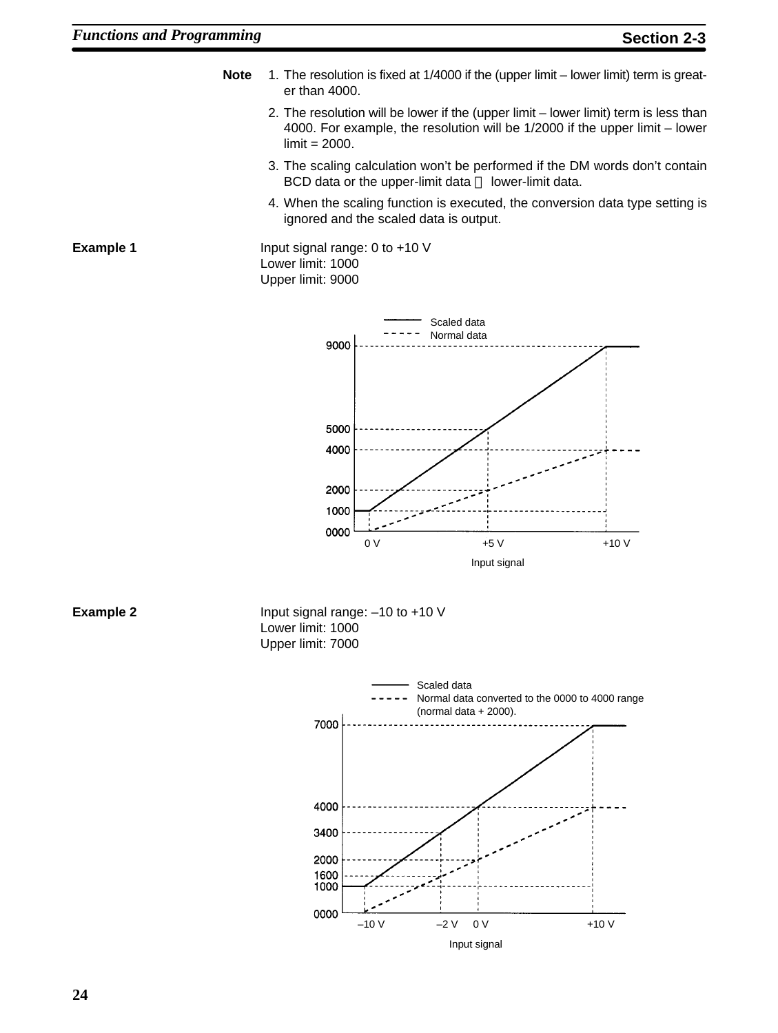**Note**

1. The resolution is fixed at 1/4000 if the (upper limit – lower limit) term is greater than 4000.
2. The resolution will be lower if the (upper limit – lower limit) term is less than 4000. For example, the resolution will be 1/2000 if the upper limit – lower limit = 2000.
3. The scaling calculation won't be performed if the DM words don't contain BCD data or the upper-limit data ≦ lower-limit data.
4. When the scaling function is executed, the conversion data type setting is ignored and the scaled data is output.

**Example 1**

Input signal range: 0 to +10 V
Lower limit: 1000
Upper limit: 9000

**Example 2**

Input signal range: –10 to +10 V
Lower limit: 1000
Upper limit: 7000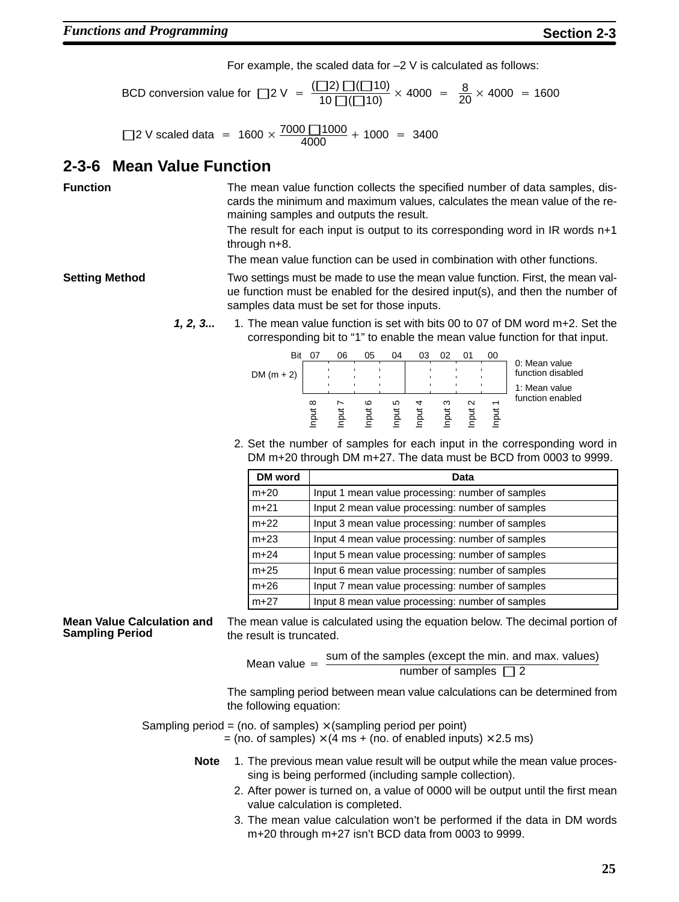For example, the scaled data for –2 V is calculated as follows:

$$\text{BCD conversion value for } -2\text{ V} = \frac{(-2)-(-10)}{10-(-10)} \times 4000 = \frac{8}{20} \times 4000 = 1600$$

$$-2\text{ V scaled data} = 1600 \times \frac{7000-1000}{4000} + 1000 = 3400$$

## 2-3-6 Mean Value Function

**Function**

The mean value function collects the specified number of data samples, discards the minimum and maximum values, calculates the mean value of the remaining samples and outputs the result.

The result for each input is output to its corresponding word in IR words n+1 through n+8.

The mean value function can be used in combination with other functions.

**Setting Method**

Two settings must be made to use the mean value function. First, the mean value function must be enabled for the desired input(s), and then the number of samples data must be set for those inputs.

***1, 2, 3...***

1. The mean value function is set with bits 00 to 07 of DM word m+2. Set the corresponding bit to "1" to enable the mean value function for that input.

| Bit | 07 | 06 | 05 | 04 | 03 | 02 | 01 | 00 |
|---|---|---|---|---|---|---|---|---|
| DM (m + 2) | Input 8 | Input 7 | Input 6 | Input 5 | Input 4 | Input 3 | Input 2 | Input 1 |

0: Mean value function disabled
1: Mean value function enabled

2. Set the number of samples for each input in the corresponding word in DM m+20 through DM m+27. The data must be BCD from 0003 to 9999.

| DM word | Data |
|---|---|
| m+20 | Input 1 mean value processing: number of samples |
| m+21 | Input 2 mean value processing: number of samples |
| m+22 | Input 3 mean value processing: number of samples |
| m+23 | Input 4 mean value processing: number of samples |
| m+24 | Input 5 mean value processing: number of samples |
| m+25 | Input 6 mean value processing: number of samples |
| m+26 | Input 7 mean value processing: number of samples |
| m+27 | Input 8 mean value processing: number of samples |

**Mean Value Calculation and Sampling Period**

The mean value is calculated using the equation below. The decimal portion of the result is truncated.

$$\text{Mean value} = \frac{\text{sum of the samples (except the min. and max. values)}}{\text{number of samples} - 2}$$

The sampling period between mean value calculations can be determined from the following equation:

Sampling period = (no. of samples) × (sampling period per point)
= (no. of samples) × (4 ms + (no. of enabled inputs) × 2.5 ms)

**Note**

1. The previous mean value result will be output while the mean value processing is being performed (including sample collection).
2. After power is turned on, a value of 0000 will be output until the first mean value calculation is completed.
3. The mean value calculation won't be performed if the data in DM words m+20 through m+27 isn't BCD data from 0003 to 9999.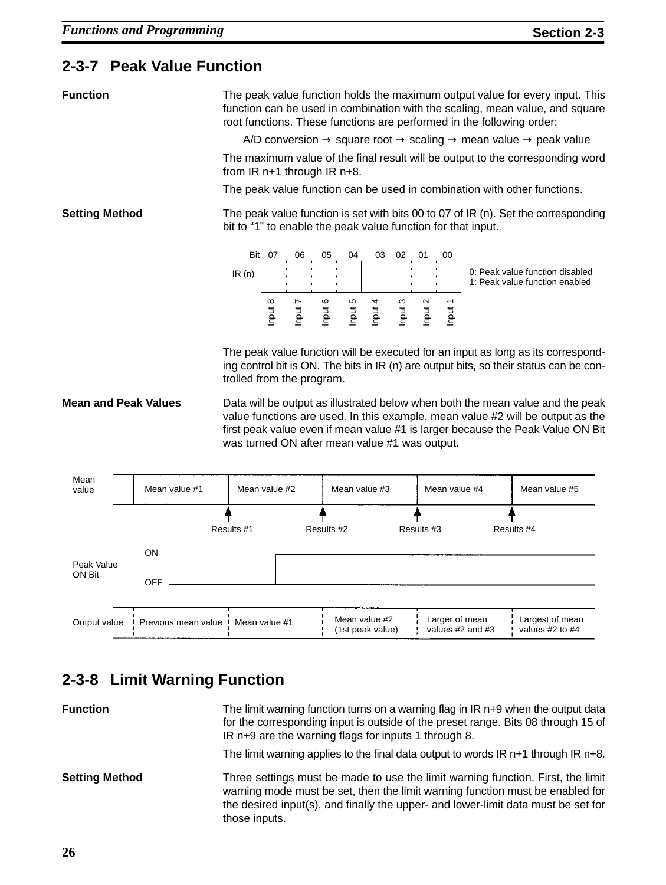## 2-3-7 Peak Value Function

**Function**

The peak value function holds the maximum output value for every input. This function can be used in combination with the scaling, mean value, and square root functions. These functions are performed in the following order:

A/D conversion → square root → scaling → mean value → peak value

The maximum value of the final result will be output to the corresponding word from IR n+1 through IR n+8.

The peak value function can be used in combination with other functions.

**Setting Method**

The peak value function is set with bits 00 to 07 of IR (n). Set the corresponding bit to "1" to enable the peak value function for that input.

| Bit | 07 | 06 | 05 | 04 | 03 | 02 | 01 | 00 |
|---|---|---|---|---|---|---|---|---|
| IR (n) | Input 8 | Input 7 | Input 6 | Input 5 | Input 4 | Input 3 | Input 2 | Input 1 |

0: Peak value function disabled
1: Peak value function enabled

The peak value function will be executed for an input as long as its corresponding control bit is ON. The bits in IR (n) are output bits, so their status can be controlled from the program.

**Mean and Peak Values**

Data will be output as illustrated below when both the mean value and the peak value functions are used. In this example, mean value #2 will be output as the first peak value even if mean value #1 is larger because the Peak Value ON Bit was turned ON after mean value #1 was output.

| Mean value | Mean value #1 | Mean value #2 | Mean value #3 | Mean value #4 | Mean value #5 |
|---|---|---|---|---|---|
| Results | | Results #1 | Results #2 | Results #3 | Results #4 |
| Peak Value ON Bit | OFF | OFF (turns ON during mean value #2) | ON | ON | ON |
| Output value | Previous mean value | Mean value #1 | Mean value #2 (1st peak value) | Larger of mean values #2 and #3 | Largest of mean values #2 to #4 |

## 2-3-8 Limit Warning Function

**Function**

The limit warning function turns on a warning flag in IR n+9 when the output data for the corresponding input is outside of the preset range. Bits 08 through 15 of IR n+9 are the warning flags for inputs 1 through 8.

The limit warning applies to the final data output to words IR n+1 through IR n+8.

**Setting Method**

Three settings must be made to use the limit warning function. First, the limit warning mode must be set, then the limit warning function must be enabled for the desired input(s), and finally the upper- and lower-limit data must be set for those inputs.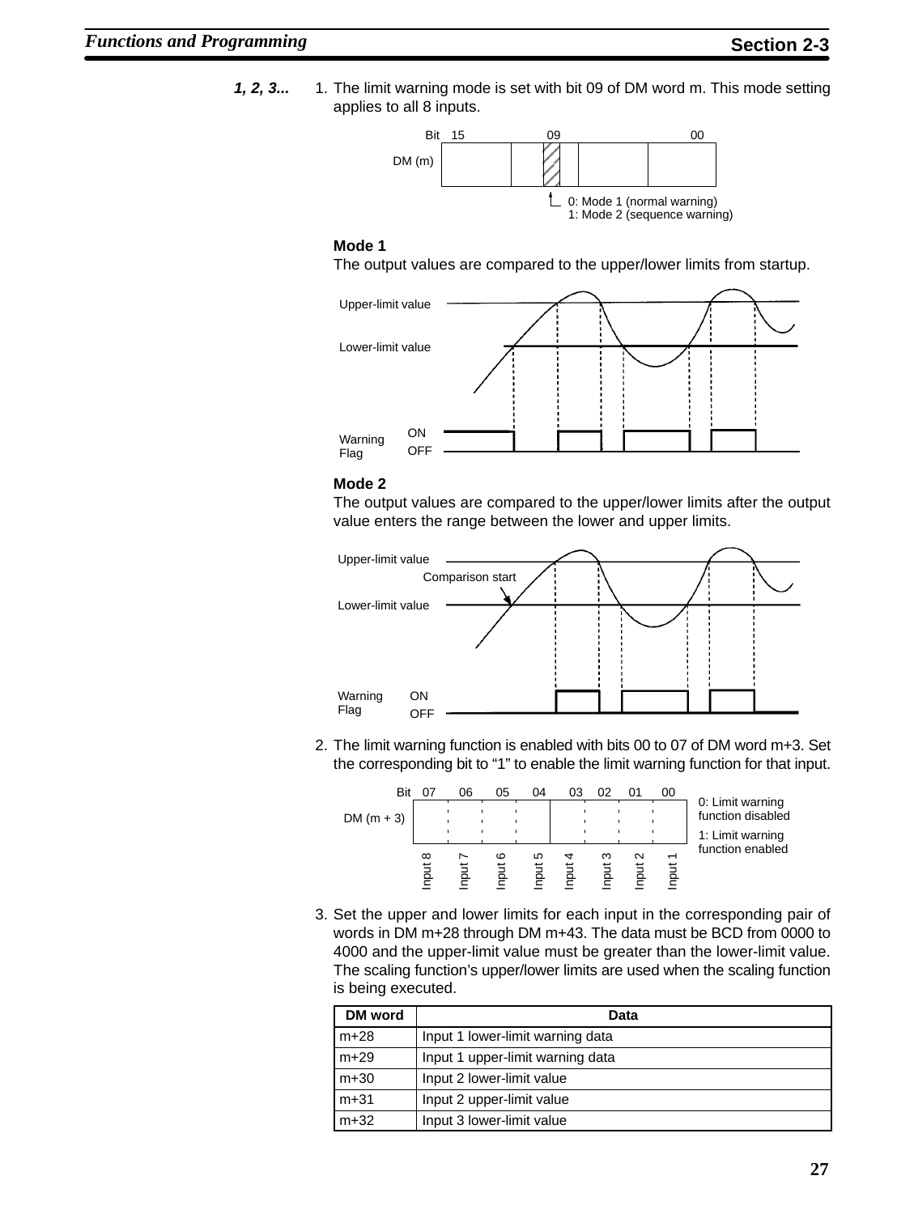1, 2, 3...

1. The limit warning mode is set with bit 09 of DM word m. This mode setting applies to all 8 inputs.

Bit 15 09 00

DM (m)

0: Mode 1 (normal warning)
1: Mode 2 (sequence warning)

**Mode 1**

The output values are compared to the upper/lower limits from startup.

Upper-limit value

Lower-limit value

Warning Flag ON OFF

**Mode 2**

The output values are compared to the upper/lower limits after the output value enters the range between the lower and upper limits.

Upper-limit value

Comparison start

Lower-limit value

Warning Flag ON OFF

2. The limit warning function is enabled with bits 00 to 07 of DM word m+3. Set the corresponding bit to “1” to enable the limit warning function for that input.

| Bit | 07 | 06 | 05 | 04 | 03 | 02 | 01 | 00 |
|---|---|---|---|---|---|---|---|---|
| DM (m + 3) | Input 8 | Input 7 | Input 6 | Input 5 | Input 4 | Input 3 | Input 2 | Input 1 |

0: Limit warning function disabled
1: Limit warning function enabled

3. Set the upper and lower limits for each input in the corresponding pair of words in DM m+28 through DM m+43. The data must be BCD from 0000 to 4000 and the upper-limit value must be greater than the lower-limit value. The scaling function’s upper/lower limits are used when the scaling function is being executed.

| DM word | Data |
|---|---|
| m+28 | Input 1 lower-limit warning data |
| m+29 | Input 1 upper-limit warning data |
| m+30 | Input 2 lower-limit value |
| m+31 | Input 2 upper-limit value |
| m+32 | Input 3 lower-limit value |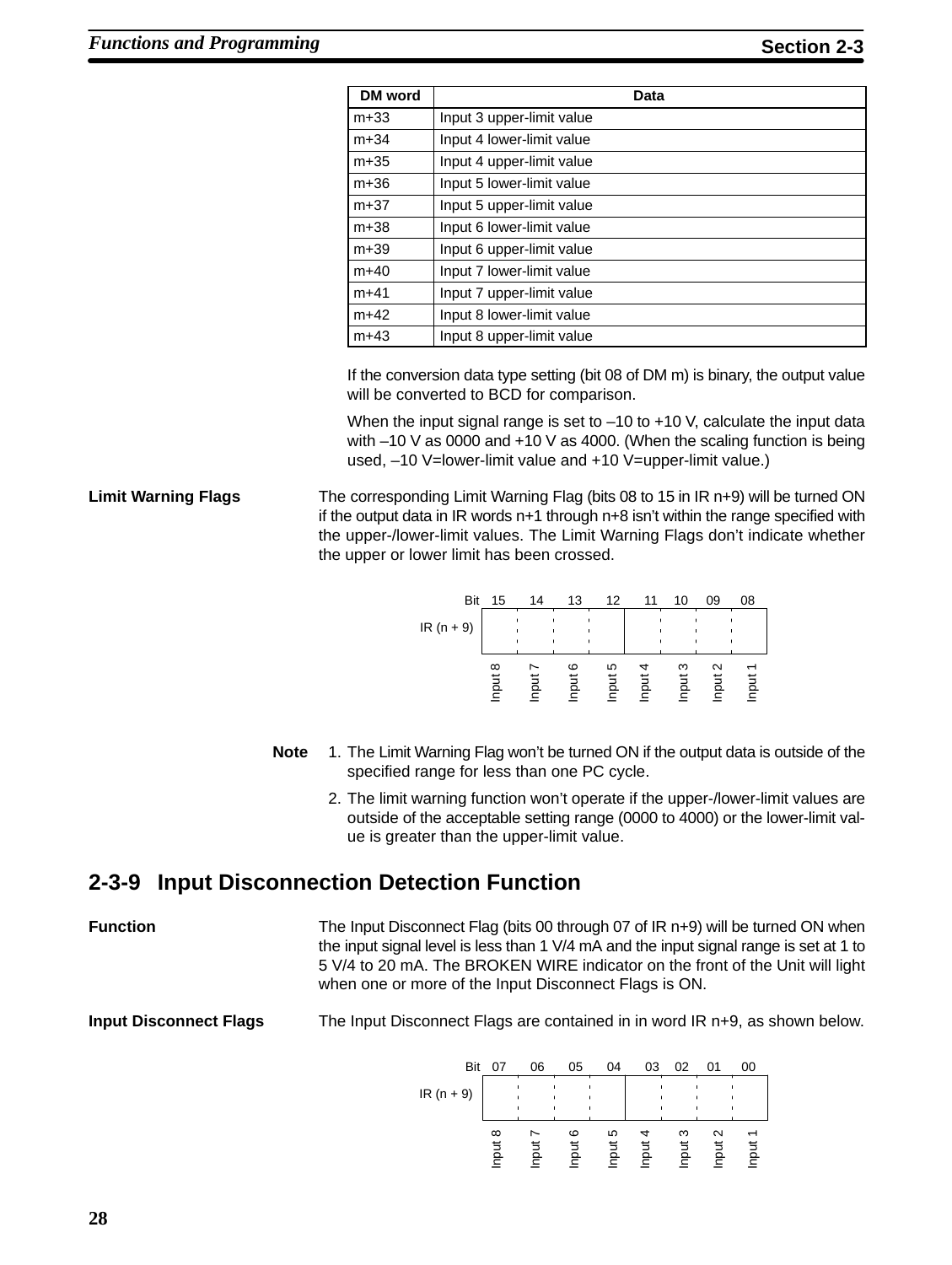| DM word | Data |
|---|---|
| m+33 | Input 3 upper-limit value |
| m+34 | Input 4 lower-limit value |
| m+35 | Input 4 upper-limit value |
| m+36 | Input 5 lower-limit value |
| m+37 | Input 5 upper-limit value |
| m+38 | Input 6 lower-limit value |
| m+39 | Input 6 upper-limit value |
| m+40 | Input 7 lower-limit value |
| m+41 | Input 7 upper-limit value |
| m+42 | Input 8 lower-limit value |
| m+43 | Input 8 upper-limit value |

If the conversion data type setting (bit 08 of DM m) is binary, the output value will be converted to BCD for comparison.

When the input signal range is set to –10 to +10 V, calculate the input data with –10 V as 0000 and +10 V as 4000. (When the scaling function is being used, –10 V=lower-limit value and +10 V=upper-limit value.)

**Limit Warning Flags**

The corresponding Limit Warning Flag (bits 08 to 15 in IR n+9) will be turned ON if the output data in IR words n+1 through n+8 isn't within the range specified with the upper-/lower-limit values. The Limit Warning Flags don't indicate whether the upper or lower limit has been crossed.

| Bit | 15 | 14 | 13 | 12 | 11 | 10 | 09 | 08 |
|---|---|---|---|---|---|---|---|---|
| IR (n + 9) | | | | | | | | |
| | Input 8 | Input 7 | Input 6 | Input 5 | Input 4 | Input 3 | Input 2 | Input 1 |

**Note**
1. The Limit Warning Flag won't be turned ON if the output data is outside of the specified range for less than one PC cycle.
2. The limit warning function won't operate if the upper-/lower-limit values are outside of the acceptable setting range (0000 to 4000) or the lower-limit value is greater than the upper-limit value.

## 2-3-9 Input Disconnection Detection Function

**Function**

The Input Disconnect Flag (bits 00 through 07 of IR n+9) will be turned ON when the input signal level is less than 1 V/4 mA and the input signal range is set at 1 to 5 V/4 to 20 mA. The BROKEN WIRE indicator on the front of the Unit will light when one or more of the Input Disconnect Flags is ON.

**Input Disconnect Flags**

The Input Disconnect Flags are contained in in word IR n+9, as shown below.

| Bit | 07 | 06 | 05 | 04 | 03 | 02 | 01 | 00 |
|---|---|---|---|---|---|---|---|---|
| IR (n + 9) | | | | | | | | |
| | Input 8 | Input 7 | Input 6 | Input 5 | Input 4 | Input 3 | Input 2 | Input 1 |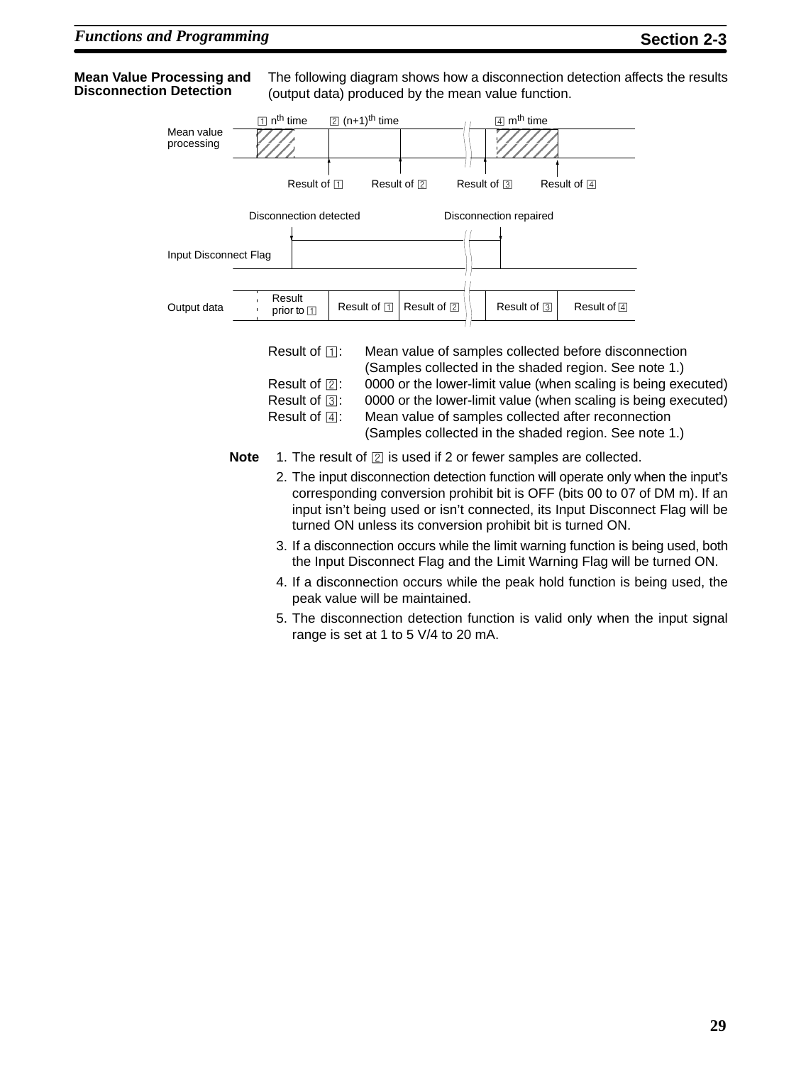### Mean Value Processing and Disconnection Detection

The following diagram shows how a disconnection detection affects the results (output data) produced by the mean value function.

Result of 1: Mean value of samples collected before disconnection (Samples collected in the shaded region. See note 1.)

Result of 2: 0000 or the lower-limit value (when scaling is being executed)

Result of 3: 0000 or the lower-limit value (when scaling is being executed)

Result of 4: Mean value of samples collected after reconnection (Samples collected in the shaded region. See note 1.)

**Note**

1. The result of 2 is used if 2 or fewer samples are collected.
2. The input disconnection detection function will operate only when the input's corresponding conversion prohibit bit is OFF (bits 00 to 07 of DM m). If an input isn't being used or isn't connected, its Input Disconnect Flag will be turned ON unless its conversion prohibit bit is turned ON.
3. If a disconnection occurs while the limit warning function is being used, both the Input Disconnect Flag and the Limit Warning Flag will be turned ON.
4. If a disconnection occurs while the peak hold function is being used, the peak value will be maintained.
5. The disconnection detection function is valid only when the input signal range is set at 1 to 5 V/4 to 20 mA.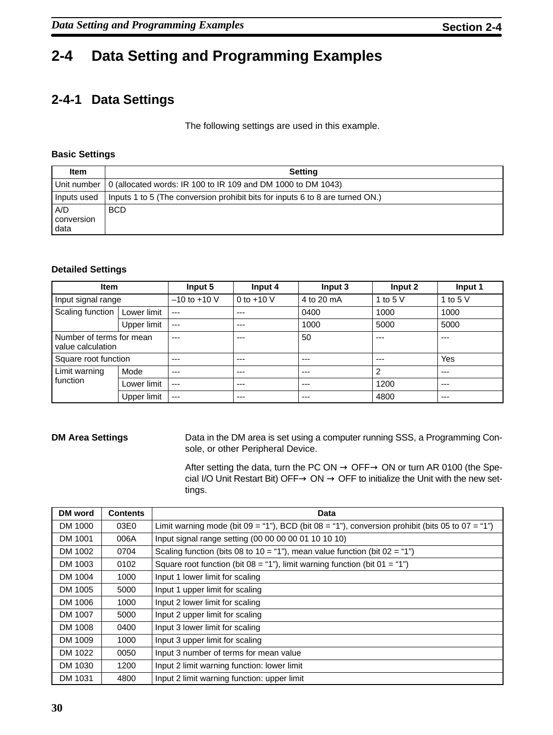## 2-4 Data Setting and Programming Examples

### 2-4-1 Data Settings

The following settings are used in this example.

**Basic Settings**

| Item | Setting |
|---|---|
| Unit number | 0 (allocated words: IR 100 to IR 109 and DM 1000 to DM 1043) |
| Inputs used | Inputs 1 to 5 (The conversion prohibit bits for inputs 6 to 8 are turned ON.) |
| A/D conversion data | BCD |

**Detailed Settings**

| Item | | Input 5 | Input 4 | Input 3 | Input 2 | Input 1 |
|---|---|---|---|---|---|---|
| Input signal range | | –10 to +10 V | 0 to +10 V | 4 to 20 mA | 1 to 5 V | 1 to 5 V |
| Scaling function | Lower limit | --- | --- | 0400 | 1000 | 1000 |
| | Upper limit | --- | --- | 1000 | 5000 | 5000 |
| Number of terms for mean value calculation | | --- | --- | 50 | --- | --- |
| Square root function | | --- | --- | --- | --- | Yes |
| Limit warning function | Mode | --- | --- | --- | 2 | --- |
| | Lower limit | --- | --- | --- | 1200 | --- |
| | Upper limit | --- | --- | --- | 4800 | --- |

**DM Area Settings**

Data in the DM area is set using a computer running SSS, a Programming Console, or other Peripheral Device.

After setting the data, turn the PC ON → OFF→ ON or turn AR 0100 (the Special I/O Unit Restart Bit) OFF→ ON → OFF to initialize the Unit with the new settings.

| DM word | Contents | Data |
|---|---|---|
| DM 1000 | 03E0 | Limit warning mode (bit 09 = “1”), BCD (bit 08 = “1”), conversion prohibit (bits 05 to 07 = “1”) |
| DM 1001 | 006A | Input signal range setting (00 00 00 00 01 10 10 10) |
| DM 1002 | 0704 | Scaling function (bits 08 to 10 = “1”), mean value function (bit 02 = “1”) |
| DM 1003 | 0102 | Square root function (bit 08 = “1”), limit warning function (bit 01 = “1”) |
| DM 1004 | 1000 | Input 1 lower limit for scaling |
| DM 1005 | 5000 | Input 1 upper limit for scaling |
| DM 1006 | 1000 | Input 2 lower limit for scaling |
| DM 1007 | 5000 | Input 2 upper limit for scaling |
| DM 1008 | 0400 | Input 3 lower limit for scaling |
| DM 1009 | 1000 | Input 3 upper limit for scaling |
| DM 1022 | 0050 | Input 3 number of terms for mean value |
| DM 1030 | 1200 | Input 2 limit warning function: lower limit |
| DM 1031 | 4800 | Input 2 limit warning function: upper limit |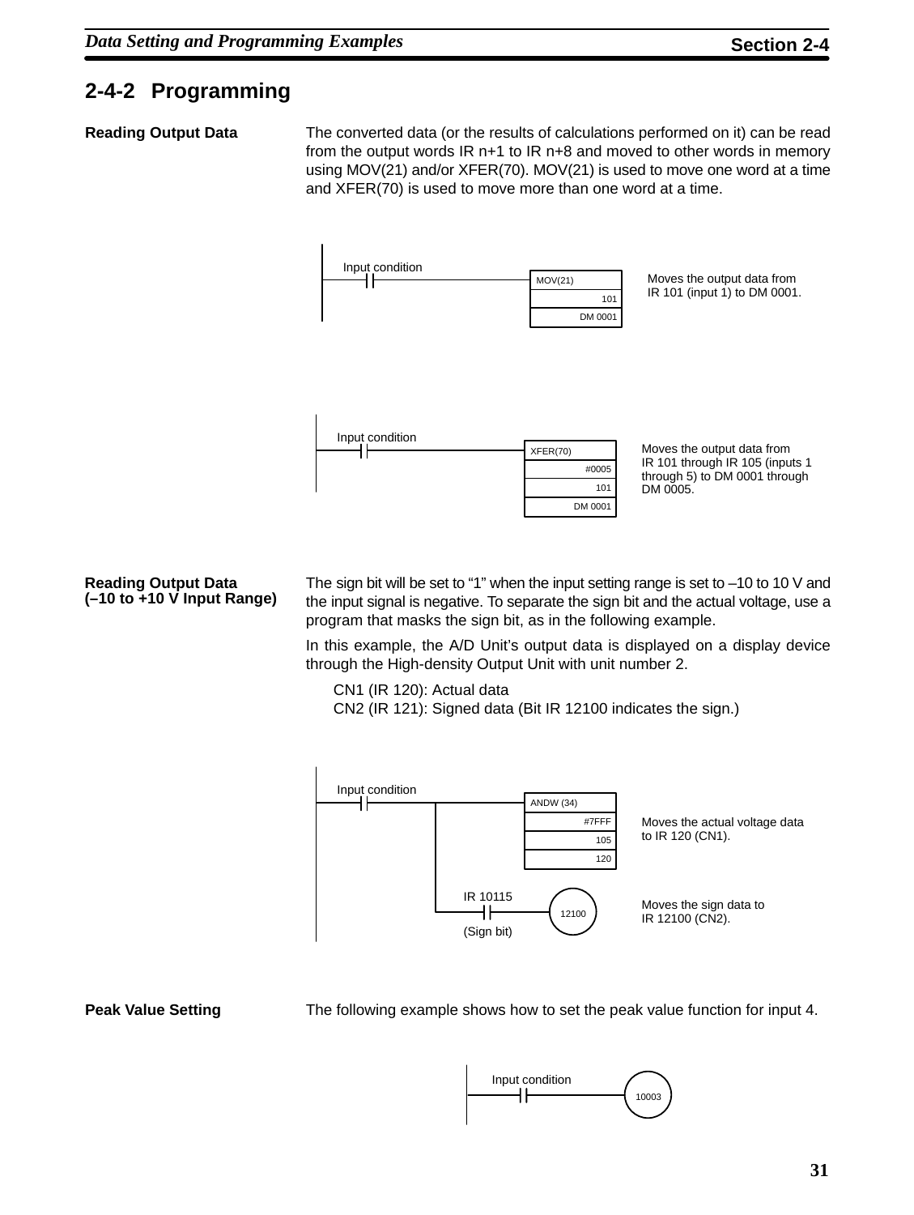## 2-4-2 Programming

**Reading Output Data**

The converted data (or the results of calculations performed on it) can be read from the output words IR n+1 to IR n+8 and moved to other words in memory using MOV(21) and/or XFER(70). MOV(21) is used to move one word at a time and XFER(70) is used to move more than one word at a time.

```
Input condition
--| |----------------[MOV(21) | 101 | DM 0001]
```

Moves the output data from IR 101 (input 1) to DM 0001.

```
Input condition
--| |----------------[XFER(70) | #0005 | 101 | DM 0001]
```

Moves the output data from IR 101 through IR 105 (inputs 1 through 5) to DM 0001 through DM 0005.

**Reading Output Data (–10 to +10 V Input Range)**

The sign bit will be set to “1” when the input setting range is set to –10 to 10 V and the input signal is negative. To separate the sign bit and the actual voltage, use a program that masks the sign bit, as in the following example.

In this example, the A/D Unit’s output data is displayed on a display device through the High-density Output Unit with unit number 2.

CN1 (IR 120): Actual data
CN2 (IR 121): Signed data (Bit IR 12100 indicates the sign.)

```
Input condition
--| |------+---------[ANDW (34) | #7FFF | 105 | 120]
           |
           |  IR 10115
           +----| |--------------( 12100 )
              (Sign bit)
```

Moves the actual voltage data to IR 120 (CN1).

Moves the sign data to IR 12100 (CN2).

**Peak Value Setting**

The following example shows how to set the peak value function for input 4.

```
Input condition
--| |----------------( 10003 )
```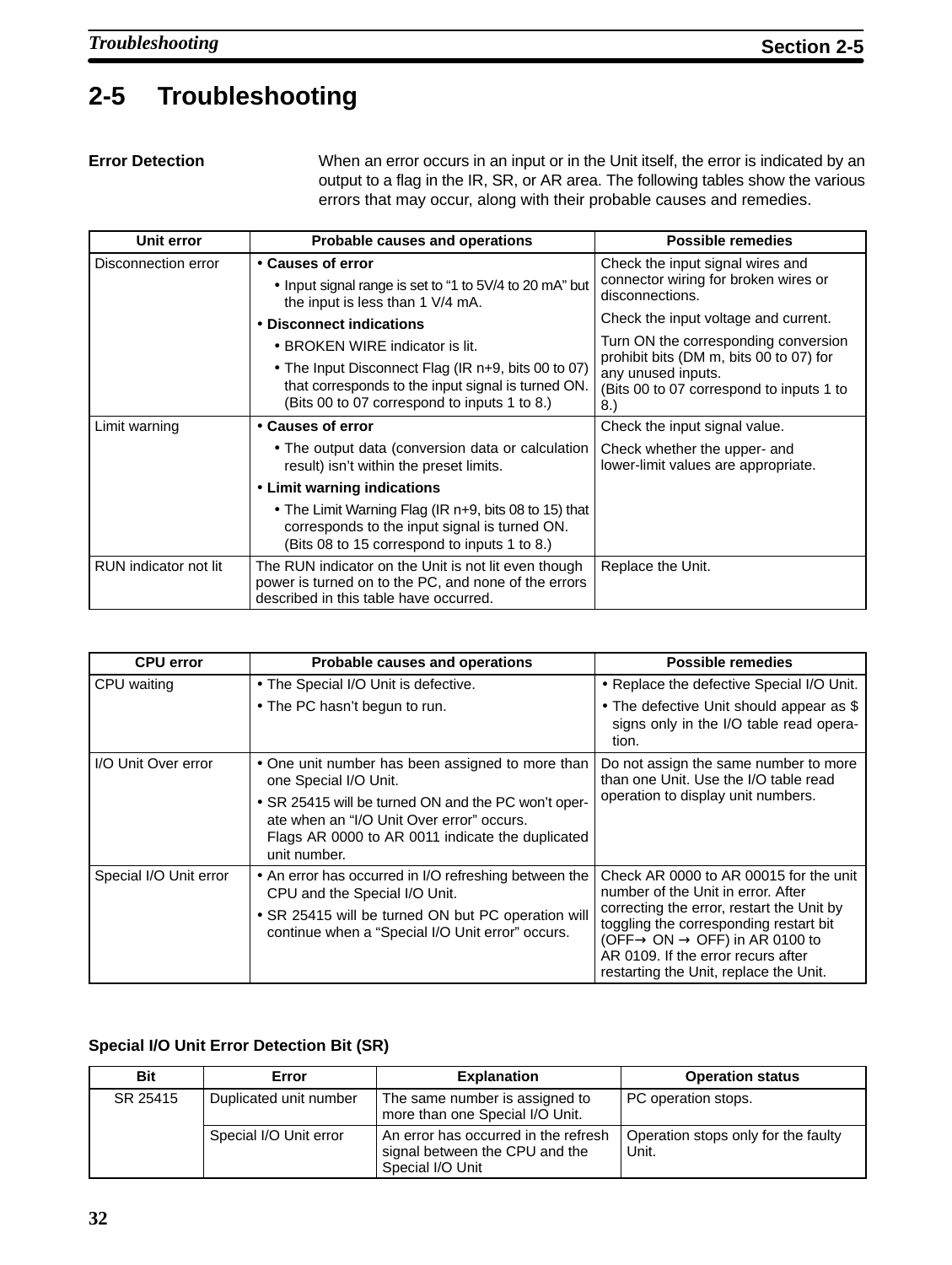## 2-5 Troubleshooting

**Error Detection**

When an error occurs in an input or in the Unit itself, the error is indicated by an output to a flag in the IR, SR, or AR area. The following tables show the various errors that may occur, along with their probable causes and remedies.

| Unit error | Probable causes and operations | Possible remedies |
|---|---|---|
| Disconnection error | • **Causes of error**<br>• Input signal range is set to "1 to 5V/4 to 20 mA" but the input is less than 1 V/4 mA.<br>• **Disconnect indications**<br>• BROKEN WIRE indicator is lit.<br>• The Input Disconnect Flag (IR n+9, bits 00 to 07) that corresponds to the input signal is turned ON. (Bits 00 to 07 correspond to inputs 1 to 8.) | Check the input signal wires and connector wiring for broken wires or disconnections.<br>Check the input voltage and current.<br>Turn ON the corresponding conversion prohibit bits (DM m, bits 00 to 07) for any unused inputs. (Bits 00 to 07 correspond to inputs 1 to 8.) |
| Limit warning | • **Causes of error**<br>• The output data (conversion data or calculation result) isn't within the preset limits.<br>• **Limit warning indications**<br>• The Limit Warning Flag (IR n+9, bits 08 to 15) that corresponds to the input signal is turned ON. (Bits 08 to 15 correspond to inputs 1 to 8.) | Check the input signal value.<br>Check whether the upper- and lower-limit values are appropriate. |
| RUN indicator not lit | The RUN indicator on the Unit is not lit even though power is turned on to the PC, and none of the errors described in this table have occurred. | Replace the Unit. |

| CPU error | Probable causes and operations | Possible remedies |
|---|---|---|
| CPU waiting | • The Special I/O Unit is defective.<br>• The PC hasn't begun to run. | • Replace the defective Special I/O Unit.<br>• The defective Unit should appear as $ signs only in the I/O table read operation. |
| I/O Unit Over error | • One unit number has been assigned to more than one Special I/O Unit.<br>• SR 25415 will be turned ON and the PC won't operate when an "I/O Unit Over error" occurs. Flags AR 0000 to AR 0011 indicate the duplicated unit number. | Do not assign the same number to more than one Unit. Use the I/O table read operation to display unit numbers. |
| Special I/O Unit error | • An error has occurred in I/O refreshing between the CPU and the Special I/O Unit.<br>• SR 25415 will be turned ON but PC operation will continue when a "Special I/O Unit error" occurs. | Check AR 0000 to AR 00015 for the unit number of the Unit in error. After correcting the error, restart the Unit by toggling the corresponding restart bit (OFF→ ON → OFF) in AR 0100 to AR 0109. If the error recurs after restarting the Unit, replace the Unit. |

**Special I/O Unit Error Detection Bit (SR)**

| Bit | Error | Explanation | Operation status |
|---|---|---|---|
| SR 25415 | Duplicated unit number | The same number is assigned to more than one Special I/O Unit. | PC operation stops. |
| | Special I/O Unit error | An error has occurred in the refresh signal between the CPU and the Special I/O Unit | Operation stops only for the faulty Unit. |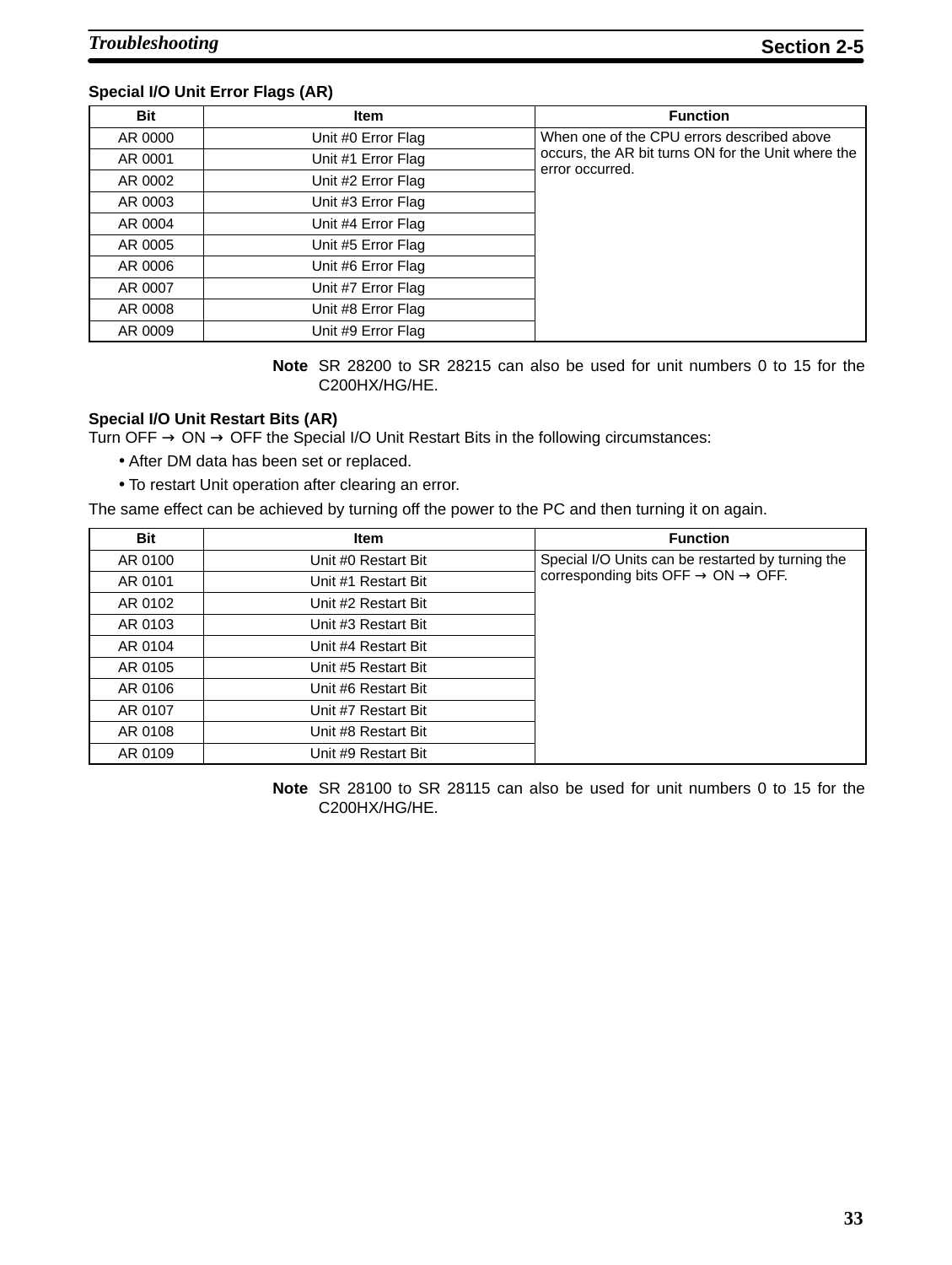### Special I/O Unit Error Flags (AR)

| Bit | Item | Function |
|---|---|---|
| AR 0000 | Unit #0 Error Flag | When one of the CPU errors described above occurs, the AR bit turns ON for the Unit where the error occurred. |
| AR 0001 | Unit #1 Error Flag | |
| AR 0002 | Unit #2 Error Flag | |
| AR 0003 | Unit #3 Error Flag | |
| AR 0004 | Unit #4 Error Flag | |
| AR 0005 | Unit #5 Error Flag | |
| AR 0006 | Unit #6 Error Flag | |
| AR 0007 | Unit #7 Error Flag | |
| AR 0008 | Unit #8 Error Flag | |
| AR 0009 | Unit #9 Error Flag | |

**Note** SR 28200 to SR 28215 can also be used for unit numbers 0 to 15 for the C200HX/HG/HE.

### Special I/O Unit Restart Bits (AR)

Turn OFF → ON → OFF the Special I/O Unit Restart Bits in the following circumstances:

- After DM data has been set or replaced.
- To restart Unit operation after clearing an error.

The same effect can be achieved by turning off the power to the PC and then turning it on again.

| Bit | Item | Function |
|---|---|---|
| AR 0100 | Unit #0 Restart Bit | Special I/O Units can be restarted by turning the corresponding bits OFF → ON → OFF. |
| AR 0101 | Unit #1 Restart Bit | |
| AR 0102 | Unit #2 Restart Bit | |
| AR 0103 | Unit #3 Restart Bit | |
| AR 0104 | Unit #4 Restart Bit | |
| AR 0105 | Unit #5 Restart Bit | |
| AR 0106 | Unit #6 Restart Bit | |
| AR 0107 | Unit #7 Restart Bit | |
| AR 0108 | Unit #8 Restart Bit | |
| AR 0109 | Unit #9 Restart Bit | |

**Note** SR 28100 to SR 28115 can also be used for unit numbers 0 to 15 for the C200HX/HG/HE.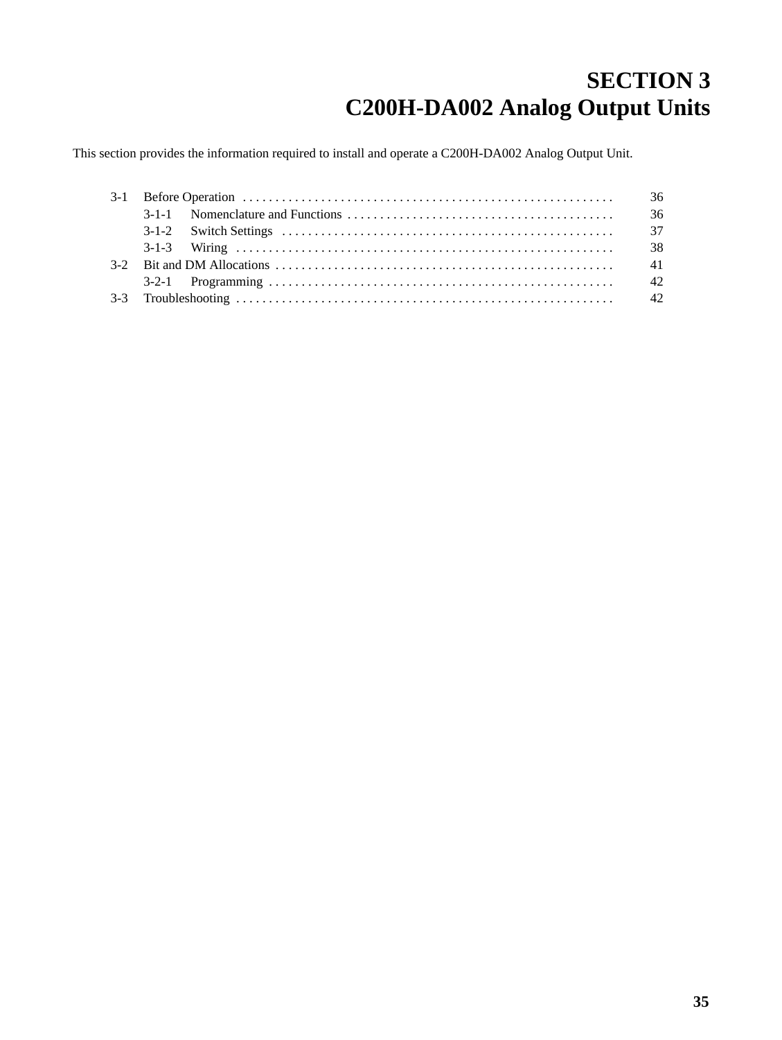# SECTION 3
# C200H-DA002 Analog Output Units

This section provides the information required to install and operate a C200H-DA002 Analog Output Unit.

| | | |
|---|---|---|
| 3-1 | Before Operation | 36 |
| | 3-1-1 Nomenclature and Functions | 36 |
| | 3-1-2 Switch Settings | 37 |
| | 3-1-3 Wiring | 38 |
| 3-2 | Bit and DM Allocations | 41 |
| | 3-2-1 Programming | 42 |
| 3-3 | Troubleshooting | 42 |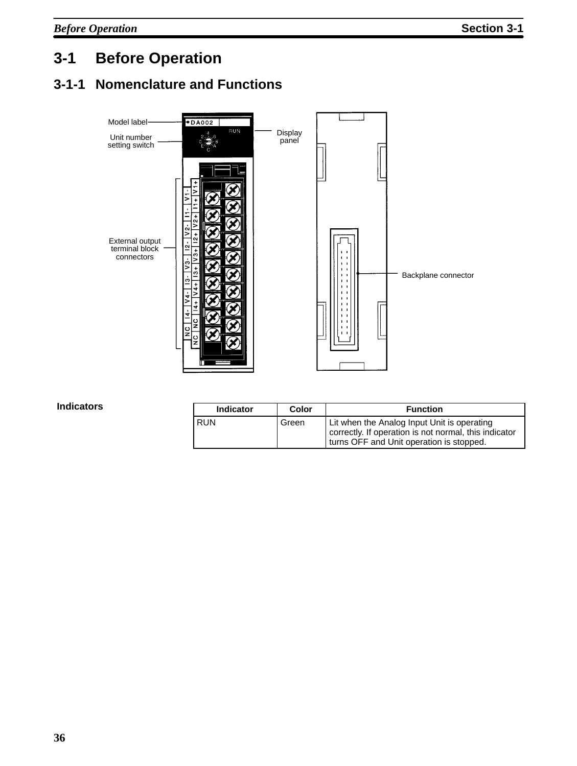# 3-1 Before Operation

## 3-1-1 Nomenclature and Functions

Model label

Unit number setting switch

Display panel

External output terminal block connectors

Backplane connector

### Indicators

| Indicator | Color | Function |
|---|---|---|
| RUN | Green | Lit when the Analog Input Unit is operating correctly. If operation is not normal, this indicator turns OFF and Unit operation is stopped. |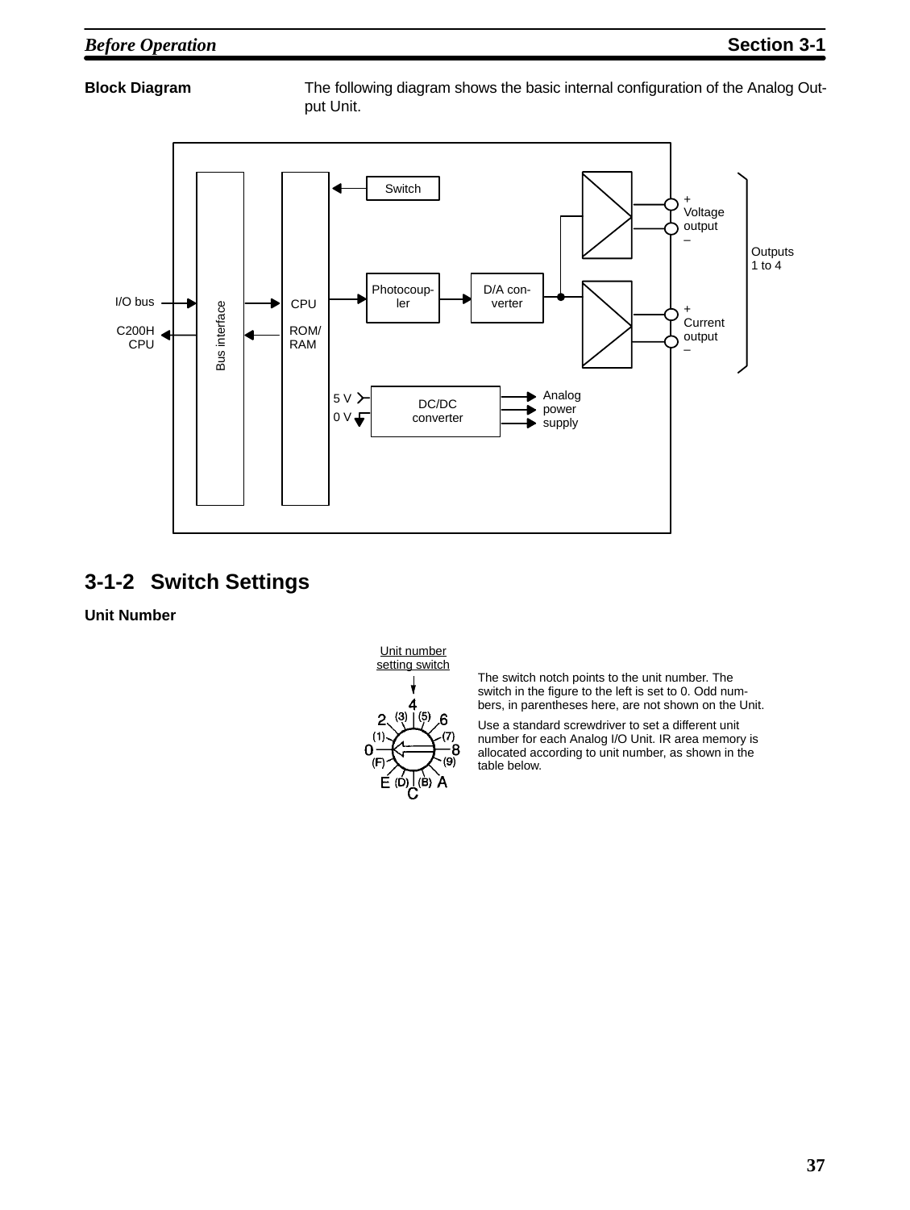**Block Diagram**

The following diagram shows the basic internal configuration of the Analog Output Unit.

I/O bus
C200H CPU
Bus interface
CPU
ROM/RAM
Switch
Photocoupler
D/A converter
+ Voltage output –
+ Current output –
Outputs 1 to 4
5 V
0 V
DC/DC converter
Analog power supply

## 3-1-2 Switch Settings

**Unit Number**

Unit number setting switch

The switch notch points to the unit number. The switch in the figure to the left is set to 0. Odd numbers, in parentheses here, are not shown on the Unit.

Use a standard screwdriver to set a different unit number for each Analog I/O Unit. IR area memory is allocated according to unit number, as shown in the table below.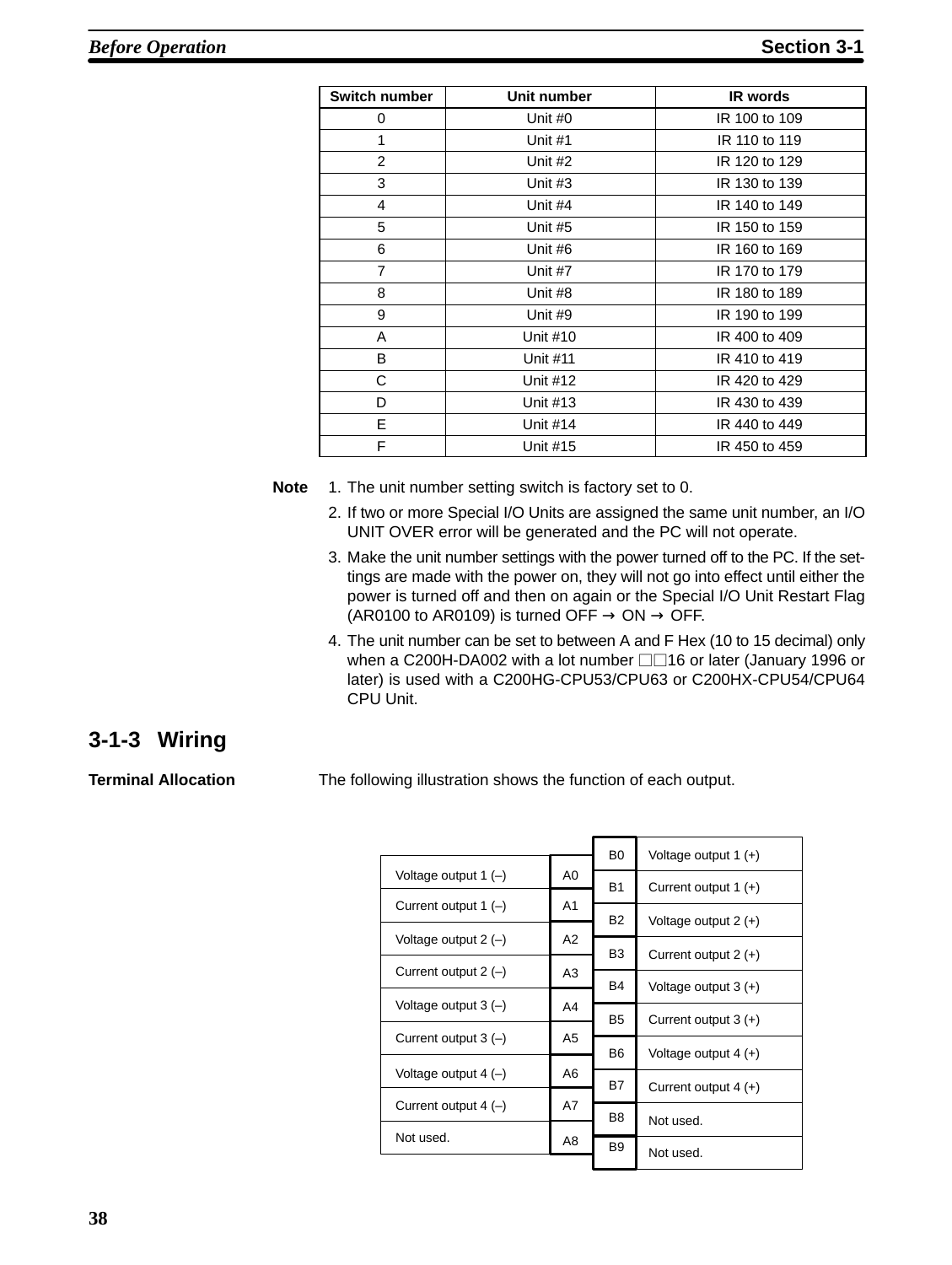| Switch number | Unit number | IR words |
|---|---|---|
| 0 | Unit #0 | IR 100 to 109 |
| 1 | Unit #1 | IR 110 to 119 |
| 2 | Unit #2 | IR 120 to 129 |
| 3 | Unit #3 | IR 130 to 139 |
| 4 | Unit #4 | IR 140 to 149 |
| 5 | Unit #5 | IR 150 to 159 |
| 6 | Unit #6 | IR 160 to 169 |
| 7 | Unit #7 | IR 170 to 179 |
| 8 | Unit #8 | IR 180 to 189 |
| 9 | Unit #9 | IR 190 to 199 |
| A | Unit #10 | IR 400 to 409 |
| B | Unit #11 | IR 410 to 419 |
| C | Unit #12 | IR 420 to 429 |
| D | Unit #13 | IR 430 to 439 |
| E | Unit #14 | IR 440 to 449 |
| F | Unit #15 | IR 450 to 459 |

**Note**

1. The unit number setting switch is factory set to 0.
2. If two or more Special I/O Units are assigned the same unit number, an I/O UNIT OVER error will be generated and the PC will not operate.
3. Make the unit number settings with the power turned off to the PC. If the settings are made with the power on, they will not go into effect until either the power is turned off and then on again or the Special I/O Unit Restart Flag (AR0100 to AR0109) is turned OFF → ON → OFF.
4. The unit number can be set to between A and F Hex (10 to 15 decimal) only when a C200H-DA002 with a lot number □□16 or later (January 1996 or later) is used with a C200HG-CPU53/CPU63 or C200HX-CPU54/CPU64 CPU Unit.

## 3-1-3 Wiring

**Terminal Allocation**

The following illustration shows the function of each output.

| Function | Terminal | Terminal | Function |
|---|---|---|---|
| | | B0 | Voltage output 1 (+) |
| Voltage output 1 (–) | A0 | B1 | Current output 1 (+) |
| Current output 1 (–) | A1 | B2 | Voltage output 2 (+) |
| Voltage output 2 (–) | A2 | B3 | Current output 2 (+) |
| Current output 2 (–) | A3 | B4 | Voltage output 3 (+) |
| Voltage output 3 (–) | A4 | B5 | Current output 3 (+) |
| Current output 3 (–) | A5 | B6 | Voltage output 4 (+) |
| Voltage output 4 (–) | A6 | B7 | Current output 4 (+) |
| Current output 4 (–) | A7 | B8 | Not used. |
| Not used. | A8 | B9 | Not used. |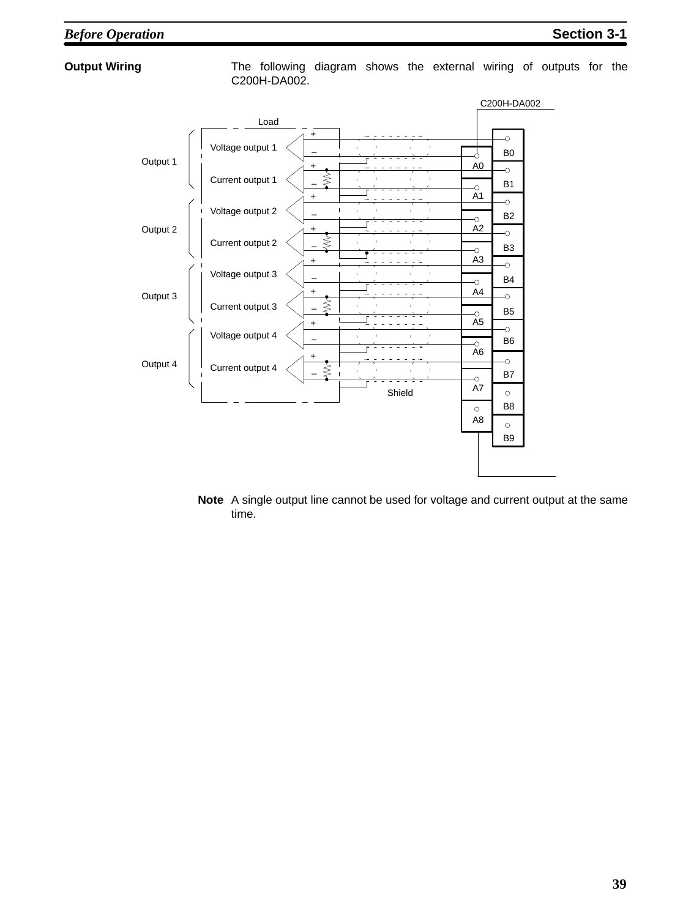### Output Wiring

The following diagram shows the external wiring of outputs for the C200H-DA002.

C200H-DA002

Load

Output 1: Voltage output 1 (+ B0, – A0); Current output 1 (+ B1, – A1)

Output 2: Voltage output 2 (+ B2, – A2); Current output 2 (+ B3, – A3)

Output 3: Voltage output 3 (+ B4, – A4); Current output 3 (+ B5, – A5)

Output 4: Voltage output 4 (+ B6, – A6); Current output 4 (+ B7, – A7)

Shield

A8, B8, B9

**Note** A single output line cannot be used for voltage and current output at the same time.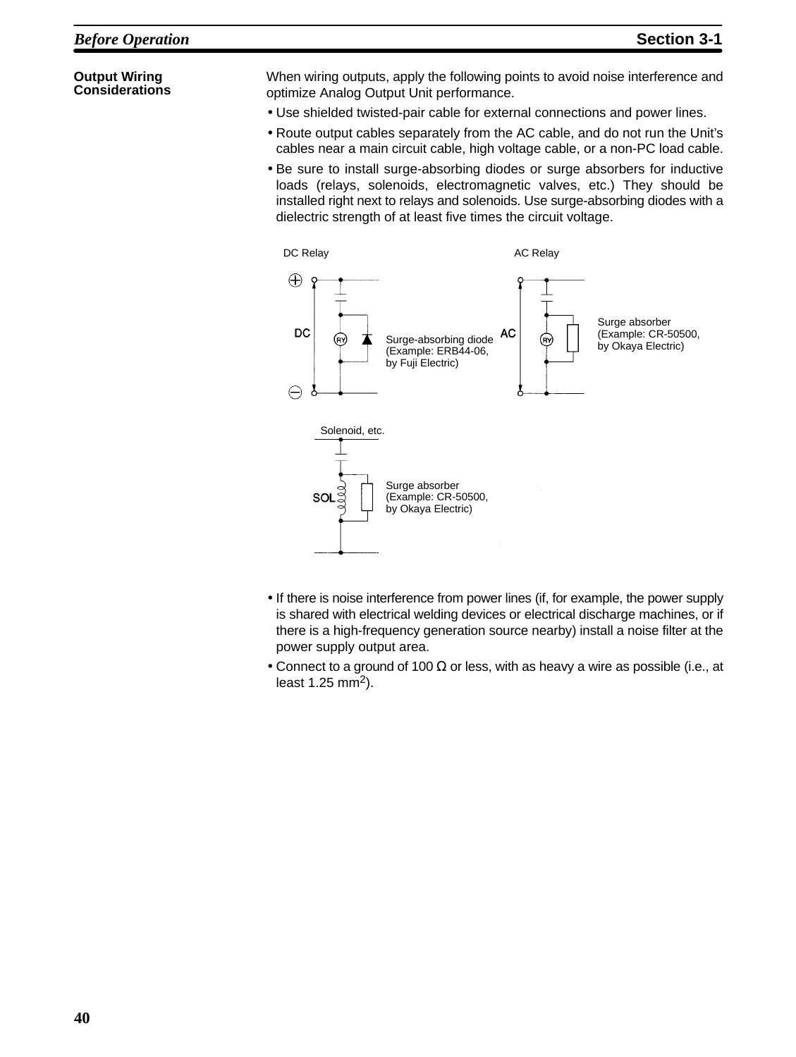### Output Wiring Considerations

When wiring outputs, apply the following points to avoid noise interference and optimize Analog Output Unit performance.

- Use shielded twisted-pair cable for external connections and power lines.
- Route output cables separately from the AC cable, and do not run the Unit's cables near a main circuit cable, high voltage cable, or a non-PC load cable.
- Be sure to install surge-absorbing diodes or surge absorbers for inductive loads (relays, solenoids, electromagnetic valves, etc.) They should be installed right next to relays and solenoids. Use surge-absorbing diodes with a dielectric strength of at least five times the circuit voltage.

DC Relay

Surge-absorbing diode (Example: ERB44-06, by Fuji Electric)

AC Relay

Surge absorber (Example: CR-50500, by Okaya Electric)

Solenoid, etc.

Surge absorber (Example: CR-50500, by Okaya Electric)

- If there is noise interference from power lines (if, for example, the power supply is shared with electrical welding devices or electrical discharge machines, or if there is a high-frequency generation source nearby) install a noise filter at the power supply output area.
- Connect to a ground of 100 Ω or less, with as heavy a wire as possible (i.e., at least 1.25 $mm^2$).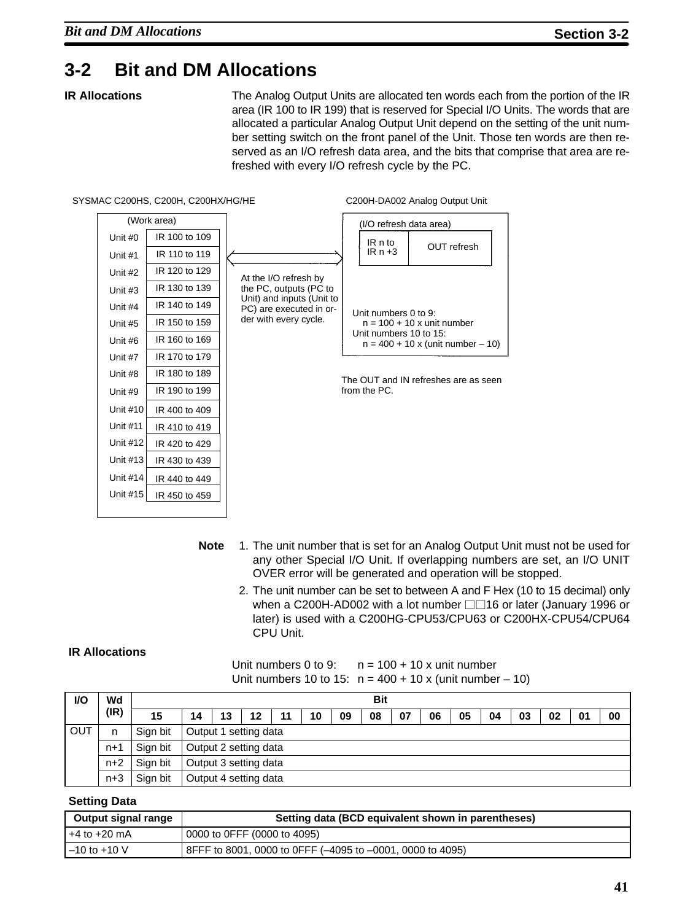## 3-2 Bit and DM Allocations

**IR Allocations**

The Analog Output Units are allocated ten words each from the portion of the IR area (IR 100 to IR 199) that is reserved for Special I/O Units. The words that are allocated a particular Analog Output Unit depend on the setting of the unit number setting switch on the front panel of the Unit. Those ten words are then reserved as an I/O refresh data area, and the bits that comprise that area are refreshed with every I/O refresh cycle by the PC.

SYSMAC C200HS, C200H, C200HX/HG/HE

(Work area)

| Unit | Words |
|---|---|
| Unit #0 | IR 100 to 109 |
| Unit #1 | IR 110 to 119 |
| Unit #2 | IR 120 to 129 |
| Unit #3 | IR 130 to 139 |
| Unit #4 | IR 140 to 149 |
| Unit #5 | IR 150 to 159 |
| Unit #6 | IR 160 to 169 |
| Unit #7 | IR 170 to 179 |
| Unit #8 | IR 180 to 189 |
| Unit #9 | IR 190 to 199 |
| Unit #10 | IR 400 to 409 |
| Unit #11 | IR 410 to 419 |
| Unit #12 | IR 420 to 429 |
| Unit #13 | IR 430 to 439 |
| Unit #14 | IR 440 to 449 |
| Unit #15 | IR 450 to 459 |

At the I/O refresh by the PC, outputs (PC to Unit) and inputs (Unit to PC) are executed in order with every cycle.

C200H-DA002 Analog Output Unit

(I/O refresh data area)

| | |
|---|---|
| IR n to IR n +3 | OUT refresh |

Unit numbers 0 to 9:
n = 100 + 10 x unit number
Unit numbers 10 to 15:
n = 400 + 10 x (unit number – 10)

The OUT and IN refreshes are as seen from the PC.

**Note**

1. The unit number that is set for an Analog Output Unit must not be used for any other Special I/O Unit. If overlapping numbers are set, an I/O UNIT OVER error will be generated and operation will be stopped.
2. The unit number can be set to between A and F Hex (10 to 15 decimal) only when a C200H-AD002 with a lot number □□16 or later (January 1996 or later) is used with a C200HG-CPU53/CPU63 or C200HX-CPU54/CPU64 CPU Unit.

**IR Allocations**

Unit numbers 0 to 9: n = 100 + 10 x unit number
Unit numbers 10 to 15: n = 400 + 10 x (unit number – 10)

| I/O | Wd (IR) | Bit | | | | | | | | | | | | | | | |
|---|---|---|---|---|---|---|---|---|---|---|---|---|---|---|---|---|---|
| | | 15 | 14 | 13 | 12 | 11 | 10 | 09 | 08 | 07 | 06 | 05 | 04 | 03 | 02 | 01 | 00 |
| OUT | n | Sign bit | Output 1 setting data | | | | | | | | | | | | | | |
| | n+1 | Sign bit | Output 2 setting data | | | | | | | | | | | | | | |
| | n+2 | Sign bit | Output 3 setting data | | | | | | | | | | | | | | |
| | n+3 | Sign bit | Output 4 setting data | | | | | | | | | | | | | | |

**Setting Data**

| Output signal range | Setting data (BCD equivalent shown in parentheses) |
|---|---|
| +4 to +20 mA | 0000 to 0FFF (0000 to 4095) |
| –10 to +10 V | 8FFF to 8001, 0000 to 0FFF (–4095 to –0001, 0000 to 4095) |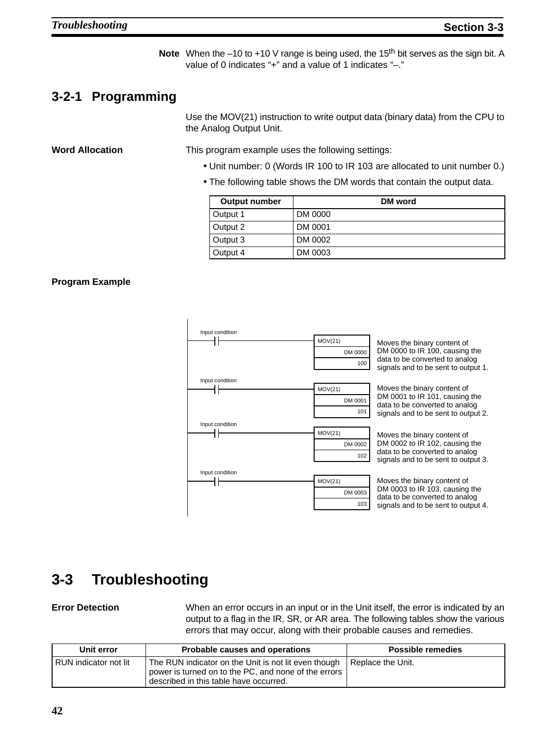**Note** When the –10 to +10 V range is being used, the 15th bit serves as the sign bit. A value of 0 indicates "+" and a value of 1 indicates "–."

### 3-2-1 Programming

Use the MOV(21) instruction to write output data (binary data) from the CPU to the Analog Output Unit.

**Word Allocation**

This program example uses the following settings:

- Unit number: 0 (Words IR 100 to IR 103 are allocated to unit number 0.)
- The following table shows the DM words that contain the output data.

| Output number | DM word |
|---|---|
| Output 1 | DM 0000 |
| Output 2 | DM 0001 |
| Output 3 | DM 0002 |
| Output 4 | DM 0003 |

**Program Example**

| Input condition | Instruction | Description |
|---|---|---|
| Input condition | MOV(21) DM 0000 100 | Moves the binary content of DM 0000 to IR 100, causing the data to be converted to analog signals and to be sent to output 1. |
| Input condition | MOV(21) DM 0001 101 | Moves the binary content of DM 0001 to IR 101, causing the data to be converted to analog signals and to be sent to output 2. |
| Input condition | MOV(21) DM 0002 102 | Moves the binary content of DM 0002 to IR 102, causing the data to be converted to analog signals and to be sent to output 3. |
| Input condition | MOV(21) DM 0003 103 | Moves the binary content of DM 0003 to IR 103, causing the data to be converted to analog signals and to be sent to output 4. |

## 3-3 Troubleshooting

**Error Detection**

When an error occurs in an input or in the Unit itself, the error is indicated by an output to a flag in the IR, SR, or AR area. The following tables show the various errors that may occur, along with their probable causes and remedies.

| Unit error | Probable causes and operations | Possible remedies |
|---|---|---|
| RUN indicator not lit | The RUN indicator on the Unit is not lit even though power is turned on to the PC, and none of the errors described in this table have occurred. | Replace the Unit. |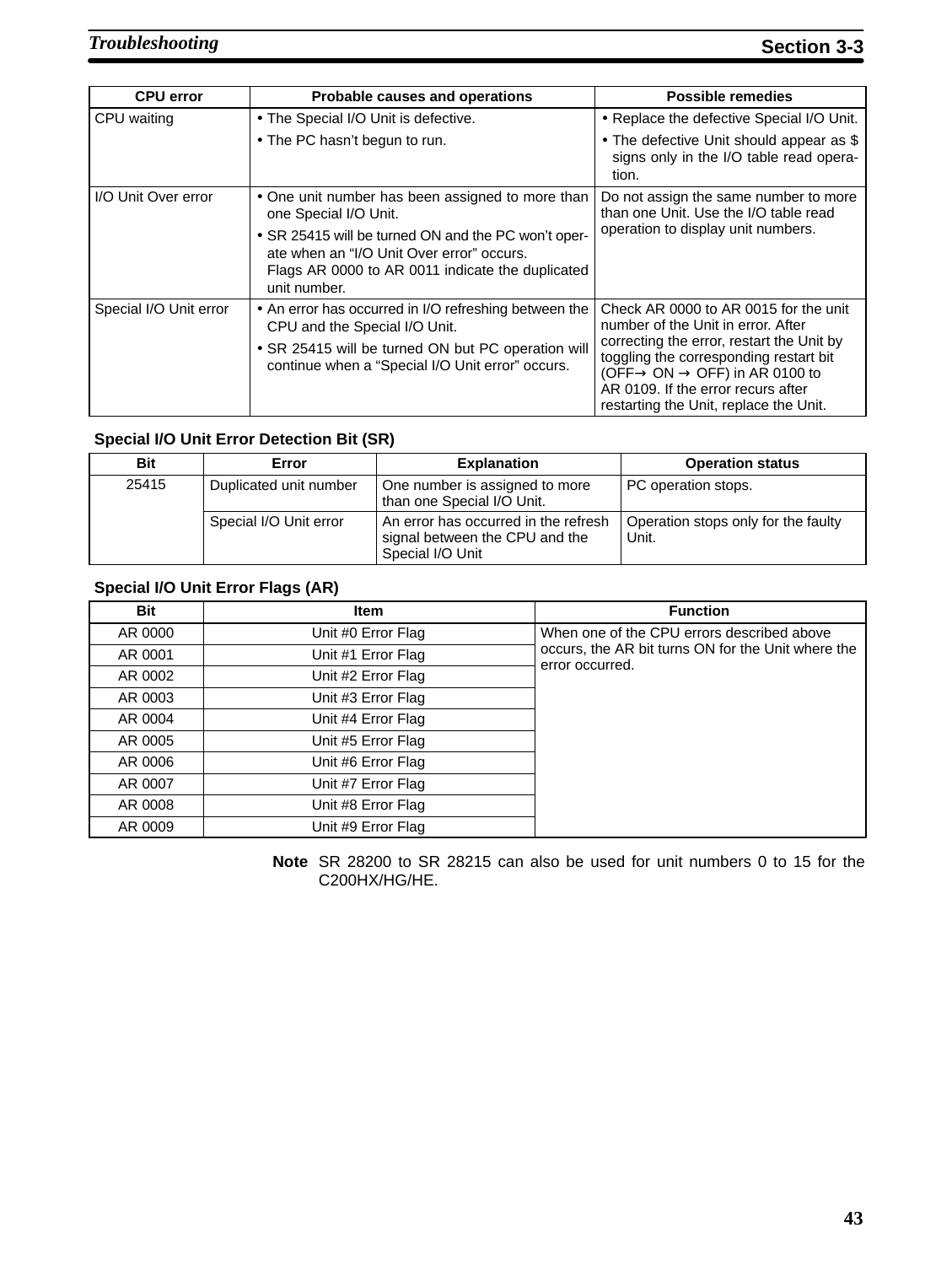| CPU error | Probable causes and operations | Possible remedies |
| --- | --- | --- |
| CPU waiting | • The Special I/O Unit is defective.<br>• The PC hasn’t begun to run. | • Replace the defective Special I/O Unit.<br>• The defective Unit should appear as $ signs only in the I/O table read operation. |
| I/O Unit Over error | • One unit number has been assigned to more than one Special I/O Unit.<br>• SR 25415 will be turned ON and the PC won’t operate when an “I/O Unit Over error” occurs. Flags AR 0000 to AR 0011 indicate the duplicated unit number. | Do not assign the same number to more than one Unit. Use the I/O table read operation to display unit numbers. |
| Special I/O Unit error | • An error has occurred in I/O refreshing between the CPU and the Special I/O Unit.<br>• SR 25415 will be turned ON but PC operation will continue when a “Special I/O Unit error” occurs. | Check AR 0000 to AR 0015 for the unit number of the Unit in error. After correcting the error, restart the Unit by toggling the corresponding restart bit (OFF→ ON → OFF) in AR 0100 to AR 0109. If the error recurs after restarting the Unit, replace the Unit. |

**Special I/O Unit Error Detection Bit (SR)**

| Bit | Error | Explanation | Operation status |
| --- | --- | --- | --- |
| 25415 | Duplicated unit number | One number is assigned to more than one Special I/O Unit. | PC operation stops. |
| | Special I/O Unit error | An error has occurred in the refresh signal between the CPU and the Special I/O Unit | Operation stops only for the faulty Unit. |

**Special I/O Unit Error Flags (AR)**

| Bit | Item | Function |
| --- | --- | --- |
| AR 0000 | Unit #0 Error Flag | When one of the CPU errors described above occurs, the AR bit turns ON for the Unit where the error occurred. |
| AR 0001 | Unit #1 Error Flag | |
| AR 0002 | Unit #2 Error Flag | |
| AR 0003 | Unit #3 Error Flag | |
| AR 0004 | Unit #4 Error Flag | |
| AR 0005 | Unit #5 Error Flag | |
| AR 0006 | Unit #6 Error Flag | |
| AR 0007 | Unit #7 Error Flag | |
| AR 0008 | Unit #8 Error Flag | |
| AR 0009 | Unit #9 Error Flag | |

**Note** SR 28200 to SR 28215 can also be used for unit numbers 0 to 15 for the C200HX/HG/HE.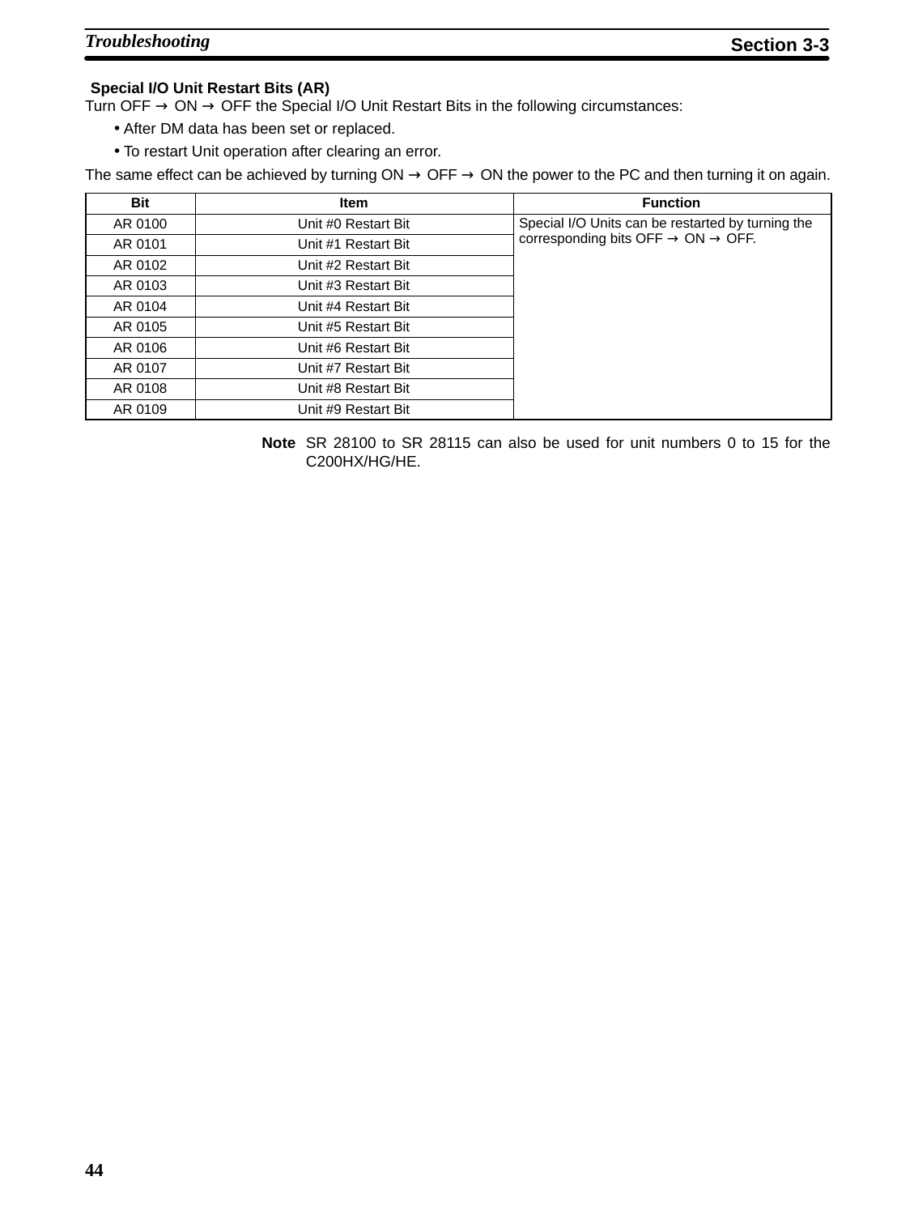### Special I/O Unit Restart Bits (AR)

Turn OFF → ON → OFF the Special I/O Unit Restart Bits in the following circumstances:

- After DM data has been set or replaced.
- To restart Unit operation after clearing an error.

The same effect can be achieved by turning ON → OFF → ON the power to the PC and then turning it on again.

| Bit | Item | Function |
|---|---|---|
| AR 0100 | Unit #0 Restart Bit | Special I/O Units can be restarted by turning the corresponding bits OFF → ON → OFF. |
| AR 0101 | Unit #1 Restart Bit | |
| AR 0102 | Unit #2 Restart Bit | |
| AR 0103 | Unit #3 Restart Bit | |
| AR 0104 | Unit #4 Restart Bit | |
| AR 0105 | Unit #5 Restart Bit | |
| AR 0106 | Unit #6 Restart Bit | |
| AR 0107 | Unit #7 Restart Bit | |
| AR 0108 | Unit #8 Restart Bit | |
| AR 0109 | Unit #9 Restart Bit | |

**Note** SR 28100 to SR 28115 can also be used for unit numbers 0 to 15 for the C200HX/HG/HE.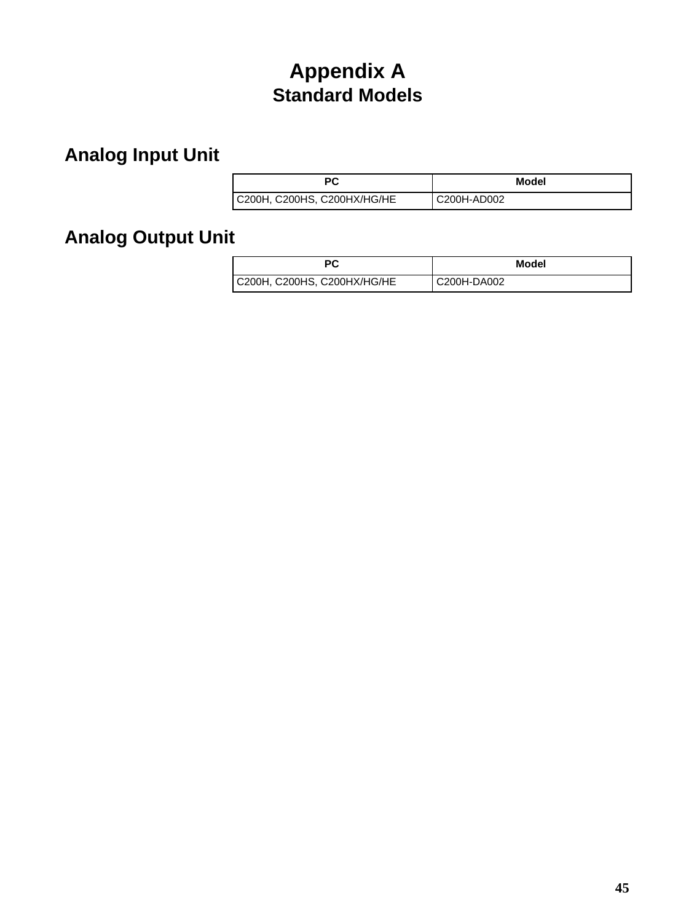# Appendix A
## Standard Models

### Analog Input Unit

| PC | Model |
|---|---|
| C200H, C200HS, C200HX/HG/HE | C200H-AD002 |

### Analog Output Unit

| PC | Model |
|---|---|
| C200H, C200HS, C200HX/HG/HE | C200H-DA002 |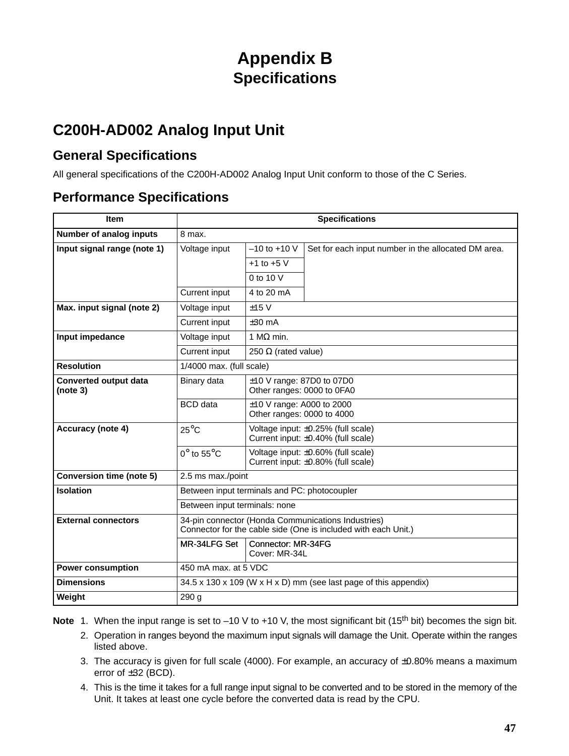# Appendix B
## Specifications

## C200H-AD002 Analog Input Unit

### General Specifications

All general specifications of the C200H-AD002 Analog Input Unit conform to those of the C Series.

### Performance Specifications

| Item | Specifications | | |
|---|---|---|---|
| **Number of analog inputs** | 8 max. | | |
| **Input signal range (note 1)** | Voltage input | –10 to +10 V | Set for each input number in the allocated DM area. |
| | | +1 to +5 V | |
| | | 0 to 10 V | |
| | Current input | 4 to 20 mA | |
| **Max. input signal (note 2)** | Voltage input | ±15 V | |
| | Current input | ±30 mA | |
| **Input impedance** | Voltage input | 1 MΩ min. | |
| | Current input | 250 Ω (rated value) | |
| **Resolution** | 1/4000 max. (full scale) | | |
| **Converted output data (note 3)** | Binary data | ±10 V range: 87D0 to 07D0<br>Other ranges: 0000 to 0FA0 | |
| | BCD data | ±10 V range: A000 to 2000<br>Other ranges: 0000 to 4000 | |
| **Accuracy (note 4)** | 25°C | Voltage input: ±0.25% (full scale)<br>Current input: ±0.40% (full scale) | |
| | 0° to 55°C | Voltage input: ±0.60% (full scale)<br>Current input: ±0.80% (full scale) | |
| **Conversion time (note 5)** | 2.5 ms max./point | | |
| **Isolation** | Between input terminals and PC: photocoupler | | |
| | Between input terminals: none | | |
| **External connectors** | 34-pin connector (Honda Communications Industries)<br>Connector for the cable side (One is included with each Unit.) | | |
| | MR-34LFG Set | Connector: MR-34FG<br>Cover: MR-34L | |
| **Power consumption** | 450 mA max. at 5 VDC | | |
| **Dimensions** | 34.5 x 130 x 109 (W x H x D) mm (see last page of this appendix) | | |
| **Weight** | 290 g | | |

**Note**

1. When the input range is set to –10 V to +10 V, the most significant bit (15th bit) becomes the sign bit.
2. Operation in ranges beyond the maximum input signals will damage the Unit. Operate within the ranges listed above.
3. The accuracy is given for full scale (4000). For example, an accuracy of ±0.80% means a maximum error of ±32 (BCD).
4. This is the time it takes for a full range input signal to be converted and to be stored in the memory of the Unit. It takes at least one cycle before the converted data is read by the CPU.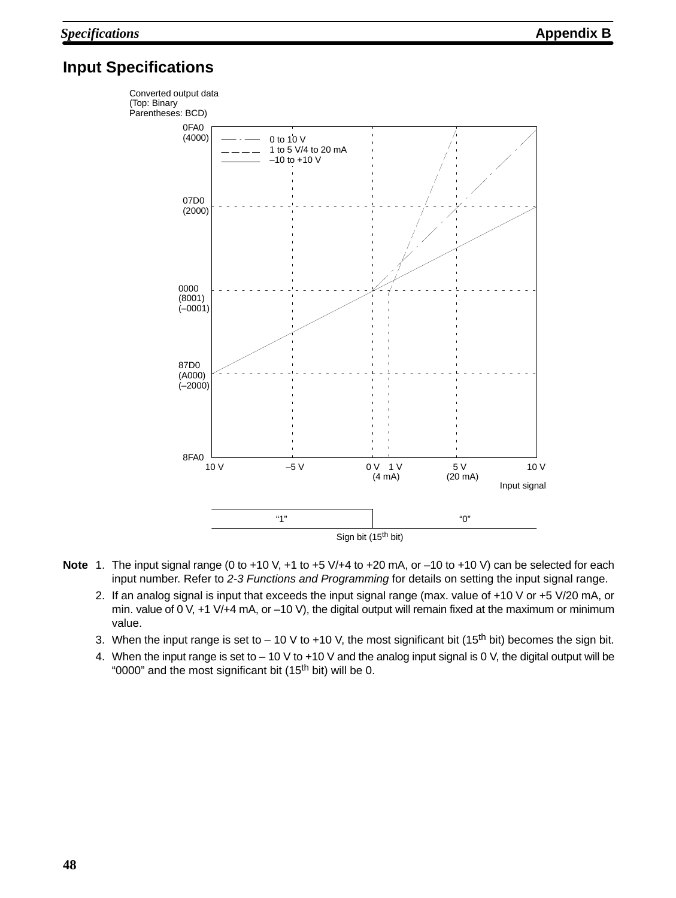## Input Specifications

Converted output data
(Top: Binary
Parentheses: BCD)

0FA0
(4000)

07D0
(2000)

0000
(8001)
(–0001)

87D0
(A000)
(–2000)

8FA0

0 to 10 V
1 to 5 V/4 to 20 mA
–10 to +10 V

10 V    –5 V    0 V    1 V    5 V    10 V
(4 mA)    (20 mA)

Input signal

| “1” | “0” |
|---|---|

Sign bit (15th bit)

**Note** 1. The input signal range (0 to +10 V, +1 to +5 V/+4 to +20 mA, or –10 to +10 V) can be selected for each input number. Refer to *2-3 Functions and Programming* for details on setting the input signal range.

2. If an analog signal is input that exceeds the input signal range (max. value of +10 V or +5 V/20 mA, or min. value of 0 V, +1 V/+4 mA, or –10 V), the digital output will remain fixed at the maximum or minimum value.

3. When the input range is set to – 10 V to +10 V, the most significant bit (15th bit) becomes the sign bit.

4. When the input range is set to – 10 V to +10 V and the analog input signal is 0 V, the digital output will be “0000” and the most significant bit (15th bit) will be 0.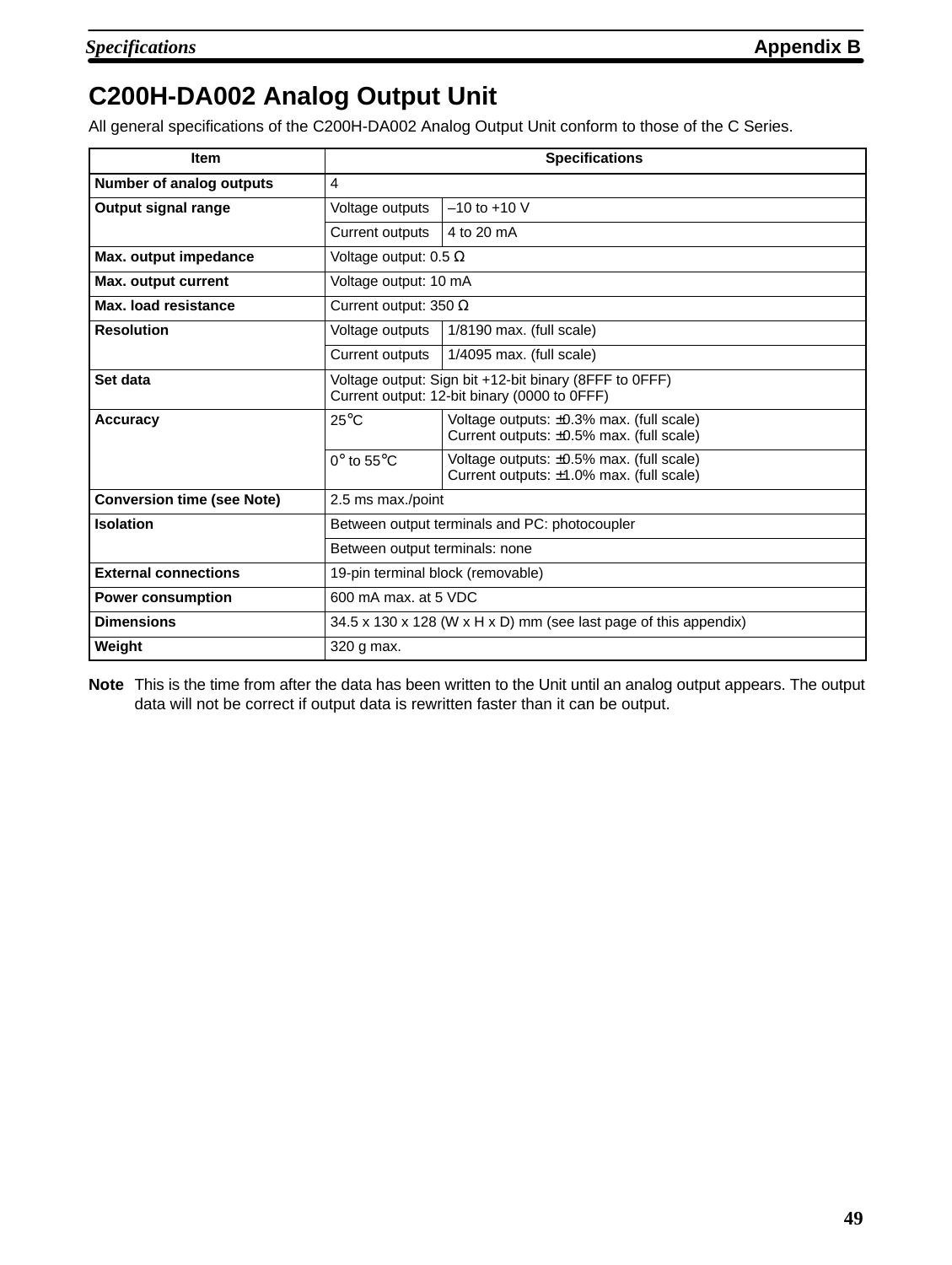# C200H-DA002 Analog Output Unit

All general specifications of the C200H-DA002 Analog Output Unit conform to those of the C Series.

| Item | Specifications | |
|---|---|---|
| **Number of analog outputs** | 4 | |
| **Output signal range** | Voltage outputs | –10 to +10 V |
| | Current outputs | 4 to 20 mA |
| **Max. output impedance** | Voltage output: 0.5 Ω | |
| **Max. output current** | Voltage output: 10 mA | |
| **Max. load resistance** | Current output: 350 Ω | |
| **Resolution** | Voltage outputs | 1/8190 max. (full scale) |
| | Current outputs | 1/4095 max. (full scale) |
| **Set data** | Voltage output: Sign bit +12-bit binary (8FFF to 0FFF)<br>Current output: 12-bit binary (0000 to 0FFF) | |
| **Accuracy** | 25°C | Voltage outputs: ±0.3% max. (full scale)<br>Current outputs: ±0.5% max. (full scale) |
| | 0° to 55°C | Voltage outputs: ±0.5% max. (full scale)<br>Current outputs: ±1.0% max. (full scale) |
| **Conversion time (see Note)** | 2.5 ms max./point | |
| **Isolation** | Between output terminals and PC: photocoupler | |
| | Between output terminals: none | |
| **External connections** | 19-pin terminal block (removable) | |
| **Power consumption** | 600 mA max. at 5 VDC | |
| **Dimensions** | 34.5 x 130 x 128 (W x H x D) mm (see last page of this appendix) | |
| **Weight** | 320 g max. | |

**Note** This is the time from after the data has been written to the Unit until an analog output appears. The output data will not be correct if output data is rewritten faster than it can be output.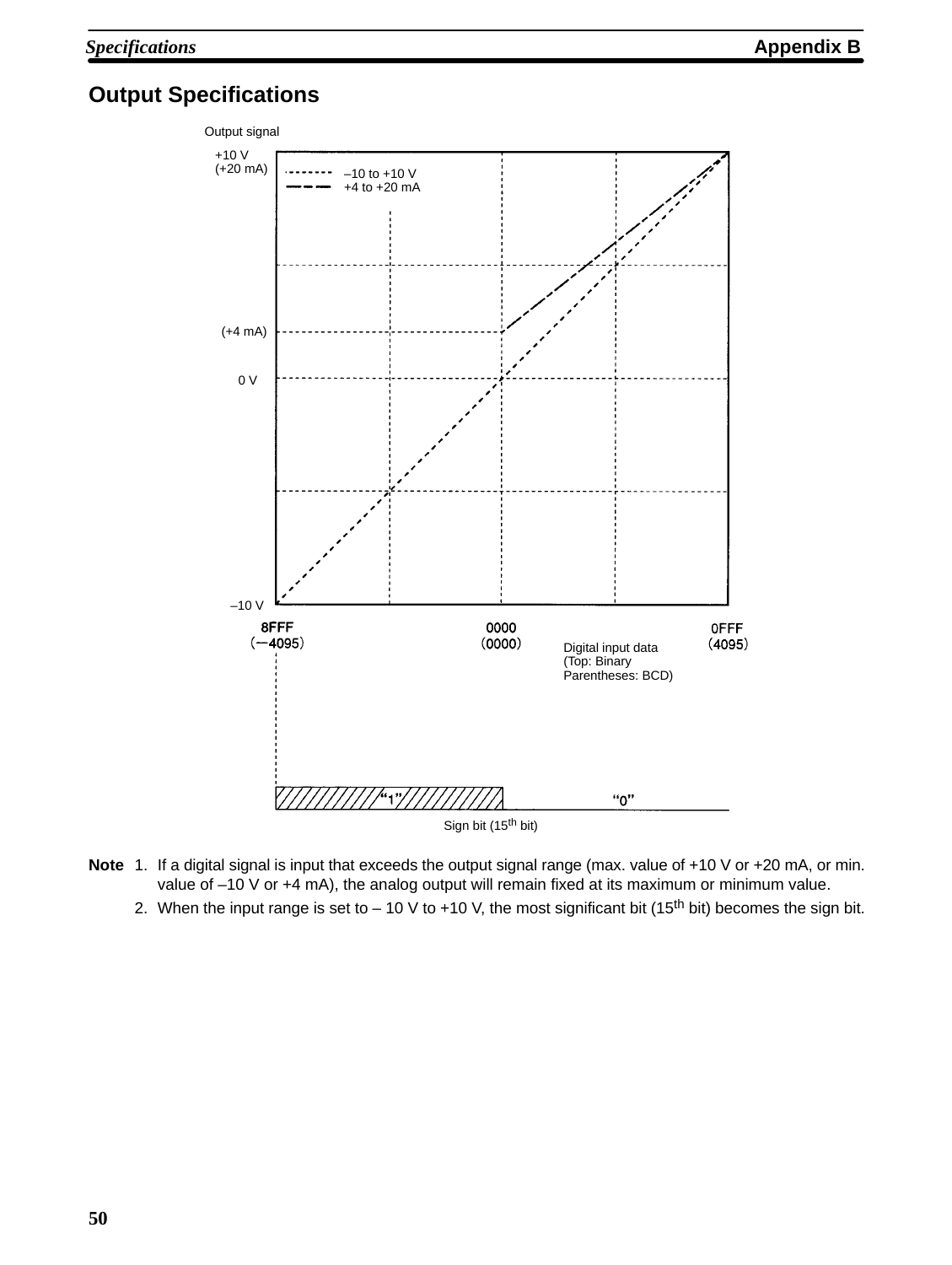## Output Specifications

Output signal

+10 V
(+20 mA)

–10 to +10 V
+4 to +20 mA

(+4 mA)

0 V

–10 V

8FFF
(–4095)

0000
(0000)

0FFF
(4095)

Digital input data
(Top: Binary
Parentheses: BCD)

"1"

"0"

Sign bit (15th bit)

**Note** 1. If a digital signal is input that exceeds the output signal range (max. value of +10 V or +20 mA, or min. value of –10 V or +4 mA), the analog output will remain fixed at its maximum or minimum value.

2. When the input range is set to – 10 V to +10 V, the most significant bit (15th bit) becomes the sign bit.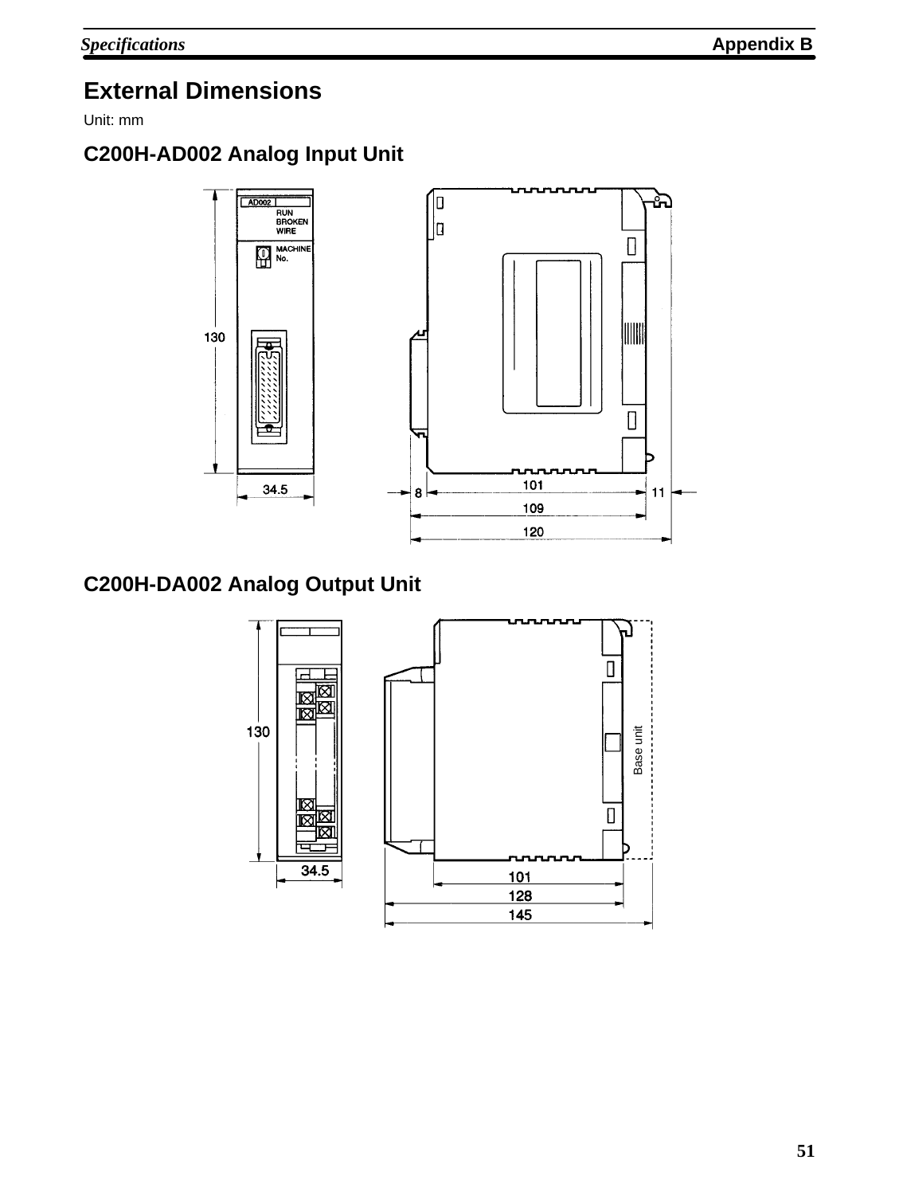## External Dimensions

Unit: mm

### C200H-AD002 Analog Input Unit

### C200H-DA002 Analog Output Unit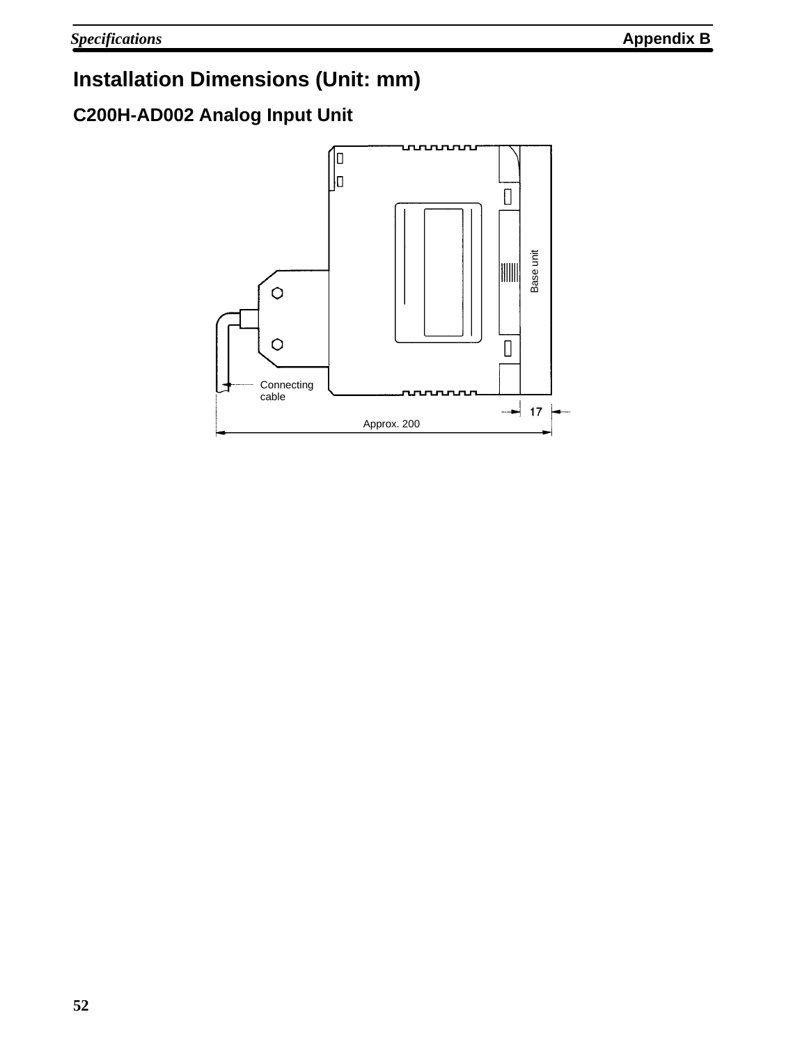# Installation Dimensions (Unit: mm)

## C200H-AD002 Analog Input Unit

Base unit

Connecting cable

17

Approx. 200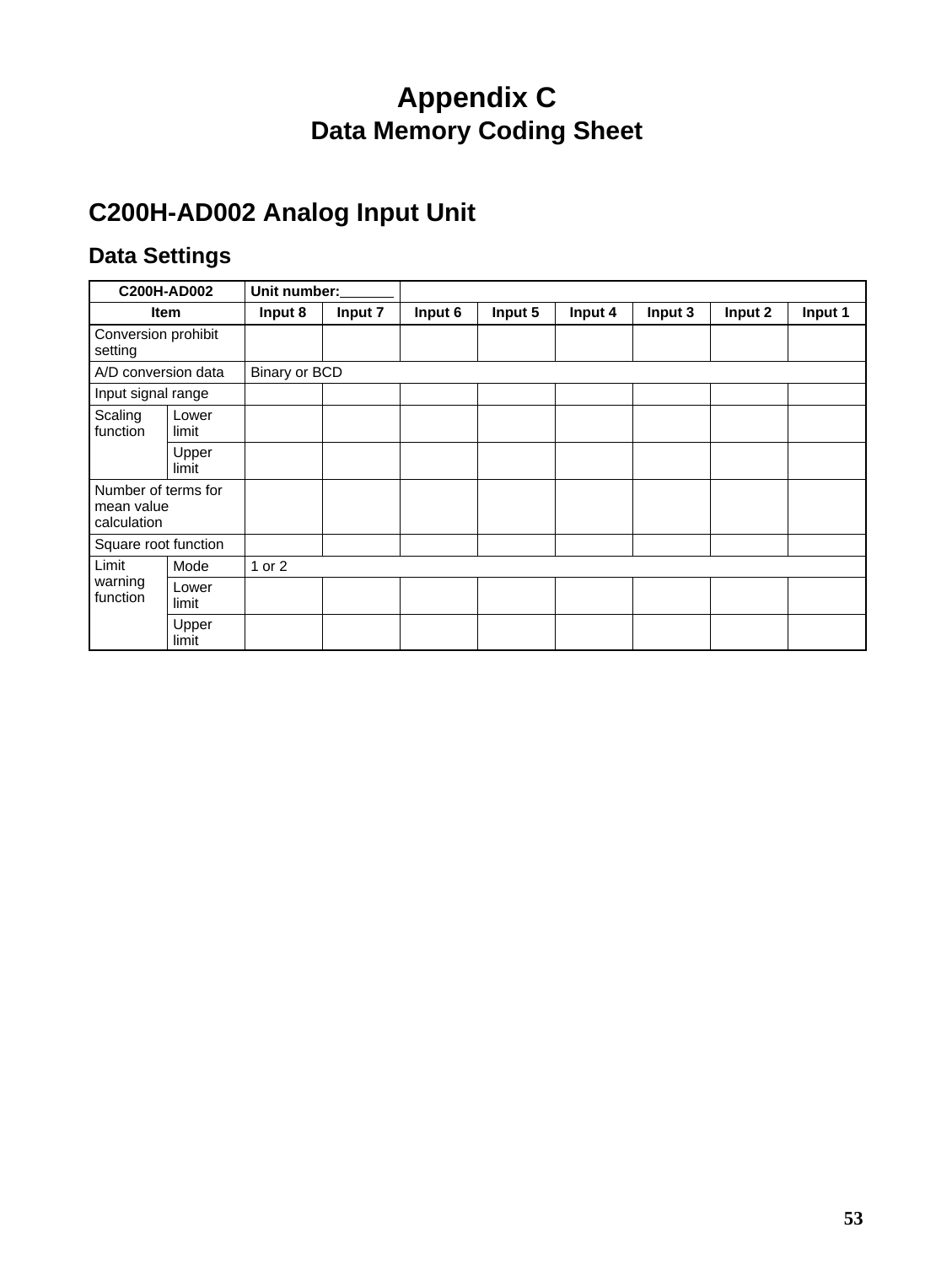# Appendix C
## Data Memory Coding Sheet

## C200H-AD002 Analog Input Unit

### Data Settings

| C200H-AD002 | | Unit number:_______ | | | | | | | |
|---|---|---|---|---|---|---|---|---|---|
| Item | | Input 8 | Input 7 | Input 6 | Input 5 | Input 4 | Input 3 | Input 2 | Input 1 |
| Conversion prohibit setting | | | | | | | | | |
| A/D conversion data | | Binary or BCD | | | | | | | |
| Input signal range | | | | | | | | | |
| Scaling function | Lower limit | | | | | | | | |
| | Upper limit | | | | | | | | |
| Number of terms for mean value calculation | | | | | | | | | |
| Square root function | | | | | | | | | |
| Limit warning function | Mode | 1 or 2 | | | | | | | |
| | Lower limit | | | | | | | | |
| | Upper limit | | | | | | | | |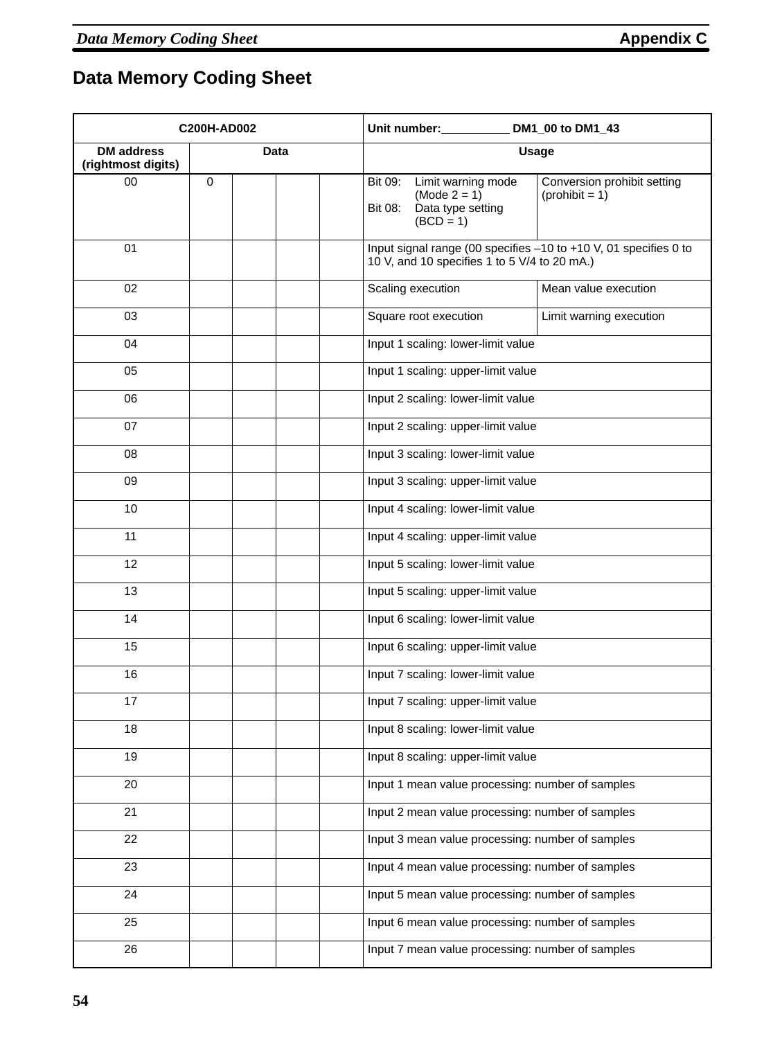# Data Memory Coding Sheet

| C200H-AD002 | | | | | Unit number:__________ DM1_00 to DM1_43 | |
|---|---|---|---|---|---|---|
| DM address (rightmost digits) | Data | | | | Usage | |
| 00 | 0 | | | | Bit 09: Limit warning mode (Mode 2 = 1)<br>Bit 08: Data type setting (BCD = 1) | Conversion prohibit setting (prohibit = 1) |
| 01 | | | | | Input signal range (00 specifies –10 to +10 V, 01 specifies 0 to 10 V, and 10 specifies 1 to 5 V/4 to 20 mA.) | |
| 02 | | | | | Scaling execution | Mean value execution |
| 03 | | | | | Square root execution | Limit warning execution |
| 04 | | | | | Input 1 scaling: lower-limit value | |
| 05 | | | | | Input 1 scaling: upper-limit value | |
| 06 | | | | | Input 2 scaling: lower-limit value | |
| 07 | | | | | Input 2 scaling: upper-limit value | |
| 08 | | | | | Input 3 scaling: lower-limit value | |
| 09 | | | | | Input 3 scaling: upper-limit value | |
| 10 | | | | | Input 4 scaling: lower-limit value | |
| 11 | | | | | Input 4 scaling: upper-limit value | |
| 12 | | | | | Input 5 scaling: lower-limit value | |
| 13 | | | | | Input 5 scaling: upper-limit value | |
| 14 | | | | | Input 6 scaling: lower-limit value | |
| 15 | | | | | Input 6 scaling: upper-limit value | |
| 16 | | | | | Input 7 scaling: lower-limit value | |
| 17 | | | | | Input 7 scaling: upper-limit value | |
| 18 | | | | | Input 8 scaling: lower-limit value | |
| 19 | | | | | Input 8 scaling: upper-limit value | |
| 20 | | | | | Input 1 mean value processing: number of samples | |
| 21 | | | | | Input 2 mean value processing: number of samples | |
| 22 | | | | | Input 3 mean value processing: number of samples | |
| 23 | | | | | Input 4 mean value processing: number of samples | |
| 24 | | | | | Input 5 mean value processing: number of samples | |
| 25 | | | | | Input 6 mean value processing: number of samples | |
| 26 | | | | | Input 7 mean value processing: number of samples | |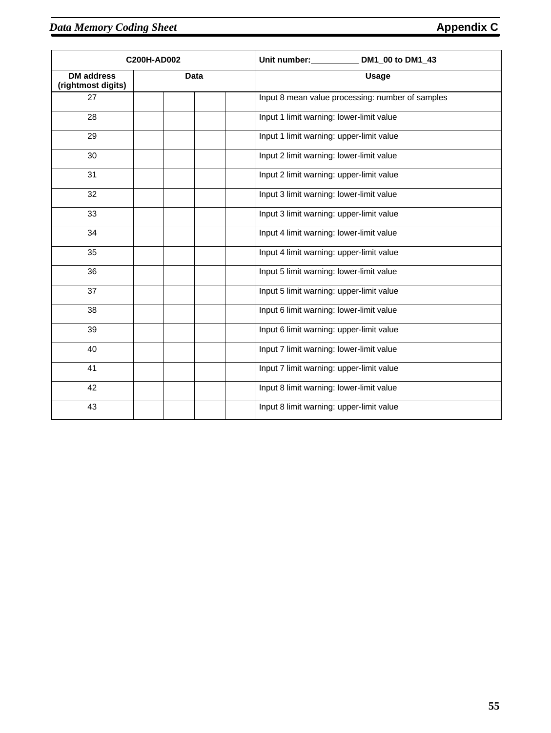| C200H-AD002 | | | | | Unit number:\_\_\_\_\_\_\_\_\_\_ DM1_00 to DM1_43 |
|---|---|---|---|---|---|
| **DM address (rightmost digits)** | **Data** | | | | **Usage** |
| 27 | | | | | Input 8 mean value processing: number of samples |
| 28 | | | | | Input 1 limit warning: lower-limit value |
| 29 | | | | | Input 1 limit warning: upper-limit value |
| 30 | | | | | Input 2 limit warning: lower-limit value |
| 31 | | | | | Input 2 limit warning: upper-limit value |
| 32 | | | | | Input 3 limit warning: lower-limit value |
| 33 | | | | | Input 3 limit warning: upper-limit value |
| 34 | | | | | Input 4 limit warning: lower-limit value |
| 35 | | | | | Input 4 limit warning: upper-limit value |
| 36 | | | | | Input 5 limit warning: lower-limit value |
| 37 | | | | | Input 5 limit warning: upper-limit value |
| 38 | | | | | Input 6 limit warning: lower-limit value |
| 39 | | | | | Input 6 limit warning: upper-limit value |
| 40 | | | | | Input 7 limit warning: lower-limit value |
| 41 | | | | | Input 7 limit warning: upper-limit value |
| 42 | | | | | Input 8 limit warning: lower-limit value |
| 43 | | | | | Input 8 limit warning: upper-limit value |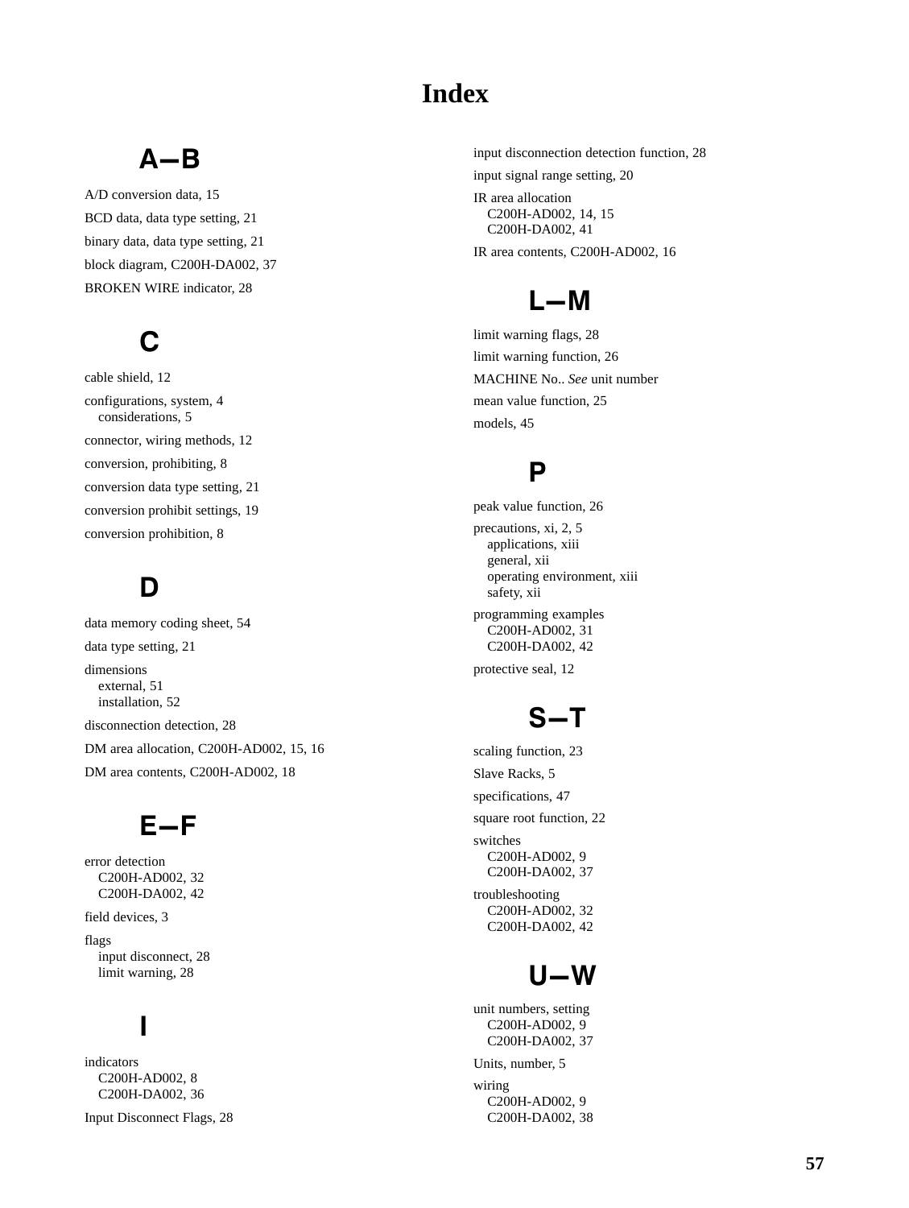# Index

## A–B

A/D conversion data, 15

BCD data, data type setting, 21

binary data, data type setting, 21

block diagram, C200H-DA002, 37

BROKEN WIRE indicator, 28

## C

cable shield, 12

configurations, system, 4
    considerations, 5

connector, wiring methods, 12

conversion, prohibiting, 8

conversion data type setting, 21

conversion prohibit settings, 19

conversion prohibition, 8

## D

data memory coding sheet, 54

data type setting, 21

dimensions
    external, 51
    installation, 52

disconnection detection, 28

DM area allocation, C200H-AD002, 15, 16

DM area contents, C200H-AD002, 18

## E–F

error detection
    C200H-AD002, 32
    C200H-DA002, 42

field devices, 3

flags
    input disconnect, 28
    limit warning, 28

## I

indicators
    C200H-AD002, 8
    C200H-DA002, 36

Input Disconnect Flags, 28

input disconnection detection function, 28

input signal range setting, 20

IR area allocation
    C200H-AD002, 14, 15
    C200H-DA002, 41

IR area contents, C200H-AD002, 16

## L–M

limit warning flags, 28

limit warning function, 26

MACHINE No.. *See* unit number

mean value function, 25

models, 45

## P

peak value function, 26

precautions, xi, 2, 5
    applications, xiii
    general, xii
    operating environment, xiii
    safety, xii

programming examples
    C200H-AD002, 31
    C200H-DA002, 42

protective seal, 12

## S–T

scaling function, 23

Slave Racks, 5

specifications, 47

square root function, 22

switches
    C200H-AD002, 9
    C200H-DA002, 37

troubleshooting
    C200H-AD002, 32
    C200H-DA002, 42

## U–W

unit numbers, setting
    C200H-AD002, 9
    C200H-DA002, 37

Units, number, 5

wiring
    C200H-AD002, 9
    C200H-DA002, 38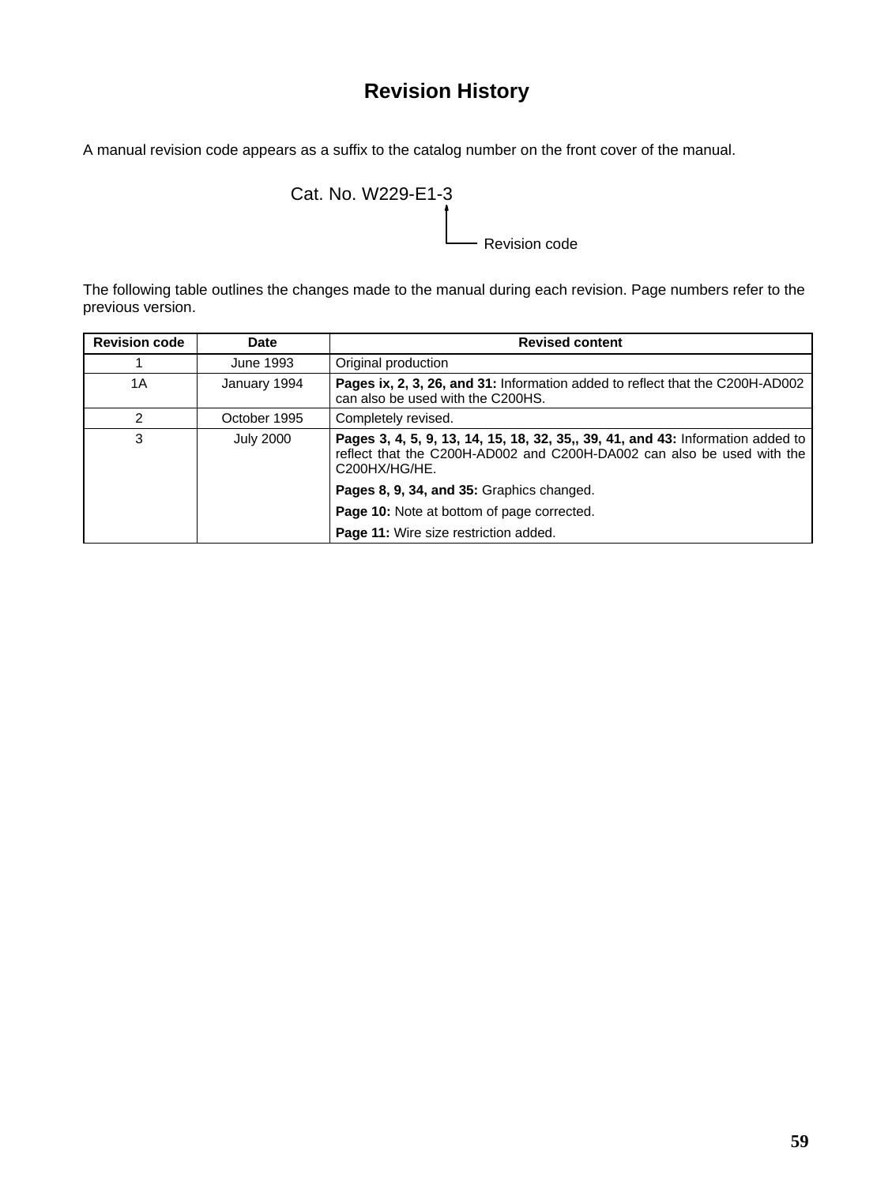# Revision History

A manual revision code appears as a suffix to the catalog number on the front cover of the manual.

Cat. No. W229-E1-3

Revision code

The following table outlines the changes made to the manual during each revision. Page numbers refer to the previous version.

| Revision code | Date | Revised content |
|---|---|---|
| 1 | June 1993 | Original production |
| 1A | January 1994 | **Pages ix, 2, 3, 26, and 31:** Information added to reflect that the C200H-AD002 can also be used with the C200HS. |
| 2 | October 1995 | Completely revised. |
| 3 | July 2000 | **Pages 3, 4, 5, 9, 13, 14, 15, 18, 32, 35,, 39, 41, and 43:** Information added to reflect that the C200H-AD002 and C200H-DA002 can also be used with the C200HX/HG/HE.<br>**Pages 8, 9, 34, and 35:** Graphics changed.<br>**Page 10:** Note at bottom of page corrected.<br>**Page 11:** Wire size restriction added. |